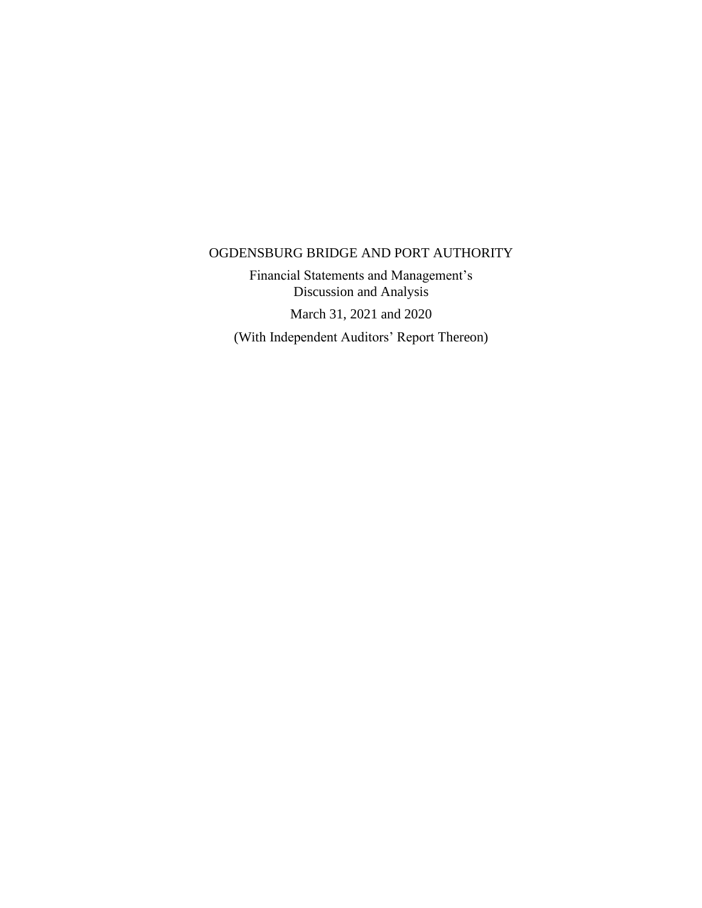# OGDENSBURG BRIDGE AND PORT AUTHORITY

Financial Statements and Management's Discussion and Analysis

March 31, 2021 and 2020

(With Independent Auditors' Report Thereon)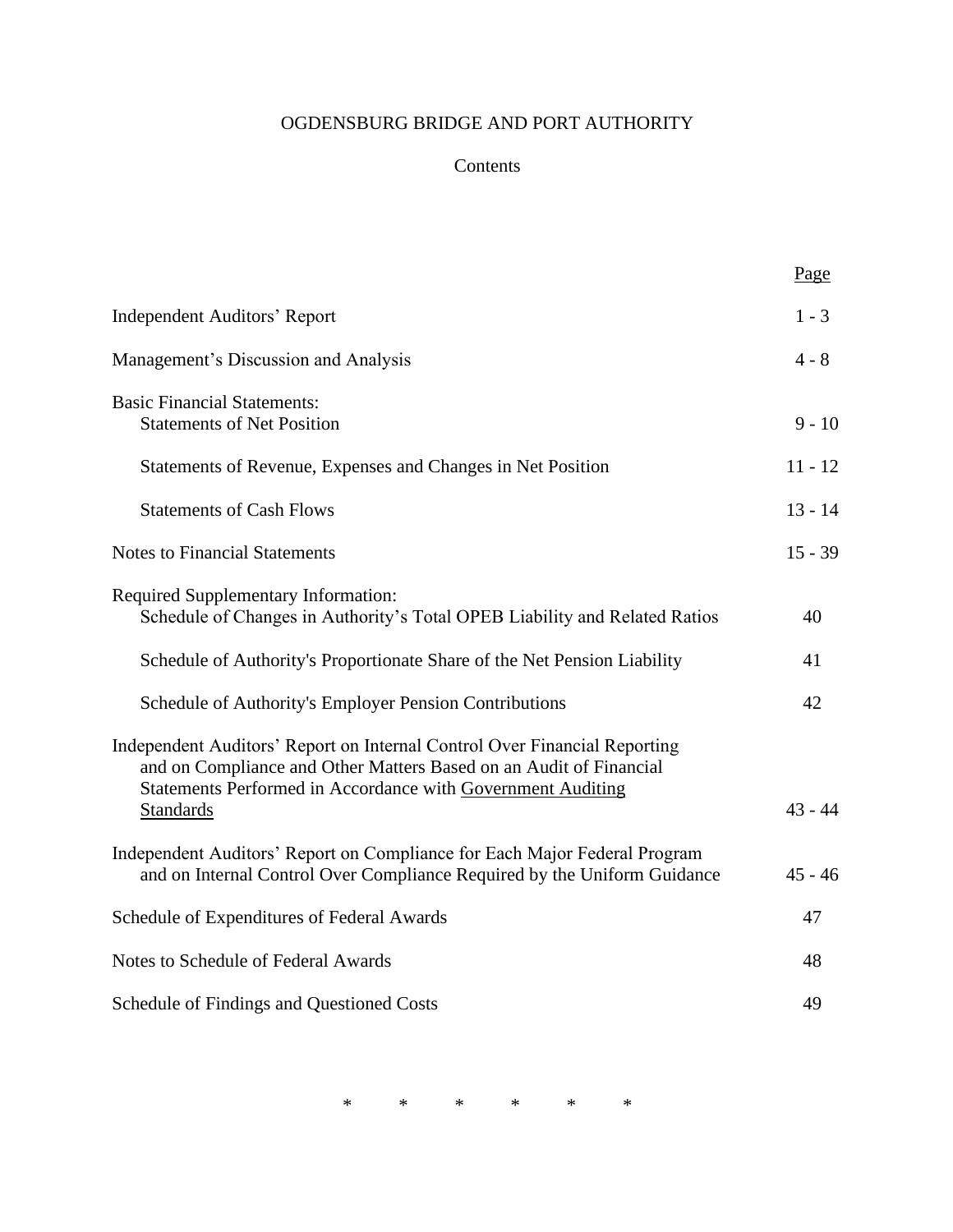# OGDENSBURG BRIDGE AND PORT AUTHORITY

## Contents

| | Page |
|---|---|
| Independent Auditors' Report | 1 - 3 |
| Management's Discussion and Analysis | 4 - 8 |
| Basic Financial Statements: | |
| Statements of Net Position | 9 - 10 |
| Statements of Revenue, Expenses and Changes in Net Position | 11 - 12 |
| Statements of Cash Flows | 13 - 14 |
| Notes to Financial Statements | 15 - 39 |
| Required Supplementary Information: | |
| Schedule of Changes in Authority's Total OPEB Liability and Related Ratios | 40 |
| Schedule of Authority's Proportionate Share of the Net Pension Liability | 41 |
| Schedule of Authority's Employer Pension Contributions | 42 |
| Independent Auditors' Report on Internal Control Over Financial Reporting and on Compliance and Other Matters Based on an Audit of Financial Statements Performed in Accordance with Government Auditing Standards | 43 - 44 |
| Independent Auditors' Report on Compliance for Each Major Federal Program and on Internal Control Over Compliance Required by the Uniform Guidance | 45 - 46 |
| Schedule of Expenditures of Federal Awards | 47 |
| Notes to Schedule of Federal Awards | 48 |
| Schedule of Findings and Questioned Costs | 49 |

\* \* \* \* \* \*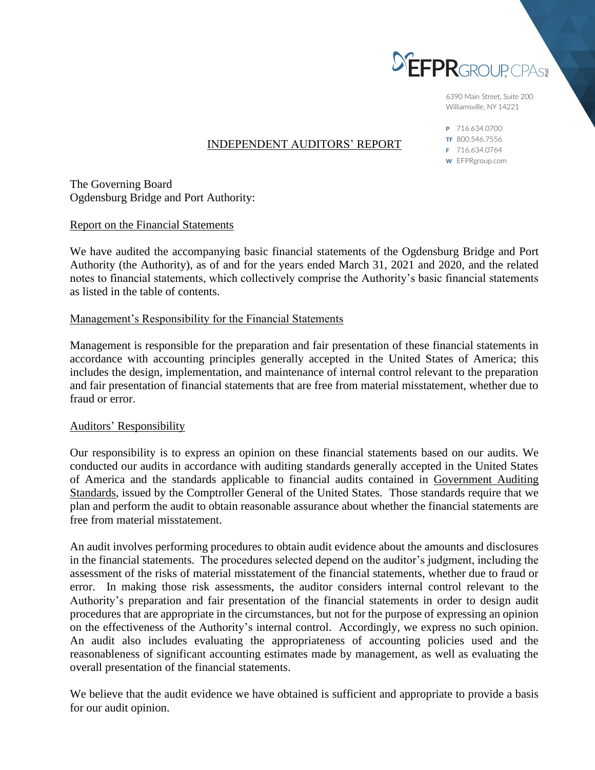EFPR GROUP, CPAs PLLC

6390 Main Street, Suite 200
Williamsville, NY 14221

P 716.634.0700
TF 800.546.7556
F 716.634.0764
W EFPRgroup.com

# INDEPENDENT AUDITORS' REPORT

The Governing Board
Ogdensburg Bridge and Port Authority:

## Report on the Financial Statements

We have audited the accompanying basic financial statements of the Ogdensburg Bridge and Port Authority (the Authority), as of and for the years ended March 31, 2021 and 2020, and the related notes to financial statements, which collectively comprise the Authority's basic financial statements as listed in the table of contents.

## Management's Responsibility for the Financial Statements

Management is responsible for the preparation and fair presentation of these financial statements in accordance with accounting principles generally accepted in the United States of America; this includes the design, implementation, and maintenance of internal control relevant to the preparation and fair presentation of financial statements that are free from material misstatement, whether due to fraud or error.

## Auditors' Responsibility

Our responsibility is to express an opinion on these financial statements based on our audits. We conducted our audits in accordance with auditing standards generally accepted in the United States of America and the standards applicable to financial audits contained in Government Auditing Standards, issued by the Comptroller General of the United States. Those standards require that we plan and perform the audit to obtain reasonable assurance about whether the financial statements are free from material misstatement.

An audit involves performing procedures to obtain audit evidence about the amounts and disclosures in the financial statements. The procedures selected depend on the auditor's judgment, including the assessment of the risks of material misstatement of the financial statements, whether due to fraud or error. In making those risk assessments, the auditor considers internal control relevant to the Authority's preparation and fair presentation of the financial statements in order to design audit procedures that are appropriate in the circumstances, but not for the purpose of expressing an opinion on the effectiveness of the Authority's internal control. Accordingly, we express no such opinion. An audit also includes evaluating the appropriateness of accounting policies used and the reasonableness of significant accounting estimates made by management, as well as evaluating the overall presentation of the financial statements.

We believe that the audit evidence we have obtained is sufficient and appropriate to provide a basis for our audit opinion.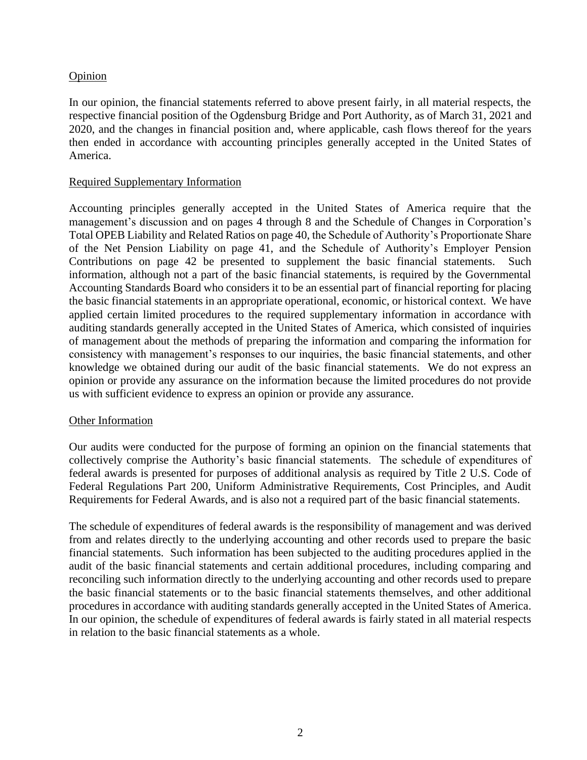Opinion

In our opinion, the financial statements referred to above present fairly, in all material respects, the respective financial position of the Ogdensburg Bridge and Port Authority, as of March 31, 2021 and 2020, and the changes in financial position and, where applicable, cash flows thereof for the years then ended in accordance with accounting principles generally accepted in the United States of America.

Required Supplementary Information

Accounting principles generally accepted in the United States of America require that the management's discussion and on pages 4 through 8 and the Schedule of Changes in Corporation's Total OPEB Liability and Related Ratios on page 40, the Schedule of Authority's Proportionate Share of the Net Pension Liability on page 41, and the Schedule of Authority's Employer Pension Contributions on page 42 be presented to supplement the basic financial statements. Such information, although not a part of the basic financial statements, is required by the Governmental Accounting Standards Board who considers it to be an essential part of financial reporting for placing the basic financial statements in an appropriate operational, economic, or historical context. We have applied certain limited procedures to the required supplementary information in accordance with auditing standards generally accepted in the United States of America, which consisted of inquiries of management about the methods of preparing the information and comparing the information for consistency with management's responses to our inquiries, the basic financial statements, and other knowledge we obtained during our audit of the basic financial statements. We do not express an opinion or provide any assurance on the information because the limited procedures do not provide us with sufficient evidence to express an opinion or provide any assurance.

Other Information

Our audits were conducted for the purpose of forming an opinion on the financial statements that collectively comprise the Authority's basic financial statements. The schedule of expenditures of federal awards is presented for purposes of additional analysis as required by Title 2 U.S. Code of Federal Regulations Part 200, Uniform Administrative Requirements, Cost Principles, and Audit Requirements for Federal Awards, and is also not a required part of the basic financial statements.

The schedule of expenditures of federal awards is the responsibility of management and was derived from and relates directly to the underlying accounting and other records used to prepare the basic financial statements. Such information has been subjected to the auditing procedures applied in the audit of the basic financial statements and certain additional procedures, including comparing and reconciling such information directly to the underlying accounting and other records used to prepare the basic financial statements or to the basic financial statements themselves, and other additional procedures in accordance with auditing standards generally accepted in the United States of America. In our opinion, the schedule of expenditures of federal awards is fairly stated in all material respects in relation to the basic financial statements as a whole.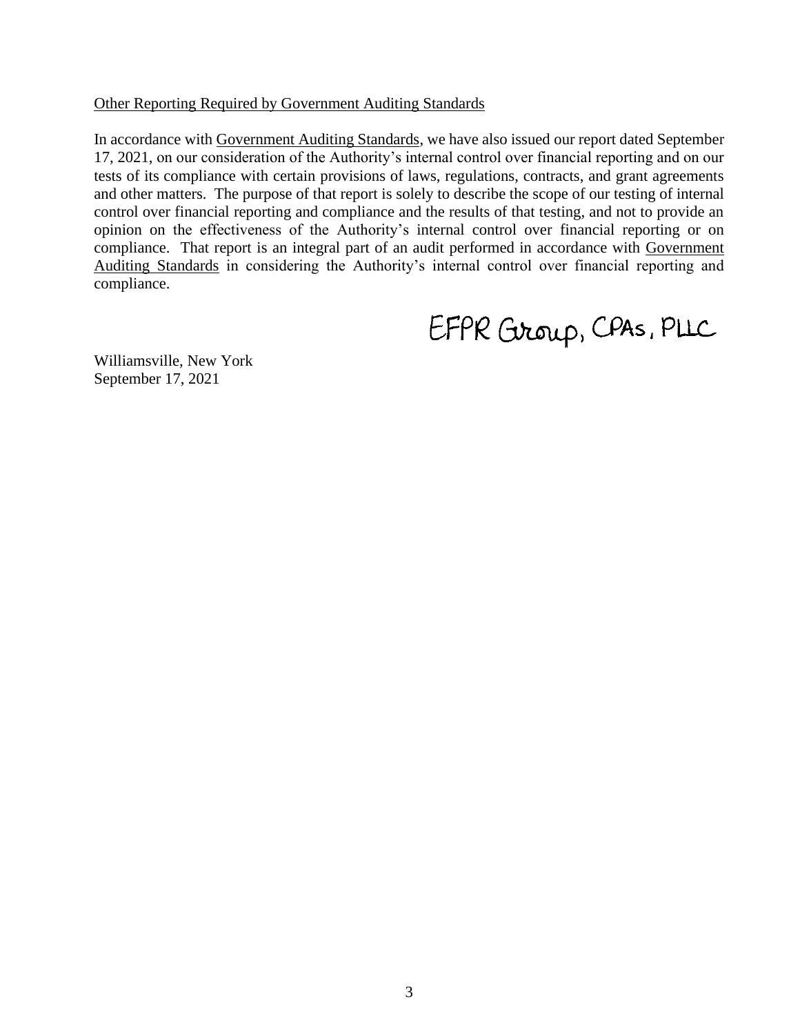Other Reporting Required by Government Auditing Standards

In accordance with Government Auditing Standards, we have also issued our report dated September 17, 2021, on our consideration of the Authority's internal control over financial reporting and on our tests of its compliance with certain provisions of laws, regulations, contracts, and grant agreements and other matters. The purpose of that report is solely to describe the scope of our testing of internal control over financial reporting and compliance and the results of that testing, and not to provide an opinion on the effectiveness of the Authority's internal control over financial reporting or on compliance. That report is an integral part of an audit performed in accordance with Government Auditing Standards in considering the Authority's internal control over financial reporting and compliance.

EFPR Group, CPAs, PLLC

Williamsville, New York
September 17, 2021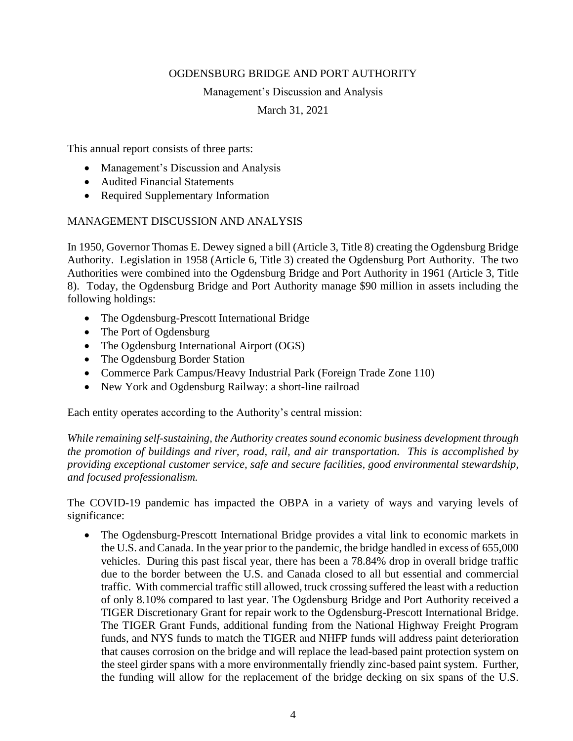OGDENSBURG BRIDGE AND PORT AUTHORITY

Management's Discussion and Analysis

March 31, 2021

This annual report consists of three parts:

- Management's Discussion and Analysis
- Audited Financial Statements
- Required Supplementary Information

MANAGEMENT DISCUSSION AND ANALYSIS

In 1950, Governor Thomas E. Dewey signed a bill (Article 3, Title 8) creating the Ogdensburg Bridge Authority. Legislation in 1958 (Article 6, Title 3) created the Ogdensburg Port Authority. The two Authorities were combined into the Ogdensburg Bridge and Port Authority in 1961 (Article 3, Title 8). Today, the Ogdensburg Bridge and Port Authority manage $90 million in assets including the following holdings:

- The Ogdensburg-Prescott International Bridge
- The Port of Ogdensburg
- The Ogdensburg International Airport (OGS)
- The Ogdensburg Border Station
- Commerce Park Campus/Heavy Industrial Park (Foreign Trade Zone 110)
- New York and Ogdensburg Railway: a short-line railroad

Each entity operates according to the Authority's central mission:

*While remaining self-sustaining, the Authority creates sound economic business development through the promotion of buildings and river, road, rail, and air transportation. This is accomplished by providing exceptional customer service, safe and secure facilities, good environmental stewardship, and focused professionalism.*

The COVID-19 pandemic has impacted the OBPA in a variety of ways and varying levels of significance:

- The Ogdensburg-Prescott International Bridge provides a vital link to economic markets in the U.S. and Canada. In the year prior to the pandemic, the bridge handled in excess of 655,000 vehicles. During this past fiscal year, there has been a 78.84% drop in overall bridge traffic due to the border between the U.S. and Canada closed to all but essential and commercial traffic. With commercial traffic still allowed, truck crossing suffered the least with a reduction of only 8.10% compared to last year. The Ogdensburg Bridge and Port Authority received a TIGER Discretionary Grant for repair work to the Ogdensburg-Prescott International Bridge. The TIGER Grant Funds, additional funding from the National Highway Freight Program funds, and NYS funds to match the TIGER and NHFP funds will address paint deterioration that causes corrosion on the bridge and will replace the lead-based paint protection system on the steel girder spans with a more environmentally friendly zinc-based paint system. Further, the funding will allow for the replacement of the bridge decking on six spans of the U.S.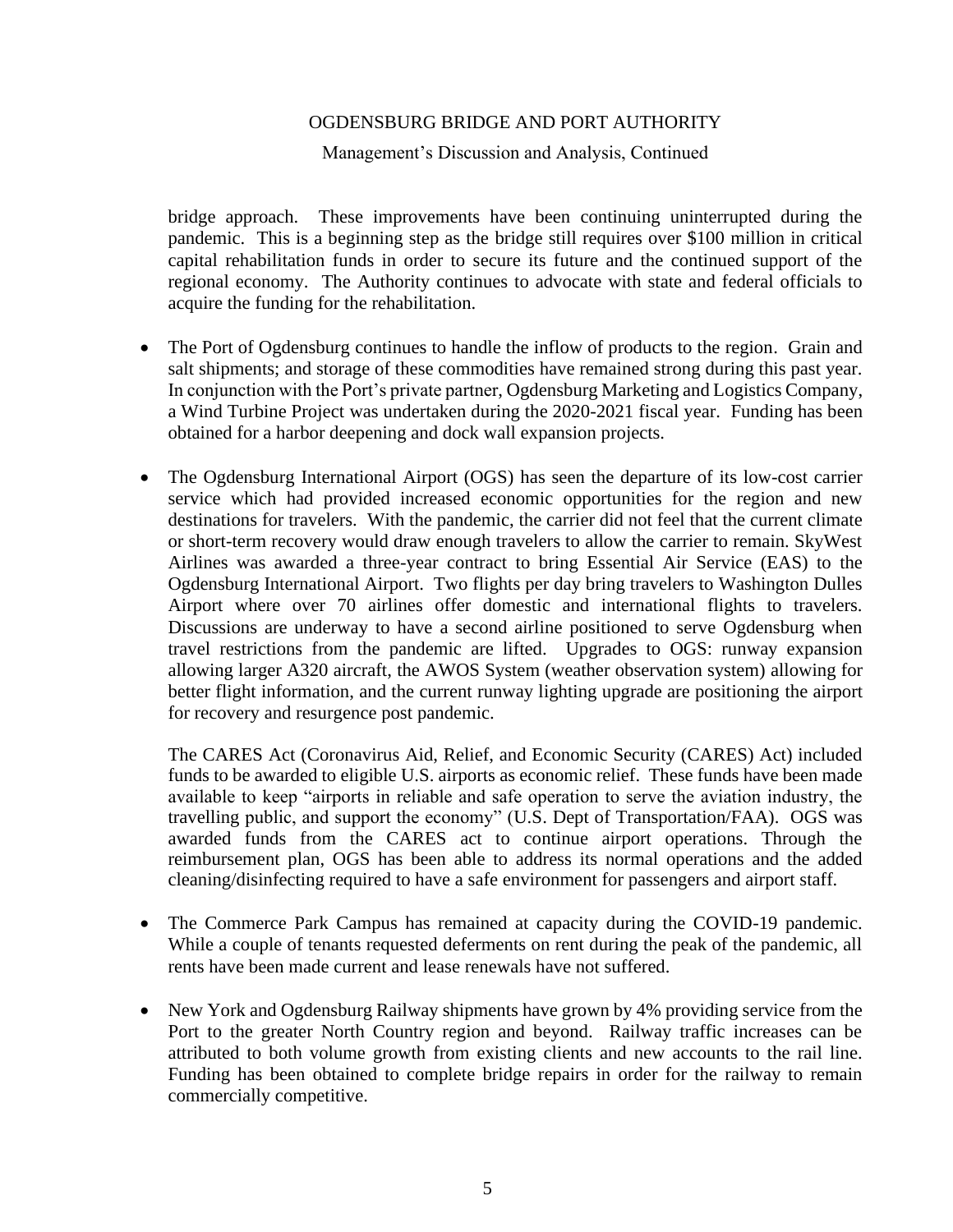bridge approach. These improvements have been continuing uninterrupted during the pandemic. This is a beginning step as the bridge still requires over $100 million in critical capital rehabilitation funds in order to secure its future and the continued support of the regional economy. The Authority continues to advocate with state and federal officials to acquire the funding for the rehabilitation.

- The Port of Ogdensburg continues to handle the inflow of products to the region. Grain and salt shipments; and storage of these commodities have remained strong during this past year. In conjunction with the Port's private partner, Ogdensburg Marketing and Logistics Company, a Wind Turbine Project was undertaken during the 2020-2021 fiscal year. Funding has been obtained for a harbor deepening and dock wall expansion projects.

- The Ogdensburg International Airport (OGS) has seen the departure of its low-cost carrier service which had provided increased economic opportunities for the region and new destinations for travelers. With the pandemic, the carrier did not feel that the current climate or short-term recovery would draw enough travelers to allow the carrier to remain. SkyWest Airlines was awarded a three-year contract to bring Essential Air Service (EAS) to the Ogdensburg International Airport. Two flights per day bring travelers to Washington Dulles Airport where over 70 airlines offer domestic and international flights to travelers. Discussions are underway to have a second airline positioned to serve Ogdensburg when travel restrictions from the pandemic are lifted. Upgrades to OGS: runway expansion allowing larger A320 aircraft, the AWOS System (weather observation system) allowing for better flight information, and the current runway lighting upgrade are positioning the airport for recovery and resurgence post pandemic.

  The CARES Act (Coronavirus Aid, Relief, and Economic Security (CARES) Act) included funds to be awarded to eligible U.S. airports as economic relief. These funds have been made available to keep "airports in reliable and safe operation to serve the aviation industry, the travelling public, and support the economy" (U.S. Dept of Transportation/FAA). OGS was awarded funds from the CARES act to continue airport operations. Through the reimbursement plan, OGS has been able to address its normal operations and the added cleaning/disinfecting required to have a safe environment for passengers and airport staff.

- The Commerce Park Campus has remained at capacity during the COVID-19 pandemic. While a couple of tenants requested deferments on rent during the peak of the pandemic, all rents have been made current and lease renewals have not suffered.

- New York and Ogdensburg Railway shipments have grown by 4% providing service from the Port to the greater North Country region and beyond. Railway traffic increases can be attributed to both volume growth from existing clients and new accounts to the rail line. Funding has been obtained to complete bridge repairs in order for the railway to remain commercially competitive.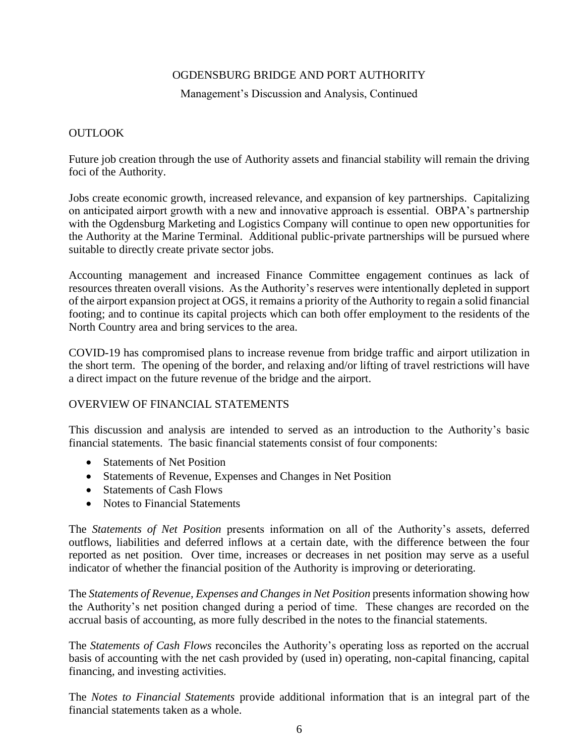## OUTLOOK

Future job creation through the use of Authority assets and financial stability will remain the driving foci of the Authority.

Jobs create economic growth, increased relevance, and expansion of key partnerships. Capitalizing on anticipated airport growth with a new and innovative approach is essential. OBPA's partnership with the Ogdensburg Marketing and Logistics Company will continue to open new opportunities for the Authority at the Marine Terminal. Additional public-private partnerships will be pursued where suitable to directly create private sector jobs.

Accounting management and increased Finance Committee engagement continues as lack of resources threaten overall visions. As the Authority's reserves were intentionally depleted in support of the airport expansion project at OGS, it remains a priority of the Authority to regain a solid financial footing; and to continue its capital projects which can both offer employment to the residents of the North Country area and bring services to the area.

COVID-19 has compromised plans to increase revenue from bridge traffic and airport utilization in the short term. The opening of the border, and relaxing and/or lifting of travel restrictions will have a direct impact on the future revenue of the bridge and the airport.

## OVERVIEW OF FINANCIAL STATEMENTS

This discussion and analysis are intended to served as an introduction to the Authority's basic financial statements. The basic financial statements consist of four components:

- Statements of Net Position
- Statements of Revenue, Expenses and Changes in Net Position
- Statements of Cash Flows
- Notes to Financial Statements

The *Statements of Net Position* presents information on all of the Authority's assets, deferred outflows, liabilities and deferred inflows at a certain date, with the difference between the four reported as net position. Over time, increases or decreases in net position may serve as a useful indicator of whether the financial position of the Authority is improving or deteriorating.

The *Statements of Revenue, Expenses and Changes in Net Position* presents information showing how the Authority's net position changed during a period of time. These changes are recorded on the accrual basis of accounting, as more fully described in the notes to the financial statements.

The *Statements of Cash Flows* reconciles the Authority's operating loss as reported on the accrual basis of accounting with the net cash provided by (used in) operating, non-capital financing, capital financing, and investing activities.

The *Notes to Financial Statements* provide additional information that is an integral part of the financial statements taken as a whole.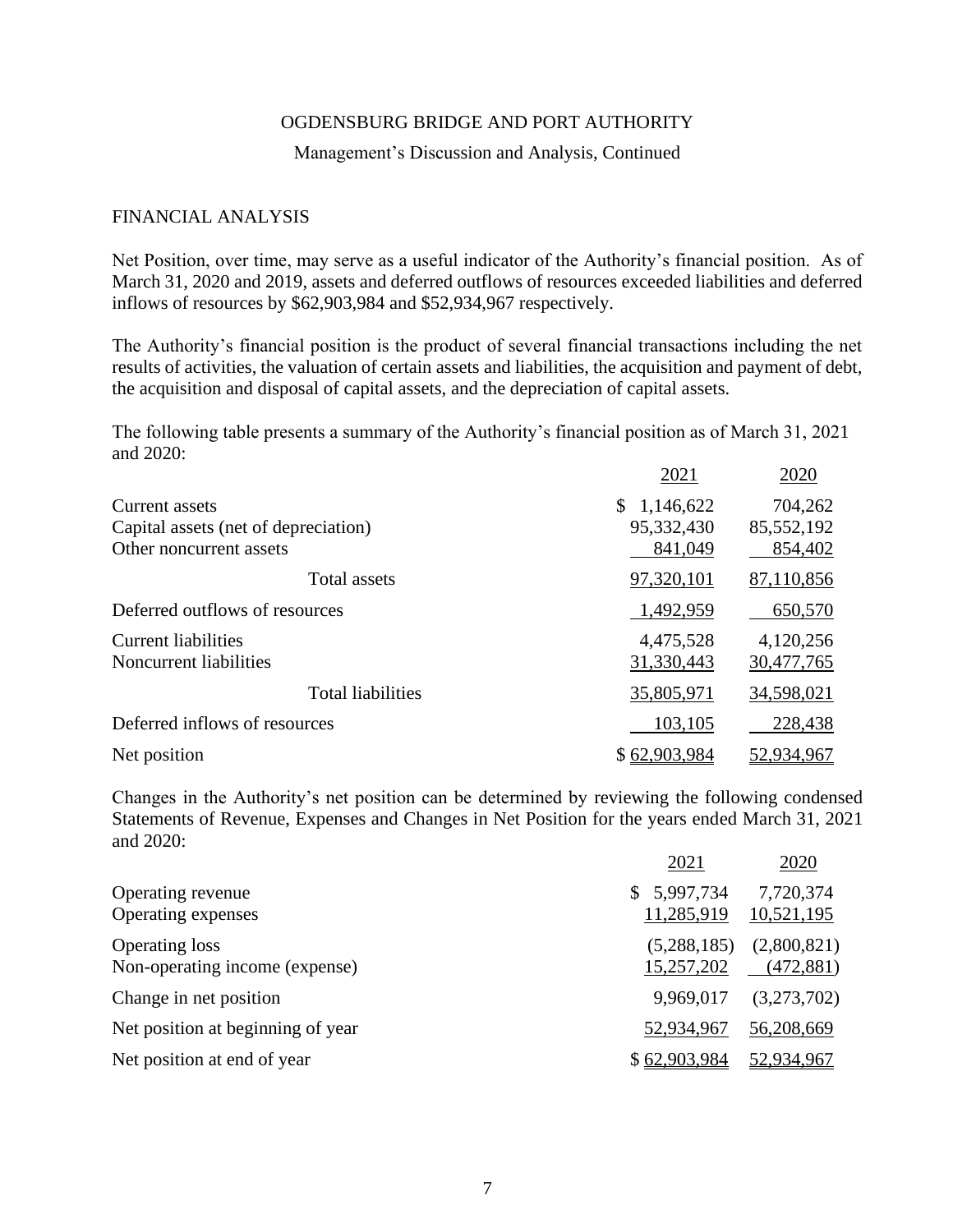## FINANCIAL ANALYSIS

Net Position, over time, may serve as a useful indicator of the Authority's financial position. As of March 31, 2020 and 2019, assets and deferred outflows of resources exceeded liabilities and deferred inflows of resources by $62,903,984 and $52,934,967 respectively.

The Authority's financial position is the product of several financial transactions including the net results of activities, the valuation of certain assets and liabilities, the acquisition and payment of debt, the acquisition and disposal of capital assets, and the depreciation of capital assets.

The following table presents a summary of the Authority's financial position as of March 31, 2021 and 2020:

| | 2021 | 2020 |
|---|---|---|
| Current assets | $ 1,146,622 | 704,262 |
| Capital assets (net of depreciation) | 95,332,430 | 85,552,192 |
| Other noncurrent assets | 841,049 | 854,402 |
| Total assets | 97,320,101 | 87,110,856 |
| Deferred outflows of resources | 1,492,959 | 650,570 |
| Current liabilities | 4,475,528 | 4,120,256 |
| Noncurrent liabilities | 31,330,443 | 30,477,765 |
| Total liabilities | 35,805,971 | 34,598,021 |
| Deferred inflows of resources | 103,105 | 228,438 |
| Net position | $ 62,903,984 | 52,934,967 |

Changes in the Authority's net position can be determined by reviewing the following condensed Statements of Revenue, Expenses and Changes in Net Position for the years ended March 31, 2021 and 2020:

| | 2021 | 2020 |
|---|---|---|
| Operating revenue | $ 5,997,734 | 7,720,374 |
| Operating expenses | 11,285,919 | 10,521,195 |
| Operating loss | (5,288,185) | (2,800,821) |
| Non-operating income (expense) | 15,257,202 | (472,881) |
| Change in net position | 9,969,017 | (3,273,702) |
| Net position at beginning of year | 52,934,967 | 56,208,669 |
| Net position at end of year | $ 62,903,984 | 52,934,967 |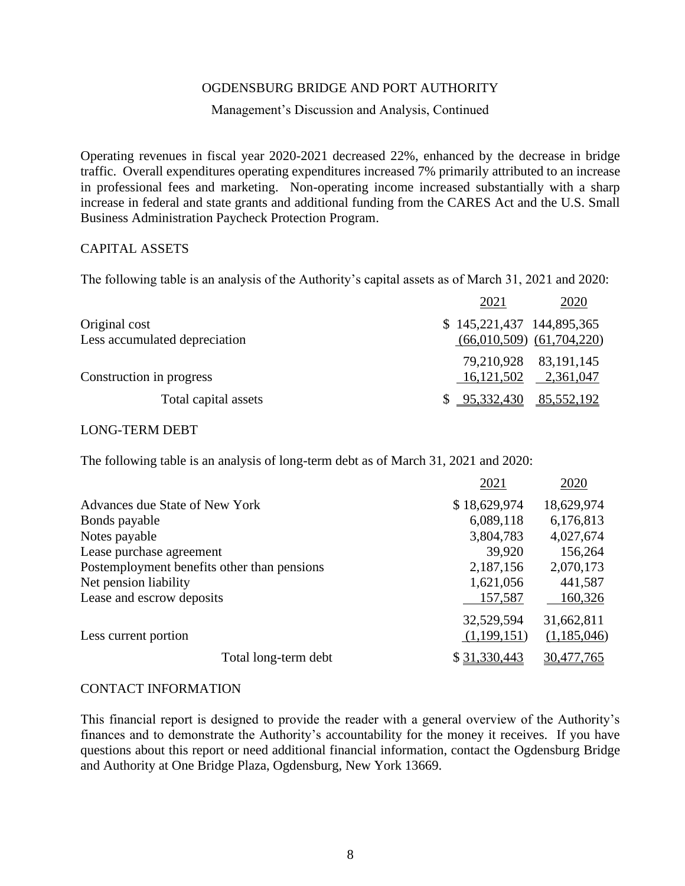OGDENSBURG BRIDGE AND PORT AUTHORITY

Management's Discussion and Analysis, Continued

Operating revenues in fiscal year 2020-2021 decreased 22%, enhanced by the decrease in bridge traffic. Overall expenditures operating expenditures increased 7% primarily attributed to an increase in professional fees and marketing. Non-operating income increased substantially with a sharp increase in federal and state grants and additional funding from the CARES Act and the U.S. Small Business Administration Paycheck Protection Program.

## CAPITAL ASSETS

The following table is an analysis of the Authority's capital assets as of March 31, 2021 and 2020:

| | 2021 | 2020 |
|---|---|---|
| Original cost | $ 145,221,437 | 144,895,365 |
| Less accumulated depreciation | (66,010,509) | (61,704,220) |
| | 79,210,928 | 83,191,145 |
| Construction in progress | 16,121,502 | 2,361,047 |
| Total capital assets | $ 95,332,430 | 85,552,192 |

## LONG-TERM DEBT

The following table is an analysis of long-term debt as of March 31, 2021 and 2020:

| | 2021 | 2020 |
|---|---|---|
| Advances due State of New York | $ 18,629,974 | 18,629,974 |
| Bonds payable | 6,089,118 | 6,176,813 |
| Notes payable | 3,804,783 | 4,027,674 |
| Lease purchase agreement | 39,920 | 156,264 |
| Postemployment benefits other than pensions | 2,187,156 | 2,070,173 |
| Net pension liability | 1,621,056 | 441,587 |
| Lease and escrow deposits | 157,587 | 160,326 |
| | 32,529,594 | 31,662,811 |
| Less current portion | (1,199,151) | (1,185,046) |
| Total long-term debt | $ 31,330,443 | 30,477,765 |

## CONTACT INFORMATION

This financial report is designed to provide the reader with a general overview of the Authority's finances and to demonstrate the Authority's accountability for the money it receives. If you have questions about this report or need additional financial information, contact the Ogdensburg Bridge and Authority at One Bridge Plaza, Ogdensburg, New York 13669.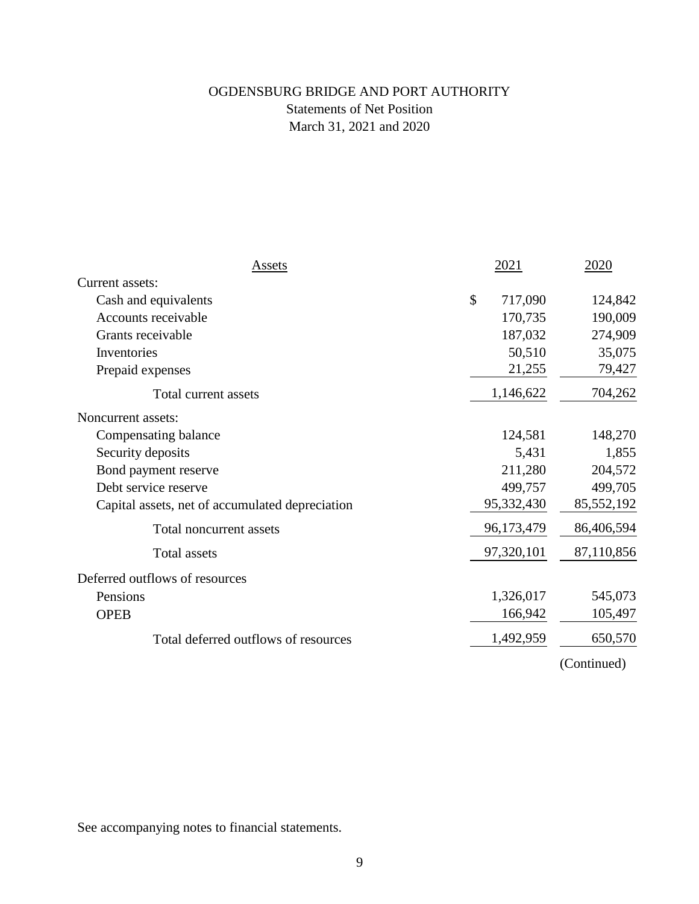# OGDENSBURG BRIDGE AND PORT AUTHORITY

## Statements of Net Position

### March 31, 2021 and 2020

| Assets | 2021 | 2020 |
|---|---|---|
| Current assets: | | |
| Cash and equivalents | $ 717,090 | 124,842 |
| Accounts receivable | 170,735 | 190,009 |
| Grants receivable | 187,032 | 274,909 |
| Inventories | 50,510 | 35,075 |
| Prepaid expenses | 21,255 | 79,427 |
| Total current assets | 1,146,622 | 704,262 |
| Noncurrent assets: | | |
| Compensating balance | 124,581 | 148,270 |
| Security deposits | 5,431 | 1,855 |
| Bond payment reserve | 211,280 | 204,572 |
| Debt service reserve | 499,757 | 499,705 |
| Capital assets, net of accumulated depreciation | 95,332,430 | 85,552,192 |
| Total noncurrent assets | 96,173,479 | 86,406,594 |
| Total assets | 97,320,101 | 87,110,856 |
| Deferred outflows of resources | | |
| Pensions | 1,326,017 | 545,073 |
| OPEB | 166,942 | 105,497 |
| Total deferred outflows of resources | 1,492,959 | 650,570 |

(Continued)

See accompanying notes to financial statements.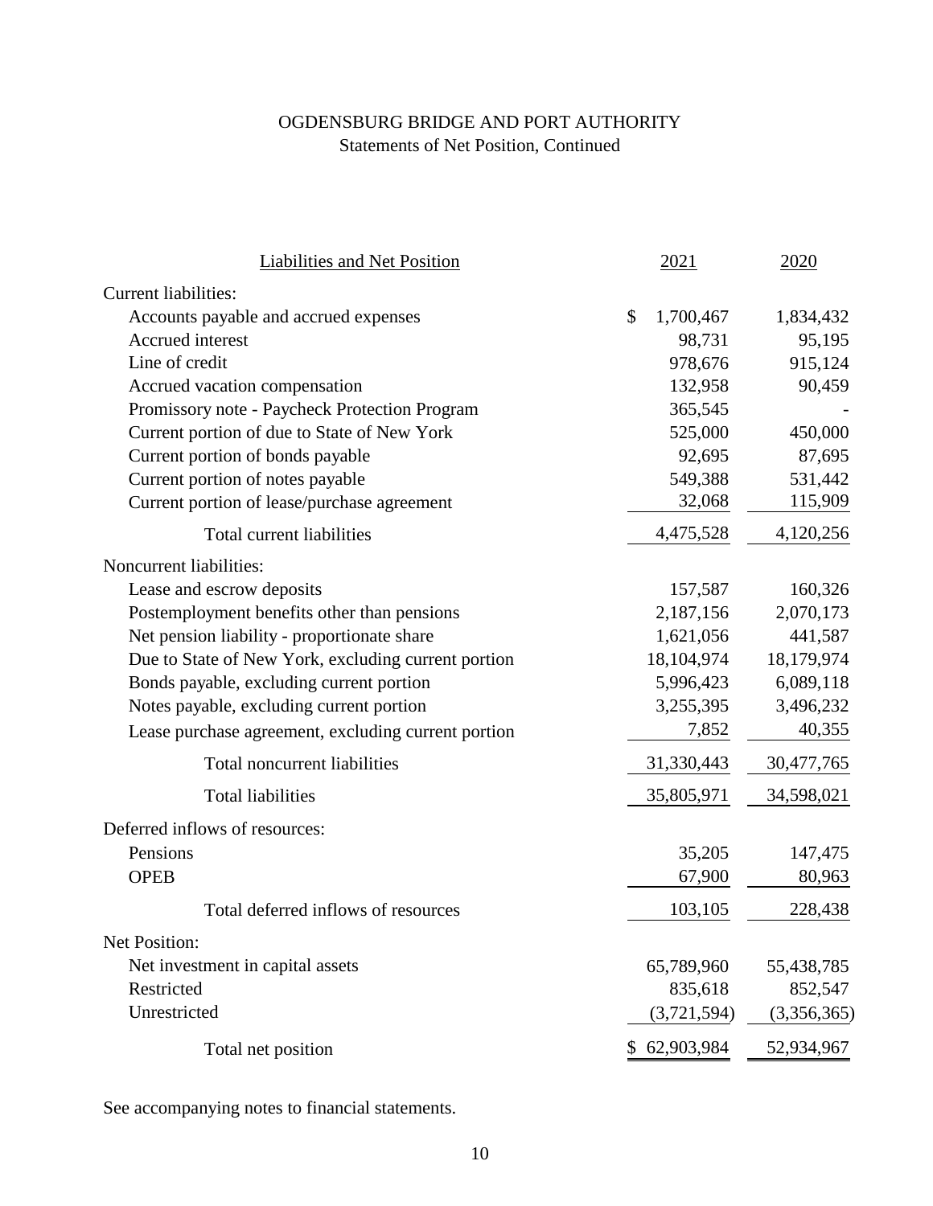# OGDENSBURG BRIDGE AND PORT AUTHORITY

Statements of Net Position, Continued

| Liabilities and Net Position | 2021 | 2020 |
|---|---|---|
| Current liabilities: | | |
| Accounts payable and accrued expenses | $ 1,700,467 | 1,834,432 |
| Accrued interest | 98,731 | 95,195 |
| Line of credit | 978,676 | 915,124 |
| Accrued vacation compensation | 132,958 | 90,459 |
| Promissory note - Paycheck Protection Program | 365,545 | - |
| Current portion of due to State of New York | 525,000 | 450,000 |
| Current portion of bonds payable | 92,695 | 87,695 |
| Current portion of notes payable | 549,388 | 531,442 |
| Current portion of lease/purchase agreement | 32,068 | 115,909 |
| Total current liabilities | 4,475,528 | 4,120,256 |
| Noncurrent liabilities: | | |
| Lease and escrow deposits | 157,587 | 160,326 |
| Postemployment benefits other than pensions | 2,187,156 | 2,070,173 |
| Net pension liability - proportionate share | 1,621,056 | 441,587 |
| Due to State of New York, excluding current portion | 18,104,974 | 18,179,974 |
| Bonds payable, excluding current portion | 5,996,423 | 6,089,118 |
| Notes payable, excluding current portion | 3,255,395 | 3,496,232 |
| Lease purchase agreement, excluding current portion | 7,852 | 40,355 |
| Total noncurrent liabilities | 31,330,443 | 30,477,765 |
| Total liabilities | 35,805,971 | 34,598,021 |
| Deferred inflows of resources: | | |
| Pensions | 35,205 | 147,475 |
| OPEB | 67,900 | 80,963 |
| Total deferred inflows of resources | 103,105 | 228,438 |
| Net Position: | | |
| Net investment in capital assets | 65,789,960 | 55,438,785 |
| Restricted | 835,618 | 852,547 |
| Unrestricted | (3,721,594) | (3,356,365) |
| Total net position | $ 62,903,984 | 52,934,967 |

See accompanying notes to financial statements.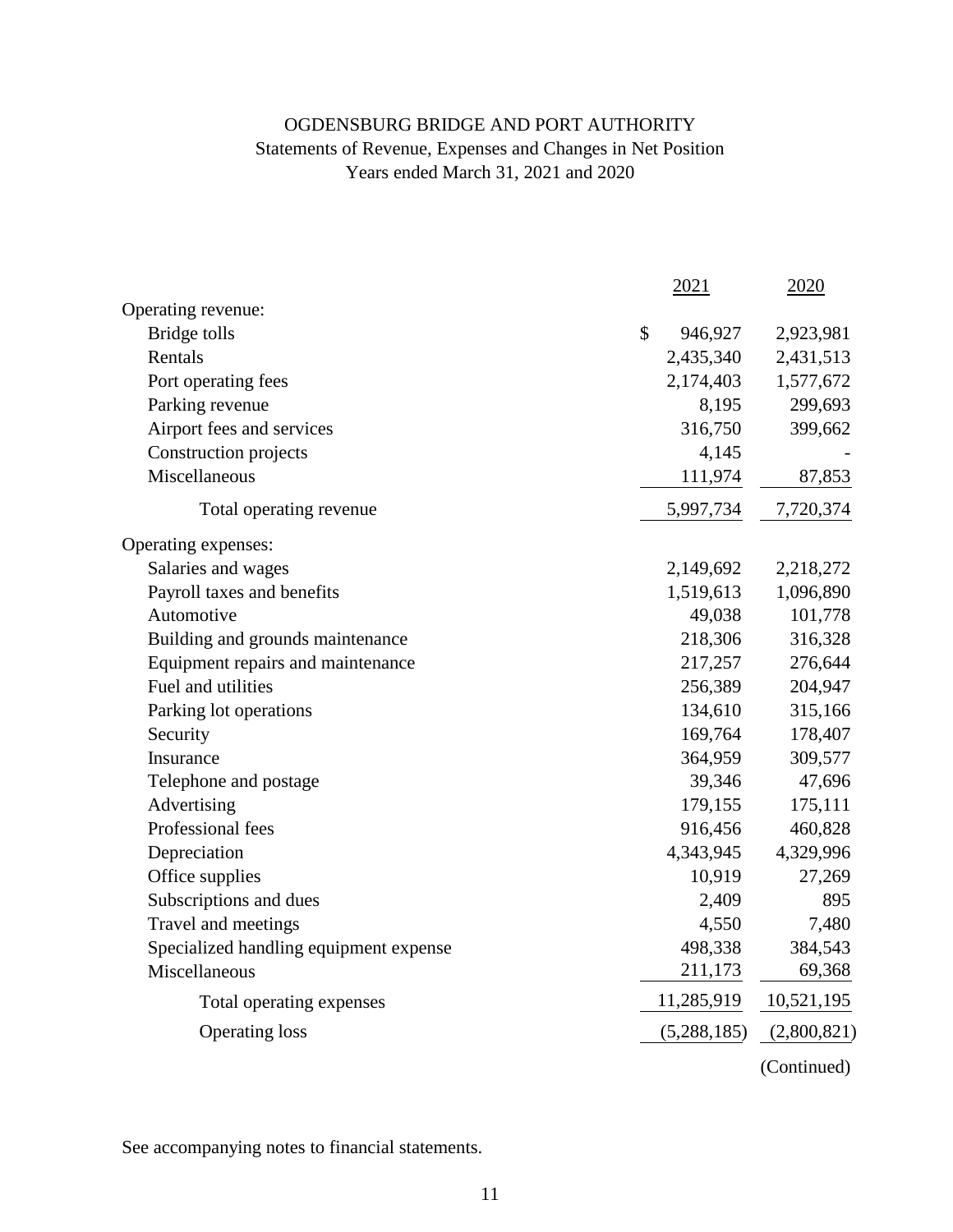# OGDENSBURG BRIDGE AND PORT AUTHORITY

Statements of Revenue, Expenses and Changes in Net Position

Years ended March 31, 2021 and 2020

| | 2021 | 2020 |
|---|---|---|
| Operating revenue: | | |
| Bridge tolls | $ 946,927 | 2,923,981 |
| Rentals | 2,435,340 | 2,431,513 |
| Port operating fees | 2,174,403 | 1,577,672 |
| Parking revenue | 8,195 | 299,693 |
| Airport fees and services | 316,750 | 399,662 |
| Construction projects | 4,145 | - |
| Miscellaneous | 111,974 | 87,853 |
| Total operating revenue | 5,997,734 | 7,720,374 |
| Operating expenses: | | |
| Salaries and wages | 2,149,692 | 2,218,272 |
| Payroll taxes and benefits | 1,519,613 | 1,096,890 |
| Automotive | 49,038 | 101,778 |
| Building and grounds maintenance | 218,306 | 316,328 |
| Equipment repairs and maintenance | 217,257 | 276,644 |
| Fuel and utilities | 256,389 | 204,947 |
| Parking lot operations | 134,610 | 315,166 |
| Security | 169,764 | 178,407 |
| Insurance | 364,959 | 309,577 |
| Telephone and postage | 39,346 | 47,696 |
| Advertising | 179,155 | 175,111 |
| Professional fees | 916,456 | 460,828 |
| Depreciation | 4,343,945 | 4,329,996 |
| Office supplies | 10,919 | 27,269 |
| Subscriptions and dues | 2,409 | 895 |
| Travel and meetings | 4,550 | 7,480 |
| Specialized handling equipment expense | 498,338 | 384,543 |
| Miscellaneous | 211,173 | 69,368 |
| Total operating expenses | 11,285,919 | 10,521,195 |
| Operating loss | (5,288,185) | (2,800,821) |

(Continued)

See accompanying notes to financial statements.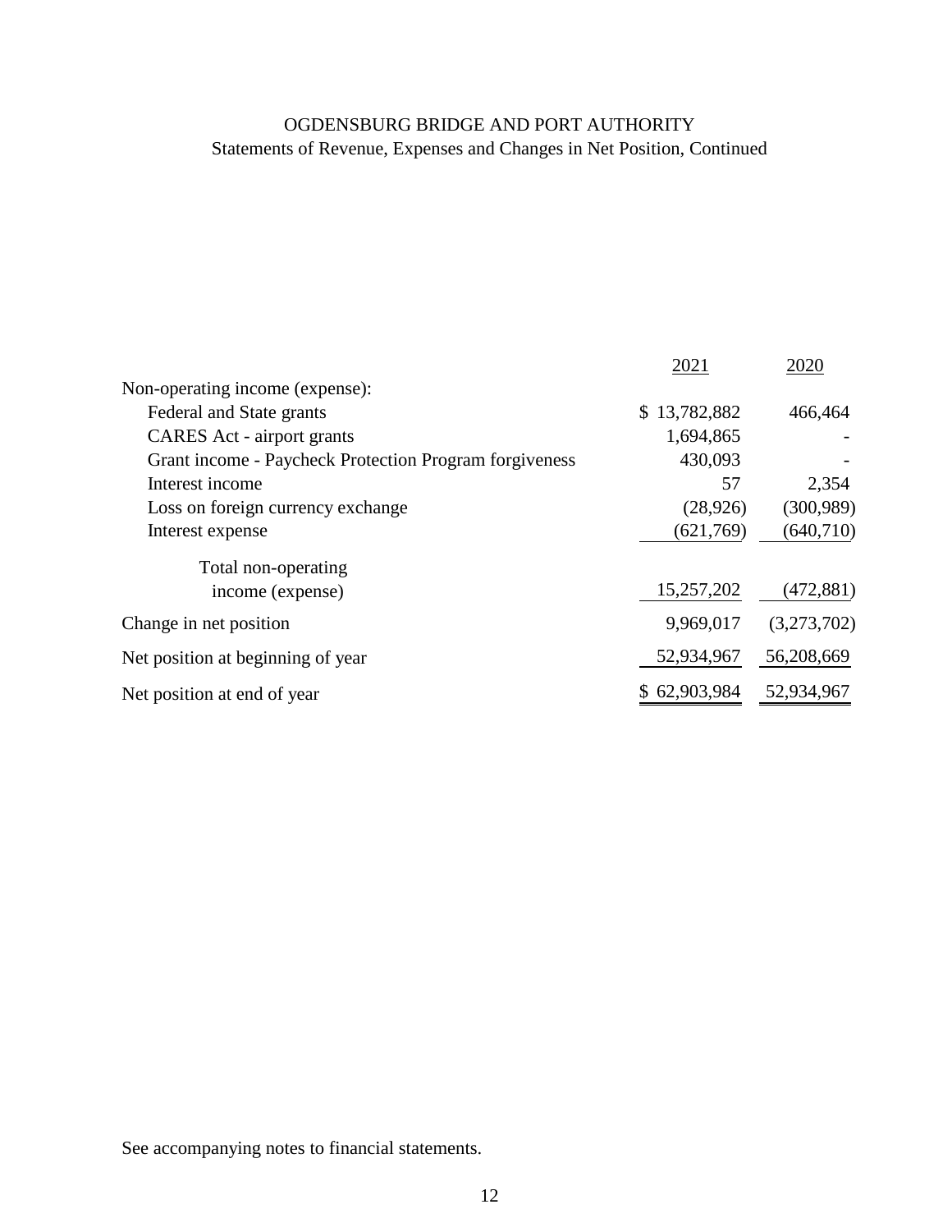# OGDENSBURG BRIDGE AND PORT AUTHORITY

## Statements of Revenue, Expenses and Changes in Net Position, Continued

| | 2021 | 2020 |
|---|---|---|
| Non-operating income (expense): | | |
| Federal and State grants | $ 13,782,882 | 466,464 |
| CARES Act - airport grants | 1,694,865 | - |
| Grant income - Paycheck Protection Program forgiveness | 430,093 | - |
| Interest income | 57 | 2,354 |
| Loss on foreign currency exchange | (28,926) | (300,989) |
| Interest expense | (621,769) | (640,710) |
| Total non-operating income (expense) | 15,257,202 | (472,881) |
| Change in net position | 9,969,017 | (3,273,702) |
| Net position at beginning of year | 52,934,967 | 56,208,669 |
| Net position at end of year | $ 62,903,984 | 52,934,967 |

See accompanying notes to financial statements.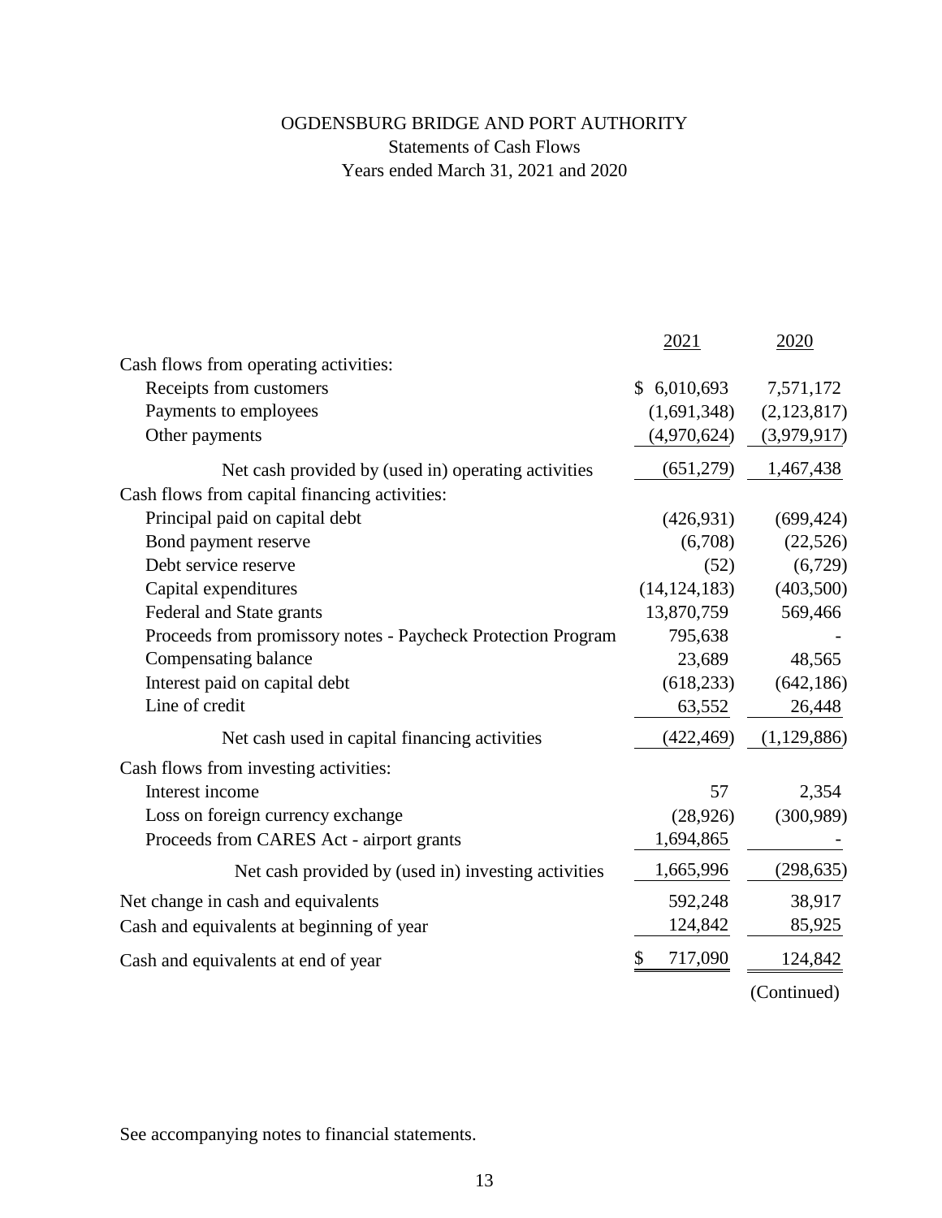# OGDENSBURG BRIDGE AND PORT AUTHORITY

## Statements of Cash Flows

### Years ended March 31, 2021 and 2020

| | 2021 | 2020 |
|---|---|---|
| Cash flows from operating activities: | | |
| Receipts from customers | $ 6,010,693 | 7,571,172 |
| Payments to employees | (1,691,348) | (2,123,817) |
| Other payments | (4,970,624) | (3,979,917) |
| Net cash provided by (used in) operating activities | (651,279) | 1,467,438 |
| Cash flows from capital financing activities: | | |
| Principal paid on capital debt | (426,931) | (699,424) |
| Bond payment reserve | (6,708) | (22,526) |
| Debt service reserve | (52) | (6,729) |
| Capital expenditures | (14,124,183) | (403,500) |
| Federal and State grants | 13,870,759 | 569,466 |
| Proceeds from promissory notes - Paycheck Protection Program | 795,638 | - |
| Compensating balance | 23,689 | 48,565 |
| Interest paid on capital debt | (618,233) | (642,186) |
| Line of credit | 63,552 | 26,448 |
| Net cash used in capital financing activities | (422,469) | (1,129,886) |
| Cash flows from investing activities: | | |
| Interest income | 57 | 2,354 |
| Loss on foreign currency exchange | (28,926) | (300,989) |
| Proceeds from CARES Act - airport grants | 1,694,865 | - |
| Net cash provided by (used in) investing activities | 1,665,996 | (298,635) |
| Net change in cash and equivalents | 592,248 | 38,917 |
| Cash and equivalents at beginning of year | 124,842 | 85,925 |
| Cash and equivalents at end of year | $ 717,090 | 124,842 |

(Continued)

See accompanying notes to financial statements.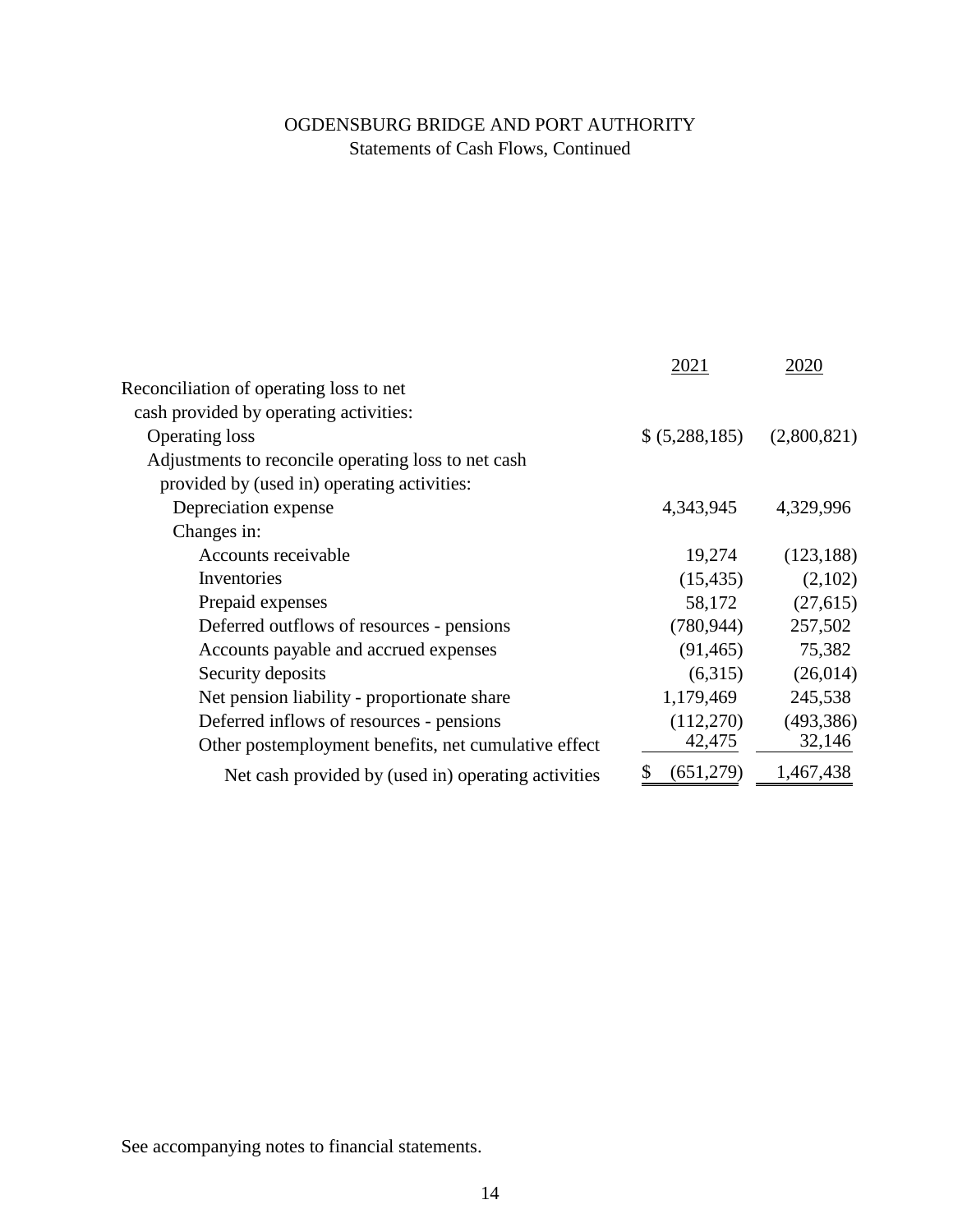# OGDENSBURG BRIDGE AND PORT AUTHORITY

## Statements of Cash Flows, Continued

| | 2021 | 2020 |
|---|---|---|
| Reconciliation of operating loss to net cash provided by operating activities: | | |
| Operating loss | $ (5,288,185) | (2,800,821) |
| Adjustments to reconcile operating loss to net cash provided by (used in) operating activities: | | |
| Depreciation expense | 4,343,945 | 4,329,996 |
| Changes in: | | |
| Accounts receivable | 19,274 | (123,188) |
| Inventories | (15,435) | (2,102) |
| Prepaid expenses | 58,172 | (27,615) |
| Deferred outflows of resources - pensions | (780,944) | 257,502 |
| Accounts payable and accrued expenses | (91,465) | 75,382 |
| Security deposits | (6,315) | (26,014) |
| Net pension liability - proportionate share | 1,179,469 | 245,538 |
| Deferred inflows of resources - pensions | (112,270) | (493,386) |
| Other postemployment benefits, net cumulative effect | 42,475 | 32,146 |
| Net cash provided by (used in) operating activities | $ (651,279) | 1,467,438 |

See accompanying notes to financial statements.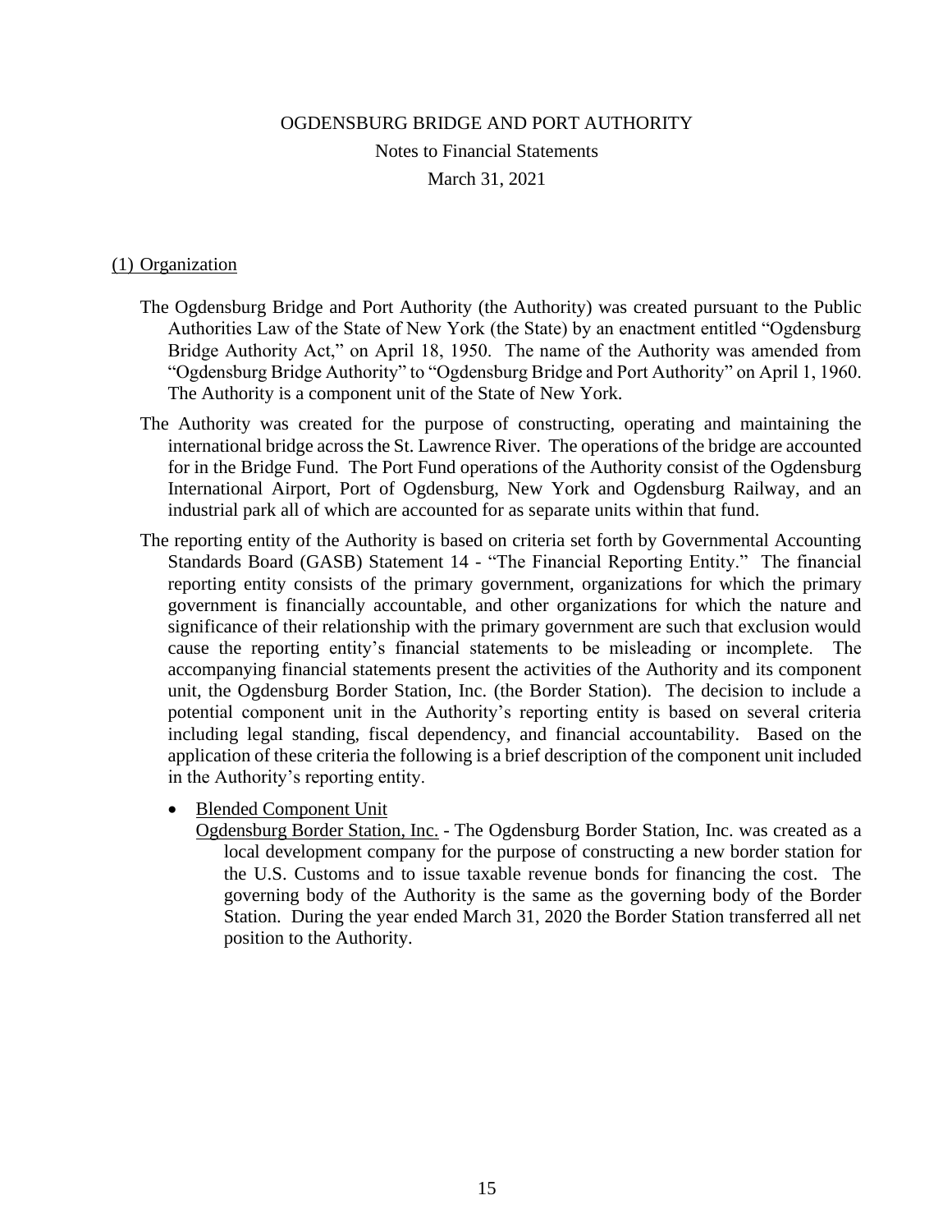# OGDENSBURG BRIDGE AND PORT AUTHORITY

Notes to Financial Statements

March 31, 2021

## (1) Organization

The Ogdensburg Bridge and Port Authority (the Authority) was created pursuant to the Public Authorities Law of the State of New York (the State) by an enactment entitled "Ogdensburg Bridge Authority Act," on April 18, 1950. The name of the Authority was amended from "Ogdensburg Bridge Authority" to "Ogdensburg Bridge and Port Authority" on April 1, 1960. The Authority is a component unit of the State of New York.

The Authority was created for the purpose of constructing, operating and maintaining the international bridge across the St. Lawrence River. The operations of the bridge are accounted for in the Bridge Fund. The Port Fund operations of the Authority consist of the Ogdensburg International Airport, Port of Ogdensburg, New York and Ogdensburg Railway, and an industrial park all of which are accounted for as separate units within that fund.

The reporting entity of the Authority is based on criteria set forth by Governmental Accounting Standards Board (GASB) Statement 14 - "The Financial Reporting Entity." The financial reporting entity consists of the primary government, organizations for which the primary government is financially accountable, and other organizations for which the nature and significance of their relationship with the primary government are such that exclusion would cause the reporting entity's financial statements to be misleading or incomplete. The accompanying financial statements present the activities of the Authority and its component unit, the Ogdensburg Border Station, Inc. (the Border Station). The decision to include a potential component unit in the Authority's reporting entity is based on several criteria including legal standing, fiscal dependency, and financial accountability. Based on the application of these criteria the following is a brief description of the component unit included in the Authority's reporting entity.

- Blended Component Unit

  Ogdensburg Border Station, Inc. - The Ogdensburg Border Station, Inc. was created as a local development company for the purpose of constructing a new border station for the U.S. Customs and to issue taxable revenue bonds for financing the cost. The governing body of the Authority is the same as the governing body of the Border Station. During the year ended March 31, 2020 the Border Station transferred all net position to the Authority.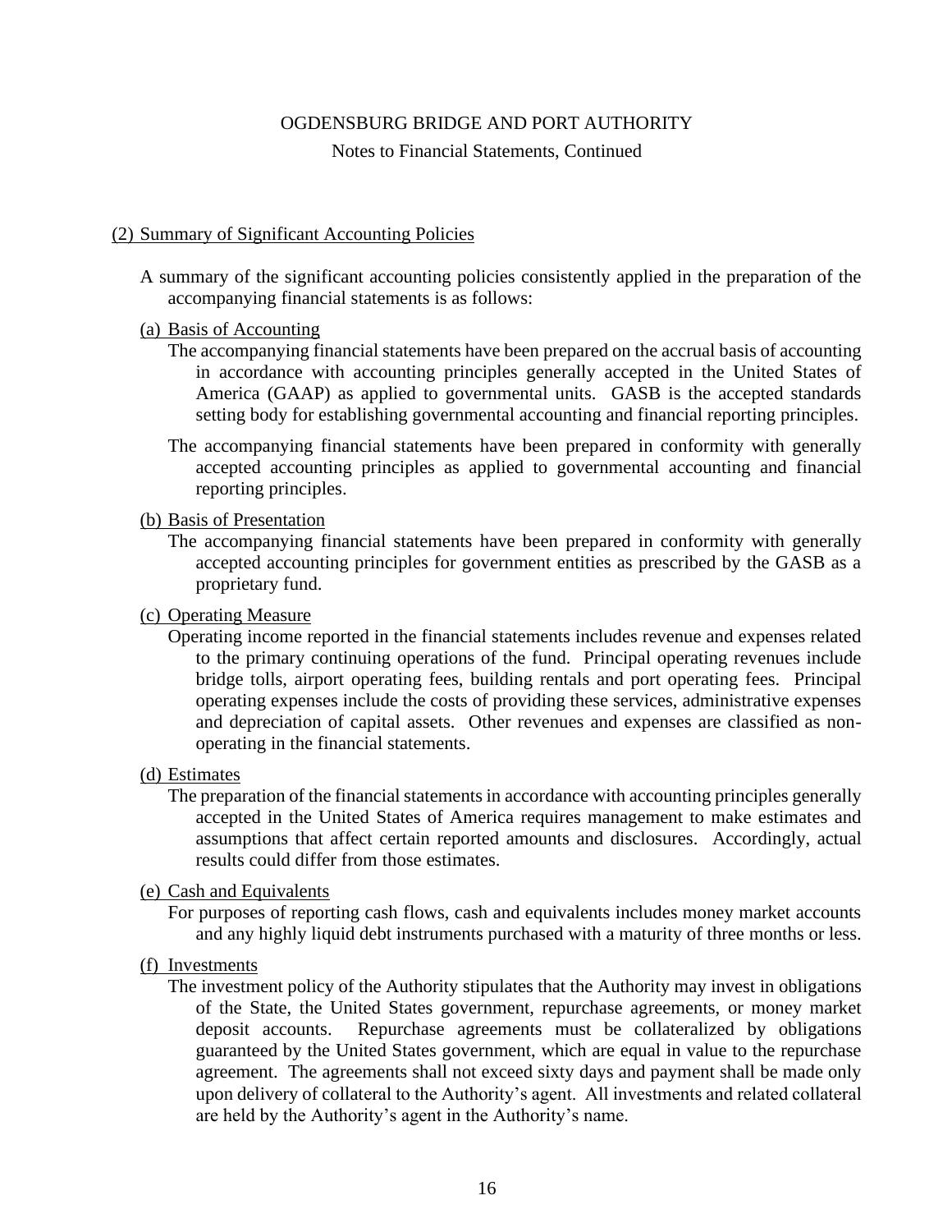## (2) Summary of Significant Accounting Policies

A summary of the significant accounting policies consistently applied in the preparation of the accompanying financial statements is as follows:

### (a) Basis of Accounting

The accompanying financial statements have been prepared on the accrual basis of accounting in accordance with accounting principles generally accepted in the United States of America (GAAP) as applied to governmental units. GASB is the accepted standards setting body for establishing governmental accounting and financial reporting principles.

The accompanying financial statements have been prepared in conformity with generally accepted accounting principles as applied to governmental accounting and financial reporting principles.

### (b) Basis of Presentation

The accompanying financial statements have been prepared in conformity with generally accepted accounting principles for government entities as prescribed by the GASB as a proprietary fund.

### (c) Operating Measure

Operating income reported in the financial statements includes revenue and expenses related to the primary continuing operations of the fund. Principal operating revenues include bridge tolls, airport operating fees, building rentals and port operating fees. Principal operating expenses include the costs of providing these services, administrative expenses and depreciation of capital assets. Other revenues and expenses are classified as non-operating in the financial statements.

### (d) Estimates

The preparation of the financial statements in accordance with accounting principles generally accepted in the United States of America requires management to make estimates and assumptions that affect certain reported amounts and disclosures. Accordingly, actual results could differ from those estimates.

### (e) Cash and Equivalents

For purposes of reporting cash flows, cash and equivalents includes money market accounts and any highly liquid debt instruments purchased with a maturity of three months or less.

### (f) Investments

The investment policy of the Authority stipulates that the Authority may invest in obligations of the State, the United States government, repurchase agreements, or money market deposit accounts. Repurchase agreements must be collateralized by obligations guaranteed by the United States government, which are equal in value to the repurchase agreement. The agreements shall not exceed sixty days and payment shall be made only upon delivery of collateral to the Authority's agent. All investments and related collateral are held by the Authority's agent in the Authority's name.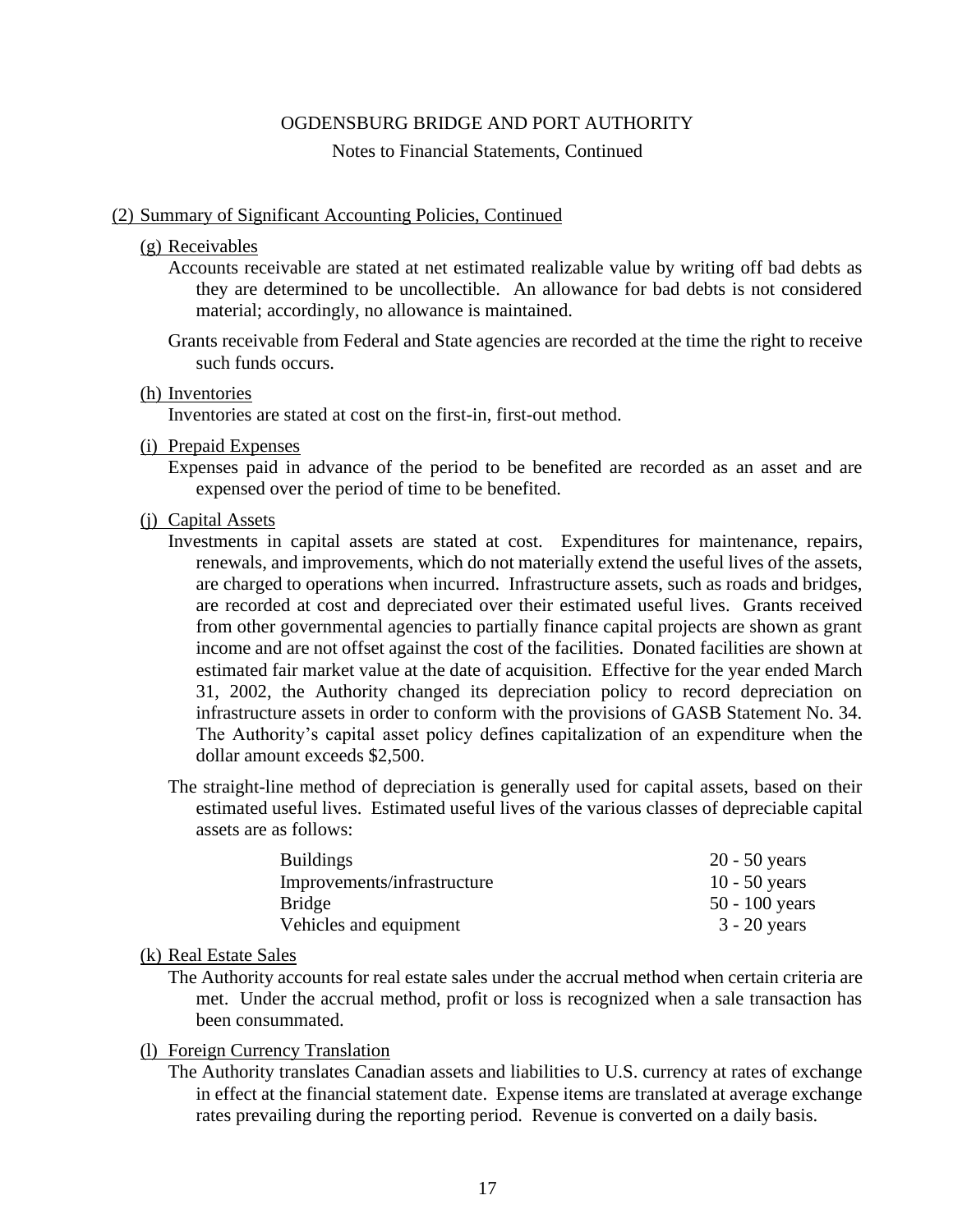## (2) Summary of Significant Accounting Policies, Continued

### (g) Receivables

Accounts receivable are stated at net estimated realizable value by writing off bad debts as they are determined to be uncollectible. An allowance for bad debts is not considered material; accordingly, no allowance is maintained.

Grants receivable from Federal and State agencies are recorded at the time the right to receive such funds occurs.

### (h) Inventories

Inventories are stated at cost on the first-in, first-out method.

### (i) Prepaid Expenses

Expenses paid in advance of the period to be benefited are recorded as an asset and are expensed over the period of time to be benefited.

### (j) Capital Assets

Investments in capital assets are stated at cost. Expenditures for maintenance, repairs, renewals, and improvements, which do not materially extend the useful lives of the assets, are charged to operations when incurred. Infrastructure assets, such as roads and bridges, are recorded at cost and depreciated over their estimated useful lives. Grants received from other governmental agencies to partially finance capital projects are shown as grant income and are not offset against the cost of the facilities. Donated facilities are shown at estimated fair market value at the date of acquisition. Effective for the year ended March 31, 2002, the Authority changed its depreciation policy to record depreciation on infrastructure assets in order to conform with the provisions of GASB Statement No. 34. The Authority's capital asset policy defines capitalization of an expenditure when the dollar amount exceeds $2,500.

The straight-line method of depreciation is generally used for capital assets, based on their estimated useful lives. Estimated useful lives of the various classes of depreciable capital assets are as follows:

| | |
|---|---|
| Buildings | 20 - 50 years |
| Improvements/infrastructure | 10 - 50 years |
| Bridge | 50 - 100 years |
| Vehicles and equipment | 3 - 20 years |

### (k) Real Estate Sales

The Authority accounts for real estate sales under the accrual method when certain criteria are met. Under the accrual method, profit or loss is recognized when a sale transaction has been consummated.

### (l) Foreign Currency Translation

The Authority translates Canadian assets and liabilities to U.S. currency at rates of exchange in effect at the financial statement date. Expense items are translated at average exchange rates prevailing during the reporting period. Revenue is converted on a daily basis.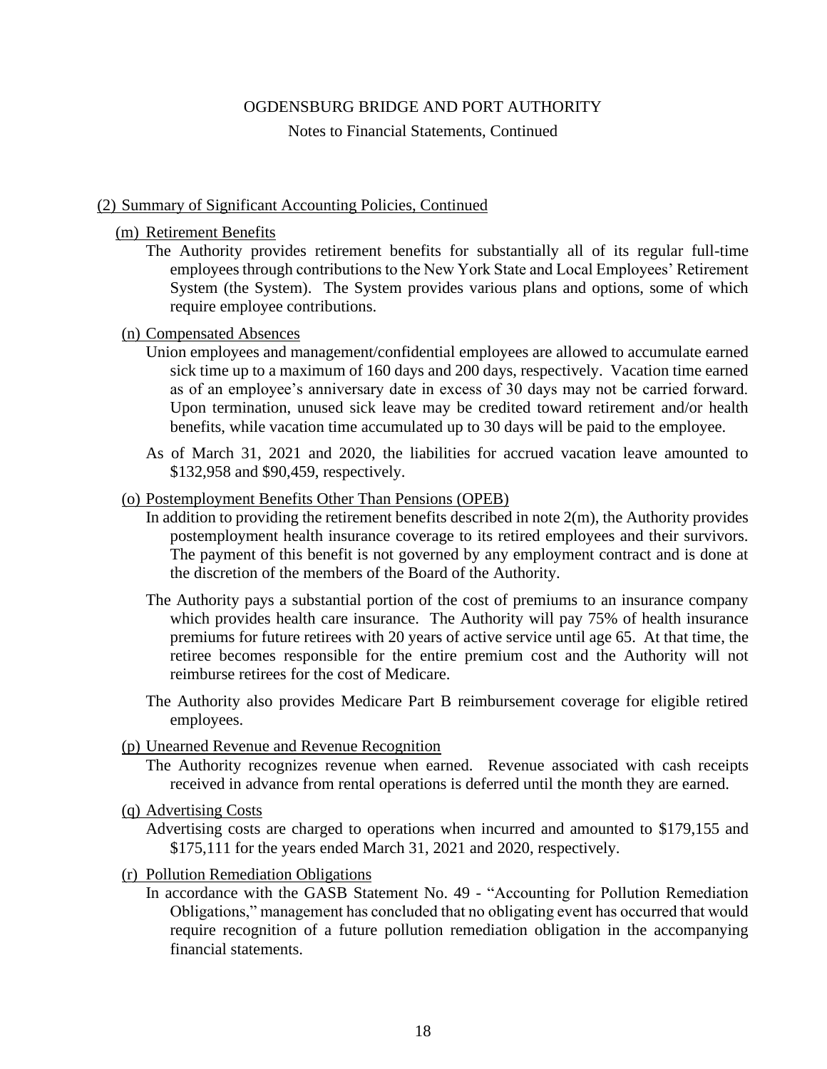## (2) Summary of Significant Accounting Policies, Continued

### (m) Retirement Benefits

The Authority provides retirement benefits for substantially all of its regular full-time employees through contributions to the New York State and Local Employees' Retirement System (the System). The System provides various plans and options, some of which require employee contributions.

### (n) Compensated Absences

Union employees and management/confidential employees are allowed to accumulate earned sick time up to a maximum of 160 days and 200 days, respectively. Vacation time earned as of an employee's anniversary date in excess of 30 days may not be carried forward. Upon termination, unused sick leave may be credited toward retirement and/or health benefits, while vacation time accumulated up to 30 days will be paid to the employee.

As of March 31, 2021 and 2020, the liabilities for accrued vacation leave amounted to $132,958 and $90,459, respectively.

### (o) Postemployment Benefits Other Than Pensions (OPEB)

In addition to providing the retirement benefits described in note 2(m), the Authority provides postemployment health insurance coverage to its retired employees and their survivors. The payment of this benefit is not governed by any employment contract and is done at the discretion of the members of the Board of the Authority.

The Authority pays a substantial portion of the cost of premiums to an insurance company which provides health care insurance. The Authority will pay 75% of health insurance premiums for future retirees with 20 years of active service until age 65. At that time, the retiree becomes responsible for the entire premium cost and the Authority will not reimburse retirees for the cost of Medicare.

The Authority also provides Medicare Part B reimbursement coverage for eligible retired employees.

### (p) Unearned Revenue and Revenue Recognition

The Authority recognizes revenue when earned. Revenue associated with cash receipts received in advance from rental operations is deferred until the month they are earned.

### (q) Advertising Costs

Advertising costs are charged to operations when incurred and amounted to $179,155 and $175,111 for the years ended March 31, 2021 and 2020, respectively.

### (r) Pollution Remediation Obligations

In accordance with the GASB Statement No. 49 - "Accounting for Pollution Remediation Obligations," management has concluded that no obligating event has occurred that would require recognition of a future pollution remediation obligation in the accompanying financial statements.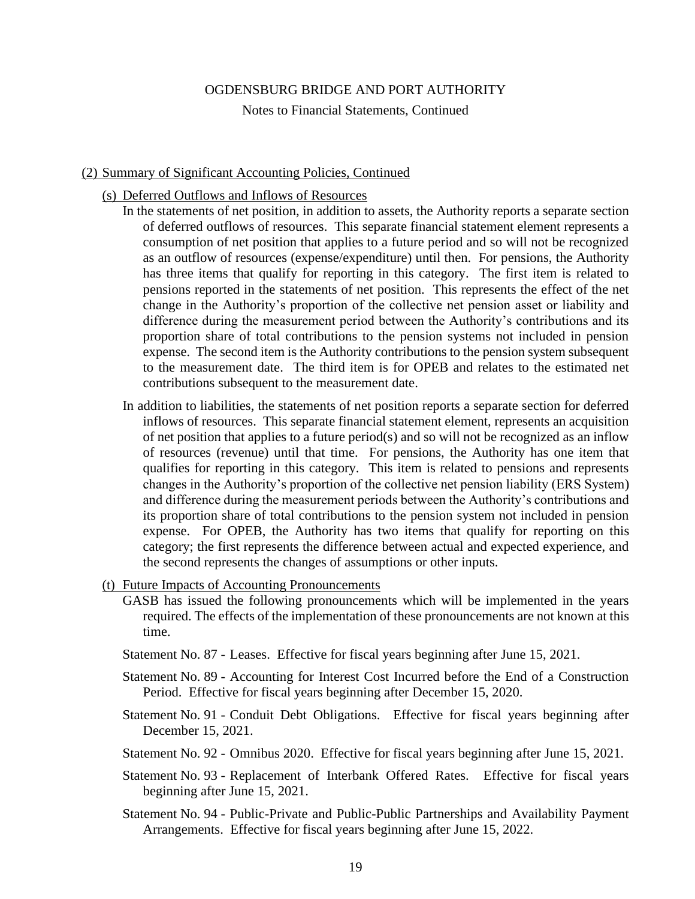## (2) Summary of Significant Accounting Policies, Continued

### (s) Deferred Outflows and Inflows of Resources

In the statements of net position, in addition to assets, the Authority reports a separate section of deferred outflows of resources. This separate financial statement element represents a consumption of net position that applies to a future period and so will not be recognized as an outflow of resources (expense/expenditure) until then. For pensions, the Authority has three items that qualify for reporting in this category. The first item is related to pensions reported in the statements of net position. This represents the effect of the net change in the Authority's proportion of the collective net pension asset or liability and difference during the measurement period between the Authority's contributions and its proportion share of total contributions to the pension systems not included in pension expense. The second item is the Authority contributions to the pension system subsequent to the measurement date. The third item is for OPEB and relates to the estimated net contributions subsequent to the measurement date.

In addition to liabilities, the statements of net position reports a separate section for deferred inflows of resources. This separate financial statement element, represents an acquisition of net position that applies to a future period(s) and so will not be recognized as an inflow of resources (revenue) until that time. For pensions, the Authority has one item that qualifies for reporting in this category. This item is related to pensions and represents changes in the Authority's proportion of the collective net pension liability (ERS System) and difference during the measurement periods between the Authority's contributions and its proportion share of total contributions to the pension system not included in pension expense. For OPEB, the Authority has two items that qualify for reporting on this category; the first represents the difference between actual and expected experience, and the second represents the changes of assumptions or other inputs.

### (t) Future Impacts of Accounting Pronouncements

GASB has issued the following pronouncements which will be implemented in the years required. The effects of the implementation of these pronouncements are not known at this time.

Statement No. 87 - Leases. Effective for fiscal years beginning after June 15, 2021.

Statement No. 89 - Accounting for Interest Cost Incurred before the End of a Construction Period. Effective for fiscal years beginning after December 15, 2020.

Statement No. 91 - Conduit Debt Obligations. Effective for fiscal years beginning after December 15, 2021.

Statement No. 92 - Omnibus 2020. Effective for fiscal years beginning after June 15, 2021.

Statement No. 93 - Replacement of Interbank Offered Rates. Effective for fiscal years beginning after June 15, 2021.

Statement No. 94 - Public-Private and Public-Public Partnerships and Availability Payment Arrangements. Effective for fiscal years beginning after June 15, 2022.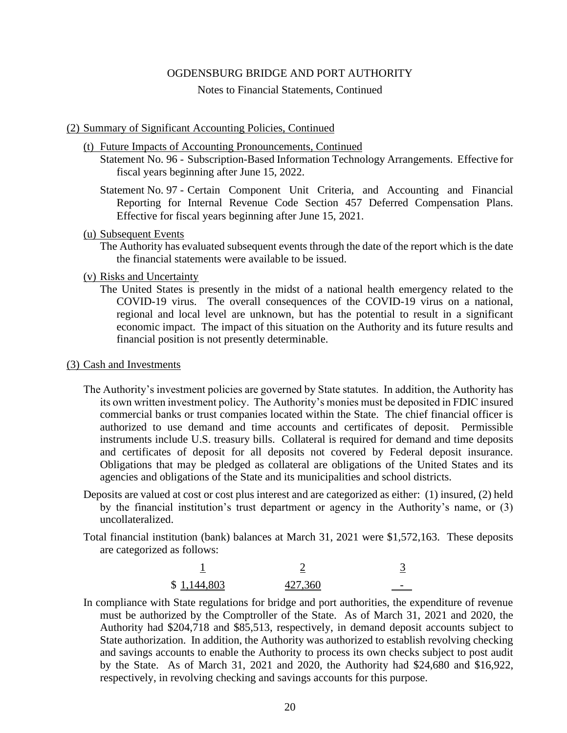OGDENSBURG BRIDGE AND PORT AUTHORITY

Notes to Financial Statements, Continued

(2) Summary of Significant Accounting Policies, Continued

(t) Future Impacts of Accounting Pronouncements, Continued

Statement No. 96 - Subscription-Based Information Technology Arrangements. Effective for fiscal years beginning after June 15, 2022.

Statement No. 97 - Certain Component Unit Criteria, and Accounting and Financial Reporting for Internal Revenue Code Section 457 Deferred Compensation Plans. Effective for fiscal years beginning after June 15, 2021.

(u) Subsequent Events

The Authority has evaluated subsequent events through the date of the report which is the date the financial statements were available to be issued.

(v) Risks and Uncertainty

The United States is presently in the midst of a national health emergency related to the COVID-19 virus. The overall consequences of the COVID-19 virus on a national, regional and local level are unknown, but has the potential to result in a significant economic impact. The impact of this situation on the Authority and its future results and financial position is not presently determinable.

(3) Cash and Investments

The Authority's investment policies are governed by State statutes. In addition, the Authority has its own written investment policy. The Authority's monies must be deposited in FDIC insured commercial banks or trust companies located within the State. The chief financial officer is authorized to use demand and time accounts and certificates of deposit. Permissible instruments include U.S. treasury bills. Collateral is required for demand and time deposits and certificates of deposit for all deposits not covered by Federal deposit insurance. Obligations that may be pledged as collateral are obligations of the United States and its agencies and obligations of the State and its municipalities and school districts.

Deposits are valued at cost or cost plus interest and are categorized as either: (1) insured, (2) held by the financial institution's trust department or agency in the Authority's name, or (3) uncollateralized.

Total financial institution (bank) balances at March 31, 2021 were $1,572,163. These deposits are categorized as follows:

| 1 | 2 | 3 |
|---|---|---|
| $ 1,144,803 | 427,360 | - |

In compliance with State regulations for bridge and port authorities, the expenditure of revenue must be authorized by the Comptroller of the State. As of March 31, 2021 and 2020, the Authority had $204,718 and $85,513, respectively, in demand deposit accounts subject to State authorization. In addition, the Authority was authorized to establish revolving checking and savings accounts to enable the Authority to process its own checks subject to post audit by the State. As of March 31, 2021 and 2020, the Authority had $24,680 and $16,922, respectively, in revolving checking and savings accounts for this purpose.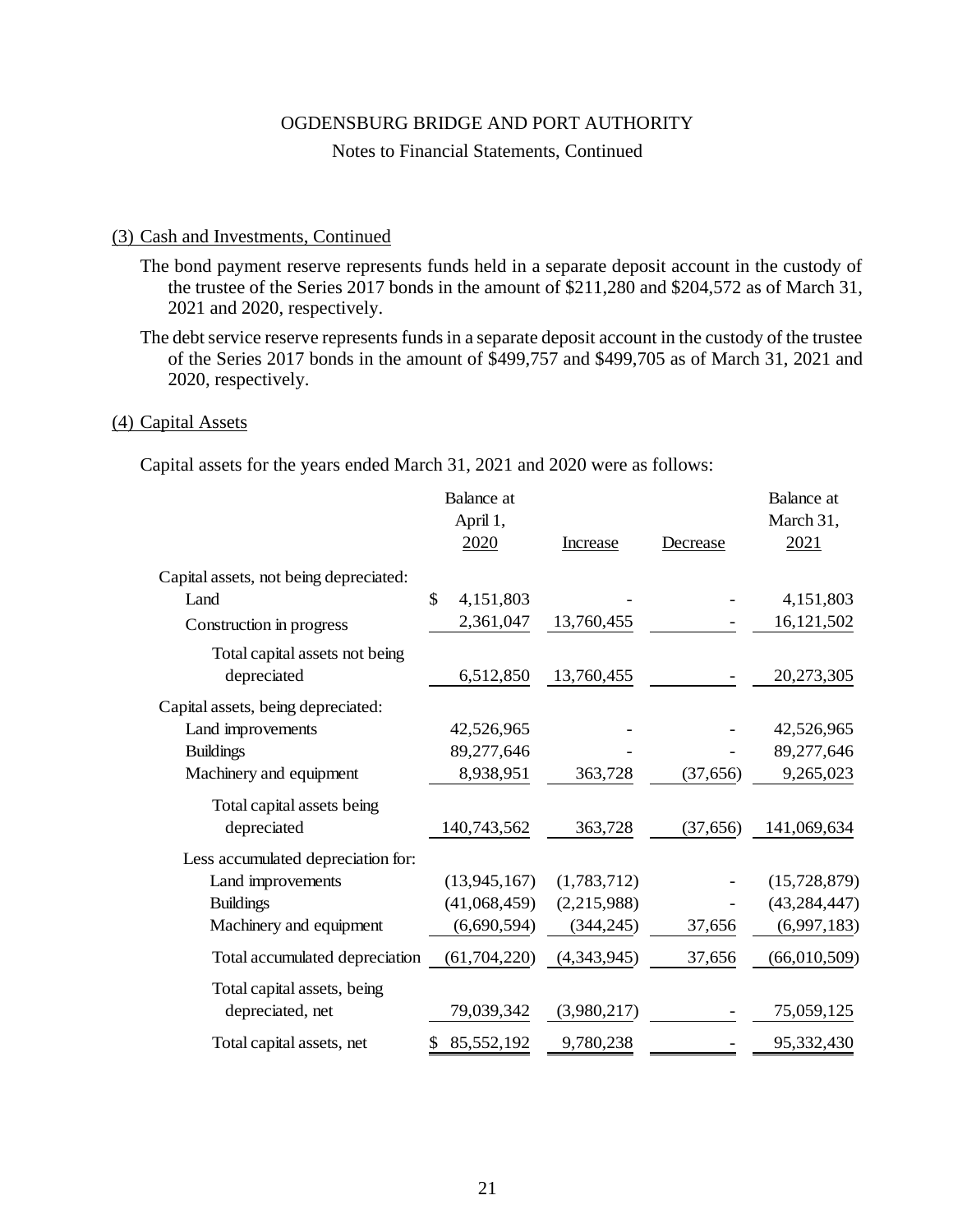OGDENSBURG BRIDGE AND PORT AUTHORITY

Notes to Financial Statements, Continued

## (3) Cash and Investments, Continued

The bond payment reserve represents funds held in a separate deposit account in the custody of the trustee of the Series 2017 bonds in the amount of $211,280 and $204,572 as of March 31, 2021 and 2020, respectively.

The debt service reserve represents funds in a separate deposit account in the custody of the trustee of the Series 2017 bonds in the amount of $499,757 and $499,705 as of March 31, 2021 and 2020, respectively.

## (4) Capital Assets

Capital assets for the years ended March 31, 2021 and 2020 were as follows:

| | Balance at April 1, 2020 | Increase | Decrease | Balance at March 31, 2021 |
|---|---|---|---|---|
| Capital assets, not being depreciated: | | | | |
| Land | $ 4,151,803 | - | - | 4,151,803 |
| Construction in progress | 2,361,047 | 13,760,455 | - | 16,121,502 |
| Total capital assets not being depreciated | 6,512,850 | 13,760,455 | - | 20,273,305 |
| Capital assets, being depreciated: | | | | |
| Land improvements | 42,526,965 | - | - | 42,526,965 |
| Buildings | 89,277,646 | - | - | 89,277,646 |
| Machinery and equipment | 8,938,951 | 363,728 | (37,656) | 9,265,023 |
| Total capital assets being depreciated | 140,743,562 | 363,728 | (37,656) | 141,069,634 |
| Less accumulated depreciation for: | | | | |
| Land improvements | (13,945,167) | (1,783,712) | - | (15,728,879) |
| Buildings | (41,068,459) | (2,215,988) | - | (43,284,447) |
| Machinery and equipment | (6,690,594) | (344,245) | 37,656 | (6,997,183) |
| Total accumulated depreciation | (61,704,220) | (4,343,945) | 37,656 | (66,010,509) |
| Total capital assets, being depreciated, net | 79,039,342 | (3,980,217) | - | 75,059,125 |
| Total capital assets, net | $ 85,552,192 | 9,780,238 | - | 95,332,430 |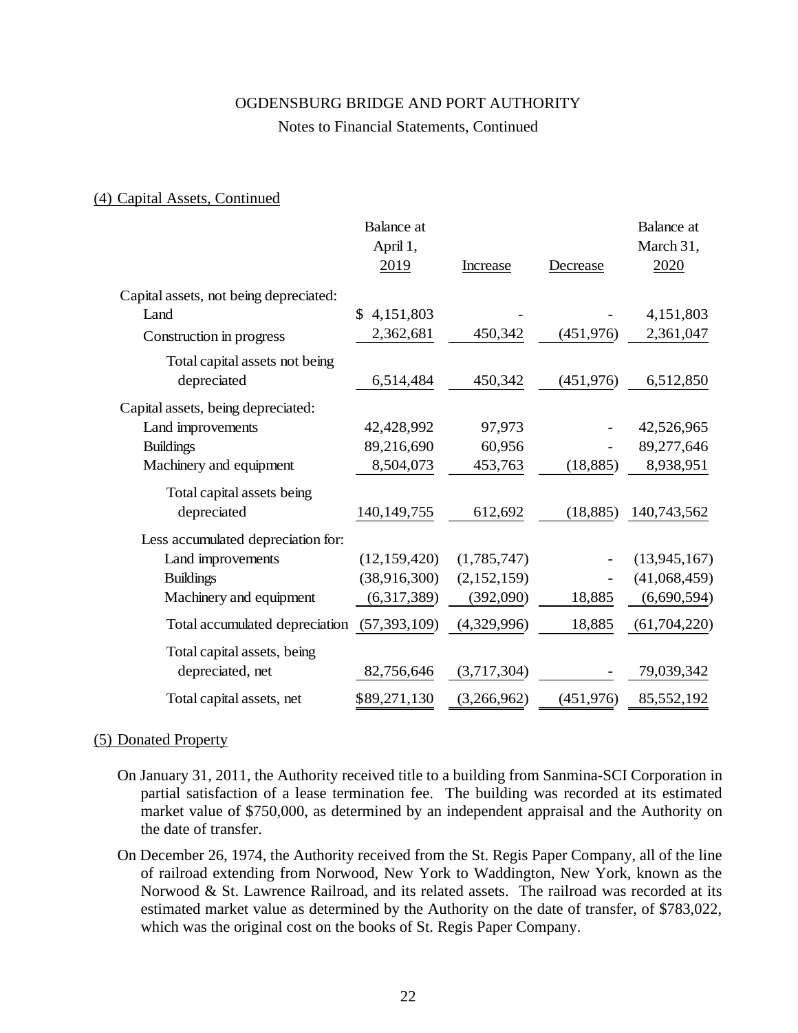OGDENSBURG BRIDGE AND PORT AUTHORITY

Notes to Financial Statements, Continued

(4) Capital Assets, Continued

| | Balance at April 1, 2019 | Increase | Decrease | Balance at March 31, 2020 |
|---|---|---|---|---|
| Capital assets, not being depreciated: | | | | |
| Land | $ 4,151,803 | - | - | 4,151,803 |
| Construction in progress | 2,362,681 | 450,342 | (451,976) | 2,361,047 |
| Total capital assets not being depreciated | 6,514,484 | 450,342 | (451,976) | 6,512,850 |
| Capital assets, being depreciated: | | | | |
| Land improvements | 42,428,992 | 97,973 | - | 42,526,965 |
| Buildings | 89,216,690 | 60,956 | - | 89,277,646 |
| Machinery and equipment | 8,504,073 | 453,763 | (18,885) | 8,938,951 |
| Total capital assets being depreciated | 140,149,755 | 612,692 | (18,885) | 140,743,562 |
| Less accumulated depreciation for: | | | | |
| Land improvements | (12,159,420) | (1,785,747) | - | (13,945,167) |
| Buildings | (38,916,300) | (2,152,159) | - | (41,068,459) |
| Machinery and equipment | (6,317,389) | (392,090) | 18,885 | (6,690,594) |
| Total accumulated depreciation | (57,393,109) | (4,329,996) | 18,885 | (61,704,220) |
| Total capital assets, being depreciated, net | 82,756,646 | (3,717,304) | - | 79,039,342 |
| Total capital assets, net | $89,271,130 | (3,266,962) | (451,976) | 85,552,192 |

(5) Donated Property

On January 31, 2011, the Authority received title to a building from Sanmina-SCI Corporation in partial satisfaction of a lease termination fee. The building was recorded at its estimated market value of $750,000, as determined by an independent appraisal and the Authority on the date of transfer.

On December 26, 1974, the Authority received from the St. Regis Paper Company, all of the line of railroad extending from Norwood, New York to Waddington, New York, known as the Norwood & St. Lawrence Railroad, and its related assets. The railroad was recorded at its estimated market value as determined by the Authority on the date of transfer, of $783,022, which was the original cost on the books of St. Regis Paper Company.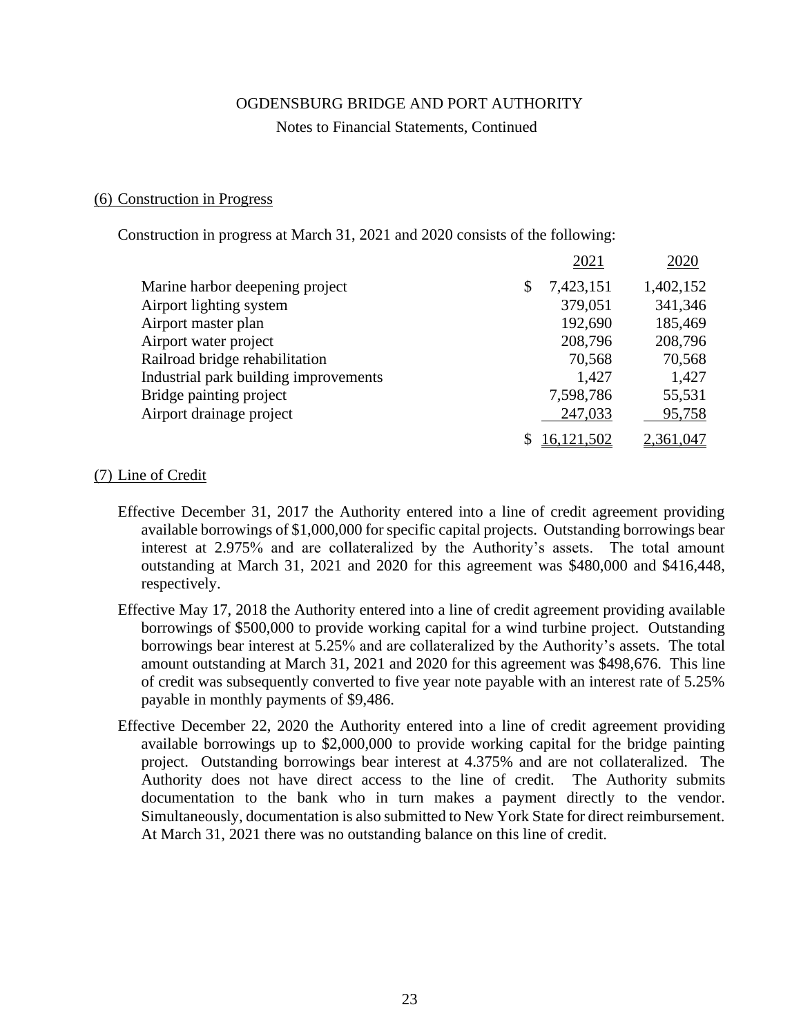### (6) Construction in Progress

Construction in progress at March 31, 2021 and 2020 consists of the following:

| | 2021 | 2020 |
|---|---|---|
| Marine harbor deepening project | $ 7,423,151 | 1,402,152 |
| Airport lighting system | 379,051 | 341,346 |
| Airport master plan | 192,690 | 185,469 |
| Airport water project | 208,796 | 208,796 |
| Railroad bridge rehabilitation | 70,568 | 70,568 |
| Industrial park building improvements | 1,427 | 1,427 |
| Bridge painting project | 7,598,786 | 55,531 |
| Airport drainage project | 247,033 | 95,758 |
| | $ 16,121,502 | 2,361,047 |

### (7) Line of Credit

Effective December 31, 2017 the Authority entered into a line of credit agreement providing available borrowings of $1,000,000 for specific capital projects. Outstanding borrowings bear interest at 2.975% and are collateralized by the Authority's assets. The total amount outstanding at March 31, 2021 and 2020 for this agreement was $480,000 and $416,448, respectively.

Effective May 17, 2018 the Authority entered into a line of credit agreement providing available borrowings of $500,000 to provide working capital for a wind turbine project. Outstanding borrowings bear interest at 5.25% and are collateralized by the Authority's assets. The total amount outstanding at March 31, 2021 and 2020 for this agreement was $498,676. This line of credit was subsequently converted to five year note payable with an interest rate of 5.25% payable in monthly payments of $9,486.

Effective December 22, 2020 the Authority entered into a line of credit agreement providing available borrowings up to $2,000,000 to provide working capital for the bridge painting project. Outstanding borrowings bear interest at 4.375% and are not collateralized. The Authority does not have direct access to the line of credit. The Authority submits documentation to the bank who in turn makes a payment directly to the vendor. Simultaneously, documentation is also submitted to New York State for direct reimbursement. At March 31, 2021 there was no outstanding balance on this line of credit.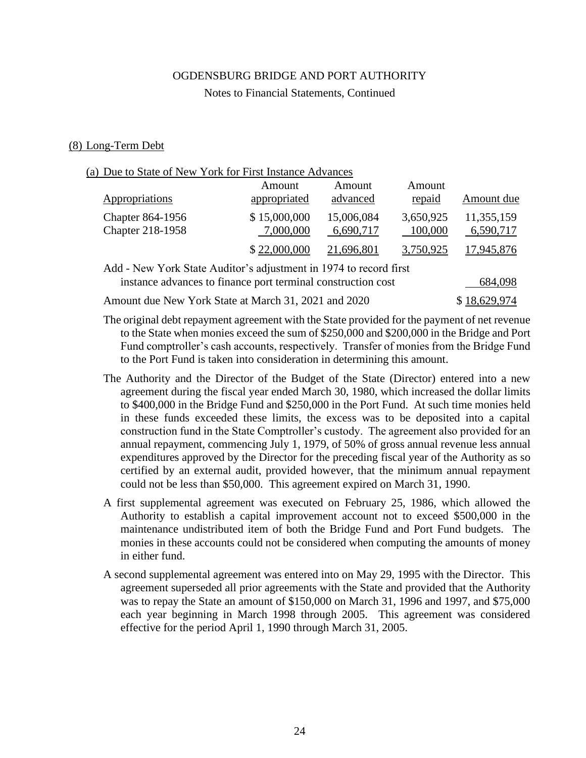OGDENSBURG BRIDGE AND PORT AUTHORITY

Notes to Financial Statements, Continued

## (8) Long-Term Debt

### (a) Due to State of New York for First Instance Advances

| Appropriations | Amount appropriated | Amount advanced | Amount repaid | Amount due |
|---|---|---|---|---|
| Chapter 864-1956 | $ 15,000,000 | 15,006,084 | 3,650,925 | 11,355,159 |
| Chapter 218-1958 | 7,000,000 | 6,690,717 | 100,000 | 6,590,717 |
| | $ 22,000,000 | 21,696,801 | 3,750,925 | 17,945,876 |
| Add - New York State Auditor's adjustment in 1974 to record first instance advances to finance port terminal construction cost | | | | 684,098 |
| Amount due New York State at March 31, 2021 and 2020 | | | | $ 18,629,974 |

The original debt repayment agreement with the State provided for the payment of net revenue to the State when monies exceed the sum of $250,000 and $200,000 in the Bridge and Port Fund comptroller's cash accounts, respectively. Transfer of monies from the Bridge Fund to the Port Fund is taken into consideration in determining this amount.

The Authority and the Director of the Budget of the State (Director) entered into a new agreement during the fiscal year ended March 30, 1980, which increased the dollar limits to $400,000 in the Bridge Fund and $250,000 in the Port Fund. At such time monies held in these funds exceeded these limits, the excess was to be deposited into a capital construction fund in the State Comptroller's custody. The agreement also provided for an annual repayment, commencing July 1, 1979, of 50% of gross annual revenue less annual expenditures approved by the Director for the preceding fiscal year of the Authority as so certified by an external audit, provided however, that the minimum annual repayment could not be less than $50,000. This agreement expired on March 31, 1990.

A first supplemental agreement was executed on February 25, 1986, which allowed the Authority to establish a capital improvement account not to exceed $500,000 in the maintenance undistributed item of both the Bridge Fund and Port Fund budgets. The monies in these accounts could not be considered when computing the amounts of money in either fund.

A second supplemental agreement was entered into on May 29, 1995 with the Director. This agreement superseded all prior agreements with the State and provided that the Authority was to repay the State an amount of $150,000 on March 31, 1996 and 1997, and $75,000 each year beginning in March 1998 through 2005. This agreement was considered effective for the period April 1, 1990 through March 31, 2005.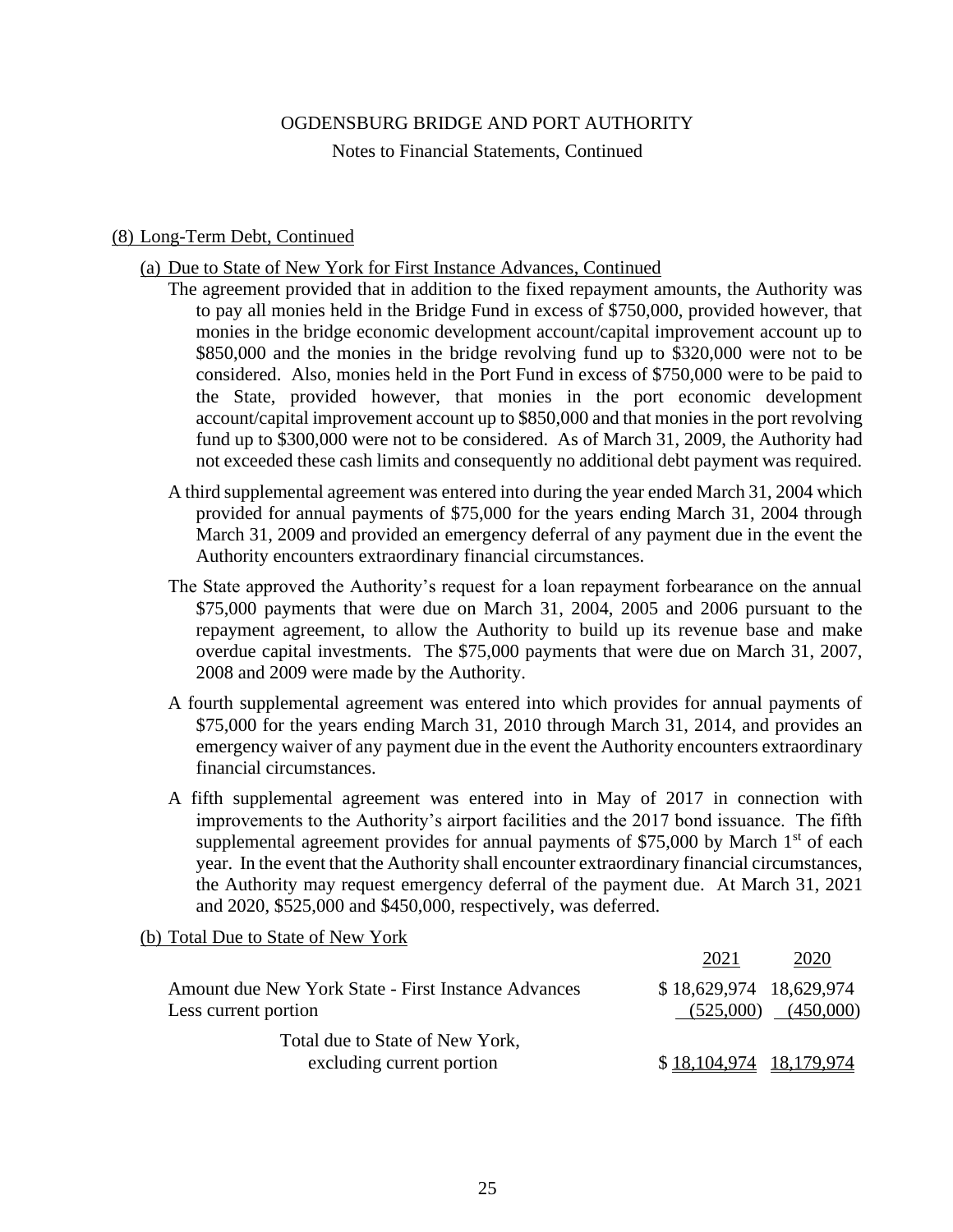# OGDENSBURG BRIDGE AND PORT AUTHORITY

Notes to Financial Statements, Continued

## (8) Long-Term Debt, Continued

### (a) Due to State of New York for First Instance Advances, Continued

The agreement provided that in addition to the fixed repayment amounts, the Authority was to pay all monies held in the Bridge Fund in excess of $750,000, provided however, that monies in the bridge economic development account/capital improvement account up to $850,000 and the monies in the bridge revolving fund up to $320,000 were not to be considered. Also, monies held in the Port Fund in excess of $750,000 were to be paid to the State, provided however, that monies in the port economic development account/capital improvement account up to $850,000 and that monies in the port revolving fund up to $300,000 were not to be considered. As of March 31, 2009, the Authority had not exceeded these cash limits and consequently no additional debt payment was required.

A third supplemental agreement was entered into during the year ended March 31, 2004 which provided for annual payments of $75,000 for the years ending March 31, 2004 through March 31, 2009 and provided an emergency deferral of any payment due in the event the Authority encounters extraordinary financial circumstances.

The State approved the Authority's request for a loan repayment forbearance on the annual $75,000 payments that were due on March 31, 2004, 2005 and 2006 pursuant to the repayment agreement, to allow the Authority to build up its revenue base and make overdue capital investments. The $75,000 payments that were due on March 31, 2007, 2008 and 2009 were made by the Authority.

A fourth supplemental agreement was entered into which provides for annual payments of $75,000 for the years ending March 31, 2010 through March 31, 2014, and provides an emergency waiver of any payment due in the event the Authority encounters extraordinary financial circumstances.

A fifth supplemental agreement was entered into in May of 2017 in connection with improvements to the Authority's airport facilities and the 2017 bond issuance. The fifth supplemental agreement provides for annual payments of $75,000 by March 1st of each year. In the event that the Authority shall encounter extraordinary financial circumstances, the Authority may request emergency deferral of the payment due. At March 31, 2021 and 2020, $525,000 and $450,000, respectively, was deferred.

### (b) Total Due to State of New York

| | 2021 | 2020 |
|---|---|---|
| Amount due New York State - First Instance Advances | $ 18,629,974 | 18,629,974 |
| Less current portion | (525,000) | (450,000) |
| Total due to State of New York, excluding current portion | $ 18,104,974 | 18,179,974 |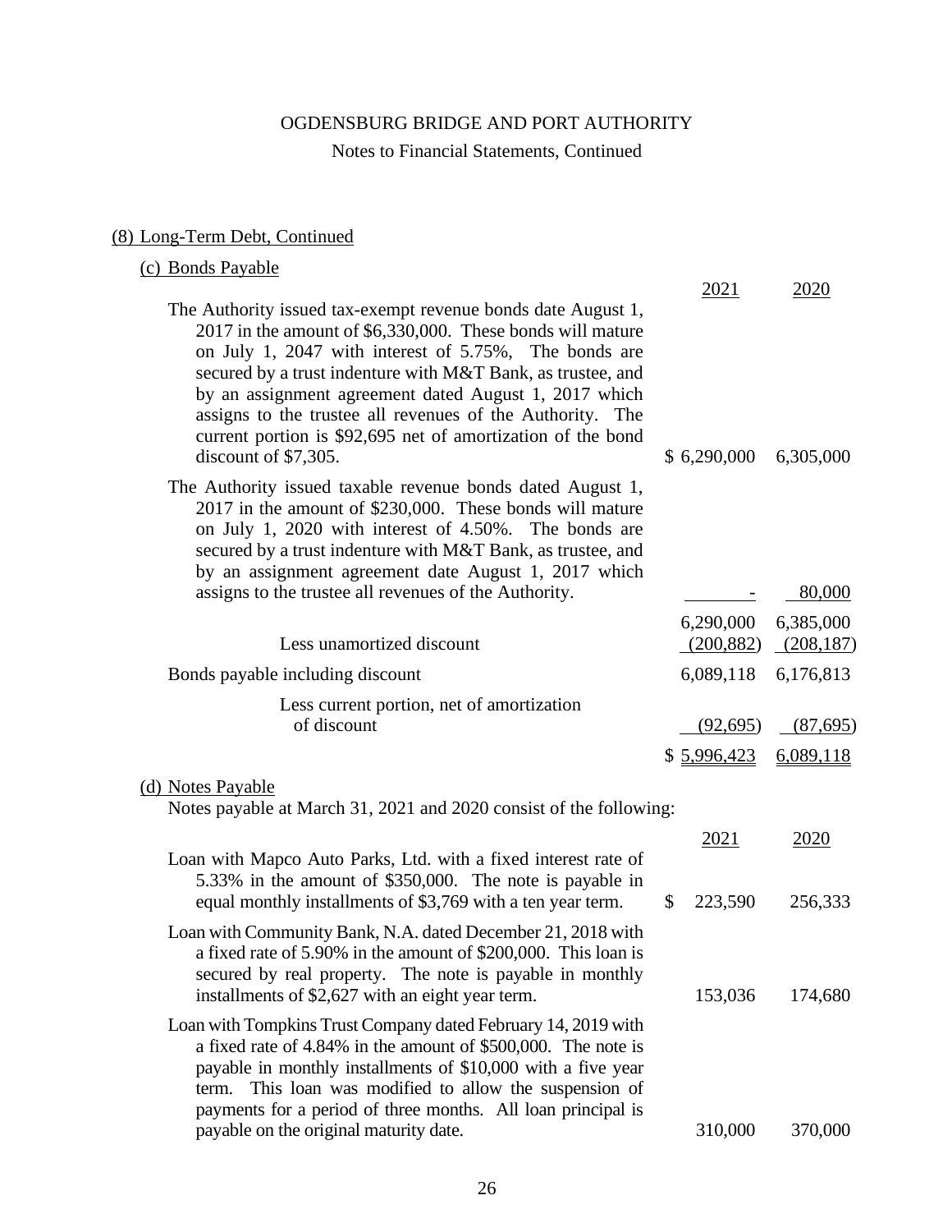OGDENSBURG BRIDGE AND PORT AUTHORITY

Notes to Financial Statements, Continued

## (8) Long-Term Debt, Continued

### (c) Bonds Payable

| | 2021 | 2020 |
|---|---|---|
| The Authority issued tax-exempt revenue bonds date August 1, 2017 in the amount of $6,330,000. These bonds will mature on July 1, 2047 with interest of 5.75%, The bonds are secured by a trust indenture with M&T Bank, as trustee, and by an assignment agreement dated August 1, 2017 which assigns to the trustee all revenues of the Authority. The current portion is $92,695 net of amortization of the bond discount of $7,305. | $ 6,290,000 | 6,305,000 |
| The Authority issued taxable revenue bonds dated August 1, 2017 in the amount of $230,000. These bonds will mature on July 1, 2020 with interest of 4.50%. The bonds are secured by a trust indenture with M&T Bank, as trustee, and by an assignment agreement date August 1, 2017 which assigns to the trustee all revenues of the Authority. | - | 80,000 |
| | 6,290,000 | 6,385,000 |
| Less unamortized discount | (200,882) | (208,187) |
| Bonds payable including discount | 6,089,118 | 6,176,813 |
| Less current portion, net of amortization of discount | (92,695) | (87,695) |
| | $ 5,996,423 | 6,089,118 |

### (d) Notes Payable

Notes payable at March 31, 2021 and 2020 consist of the following:

| | 2021 | 2020 |
|---|---|---|
| Loan with Mapco Auto Parks, Ltd. with a fixed interest rate of 5.33% in the amount of $350,000. The note is payable in equal monthly installments of $3,769 with a ten year term. | $ 223,590 | 256,333 |
| Loan with Community Bank, N.A. dated December 21, 2018 with a fixed rate of 5.90% in the amount of $200,000. This loan is secured by real property. The note is payable in monthly installments of $2,627 with an eight year term. | 153,036 | 174,680 |
| Loan with Tompkins Trust Company dated February 14, 2019 with a fixed rate of 4.84% in the amount of $500,000. The note is payable in monthly installments of $10,000 with a five year term. This loan was modified to allow the suspension of payments for a period of three months. All loan principal is payable on the original maturity date. | 310,000 | 370,000 |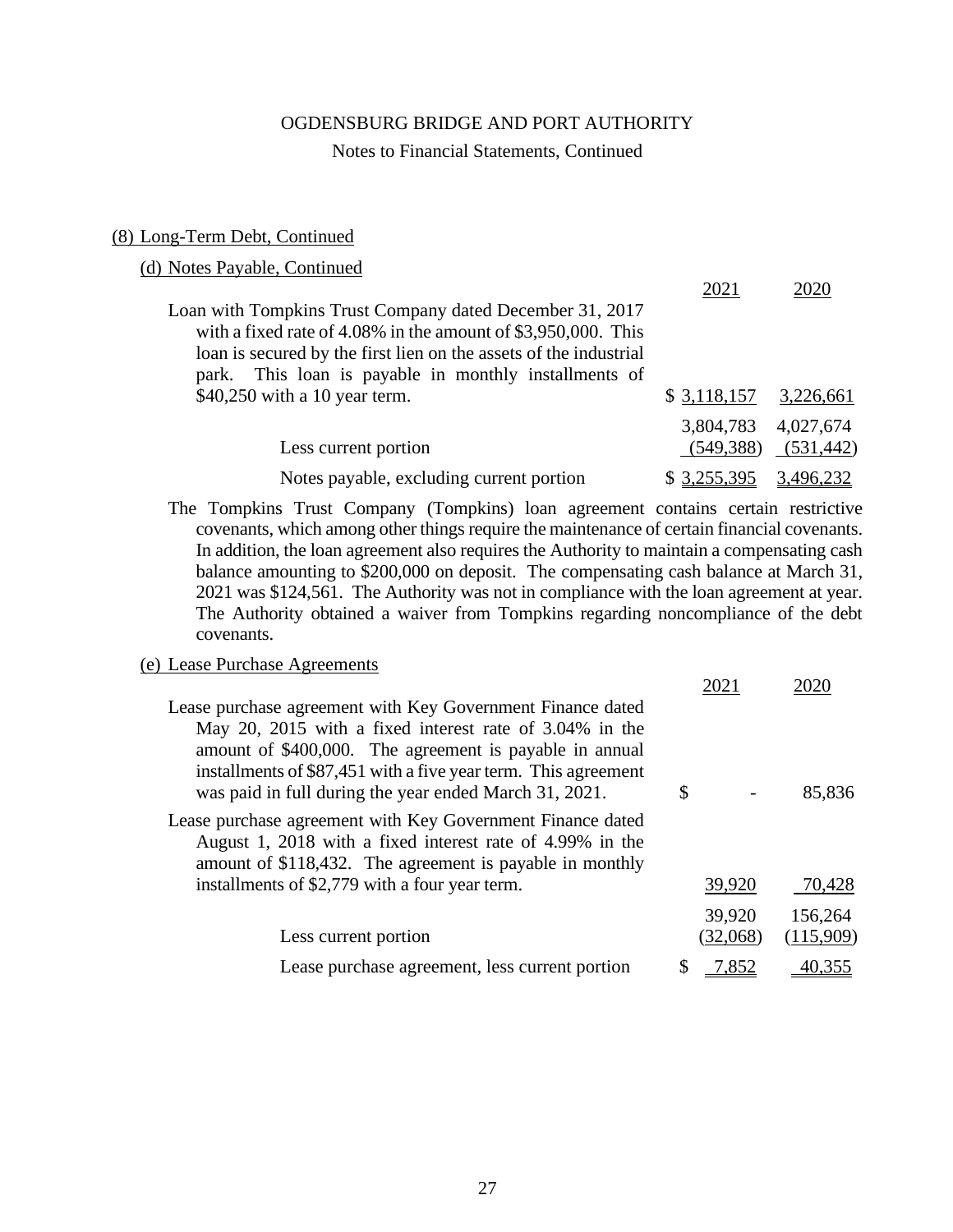OGDENSBURG BRIDGE AND PORT AUTHORITY

Notes to Financial Statements, Continued

(8) Long-Term Debt, Continued

(d) Notes Payable, Continued

| | 2021 | 2020 |
|---|---|---|
| Loan with Tompkins Trust Company dated December 31, 2017 with a fixed rate of 4.08% in the amount of $3,950,000. This loan is secured by the first lien on the assets of the industrial park. This loan is payable in monthly installments of $40,250 with a 10 year term. | $ 3,118,157 | 3,226,661 |
| | 3,804,783 | 4,027,674 |
| Less current portion | (549,388) | (531,442) |
| Notes payable, excluding current portion | $ 3,255,395 | 3,496,232 |

The Tompkins Trust Company (Tompkins) loan agreement contains certain restrictive covenants, which among other things require the maintenance of certain financial covenants. In addition, the loan agreement also requires the Authority to maintain a compensating cash balance amounting to $200,000 on deposit. The compensating cash balance at March 31, 2021 was $124,561. The Authority was not in compliance with the loan agreement at year. The Authority obtained a waiver from Tompkins regarding noncompliance of the debt covenants.

(e) Lease Purchase Agreements

| | 2021 | 2020 |
|---|---|---|
| Lease purchase agreement with Key Government Finance dated May 20, 2015 with a fixed interest rate of 3.04% in the amount of $400,000. The agreement is payable in annual installments of $87,451 with a five year term. This agreement was paid in full during the year ended March 31, 2021. | $ - | 85,836 |
| Lease purchase agreement with Key Government Finance dated August 1, 2018 with a fixed interest rate of 4.99% in the amount of $118,432. The agreement is payable in monthly installments of $2,779 with a four year term. | 39,920 | 70,428 |
| | 39,920 | 156,264 |
| Less current portion | (32,068) | (115,909) |
| Lease purchase agreement, less current portion | $ 7,852 | 40,355 |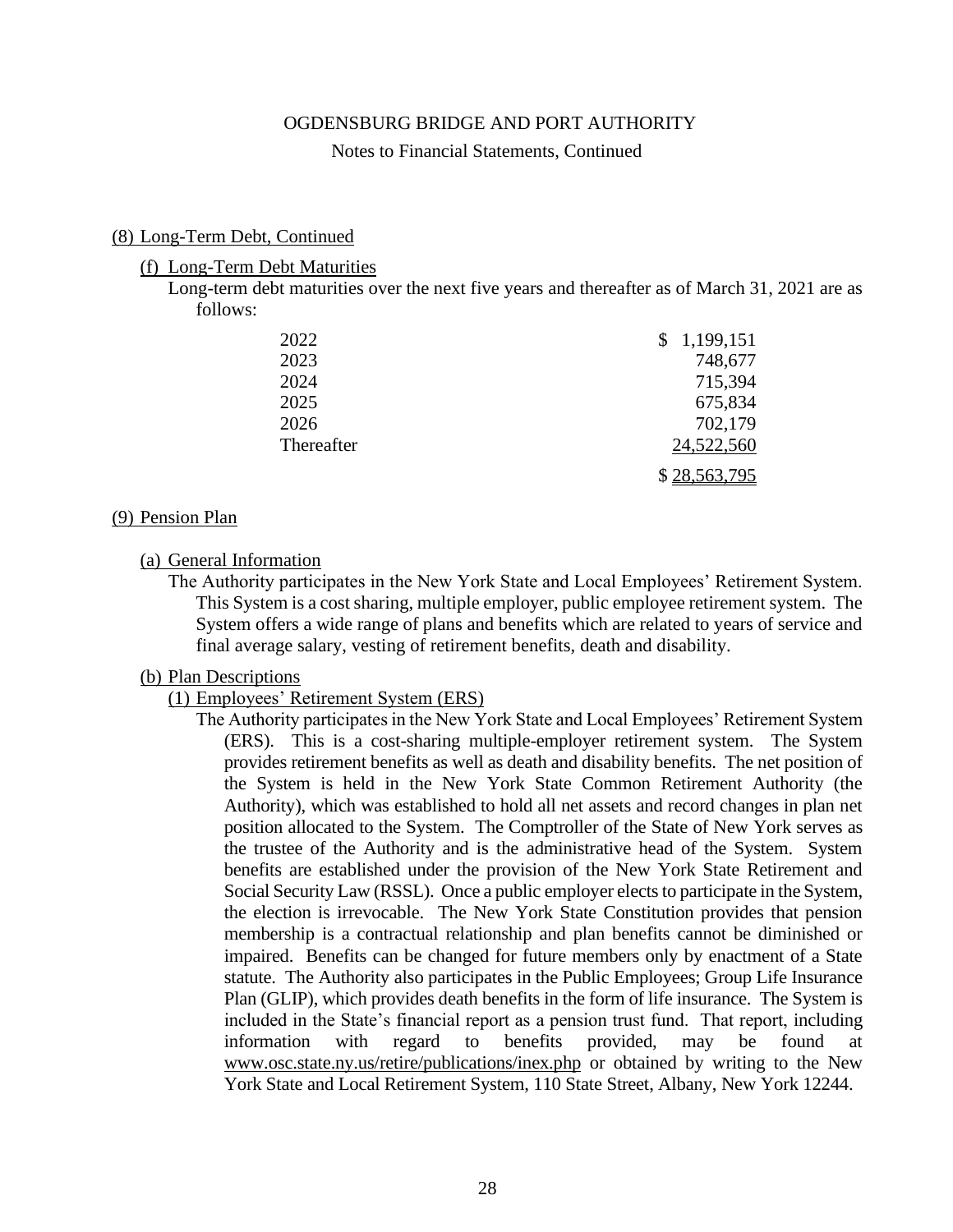OGDENSBURG BRIDGE AND PORT AUTHORITY

Notes to Financial Statements, Continued

## (8) Long-Term Debt, Continued

### (f) Long-Term Debt Maturities

Long-term debt maturities over the next five years and thereafter as of March 31, 2021 are as follows:

| | |
|---|---|
| 2022 | $ 1,199,151 |
| 2023 | 748,677 |
| 2024 | 715,394 |
| 2025 | 675,834 |
| 2026 | 702,179 |
| Thereafter | 24,522,560 |
| | $ 28,563,795 |

## (9) Pension Plan

### (a) General Information

The Authority participates in the New York State and Local Employees' Retirement System. This System is a cost sharing, multiple employer, public employee retirement system. The System offers a wide range of plans and benefits which are related to years of service and final average salary, vesting of retirement benefits, death and disability.

### (b) Plan Descriptions

#### (1) Employees' Retirement System (ERS)

The Authority participates in the New York State and Local Employees' Retirement System (ERS). This is a cost-sharing multiple-employer retirement system. The System provides retirement benefits as well as death and disability benefits. The net position of the System is held in the New York State Common Retirement Authority (the Authority), which was established to hold all net assets and record changes in plan net position allocated to the System. The Comptroller of the State of New York serves as the trustee of the Authority and is the administrative head of the System. System benefits are established under the provision of the New York State Retirement and Social Security Law (RSSL). Once a public employer elects to participate in the System, the election is irrevocable. The New York State Constitution provides that pension membership is a contractual relationship and plan benefits cannot be diminished or impaired. Benefits can be changed for future members only by enactment of a State statute. The Authority also participates in the Public Employees; Group Life Insurance Plan (GLIP), which provides death benefits in the form of life insurance. The System is included in the State's financial report as a pension trust fund. That report, including information with regard to benefits provided, may be found at www.osc.state.ny.us/retire/publications/inex.php or obtained by writing to the New York State and Local Retirement System, 110 State Street, Albany, New York 12244.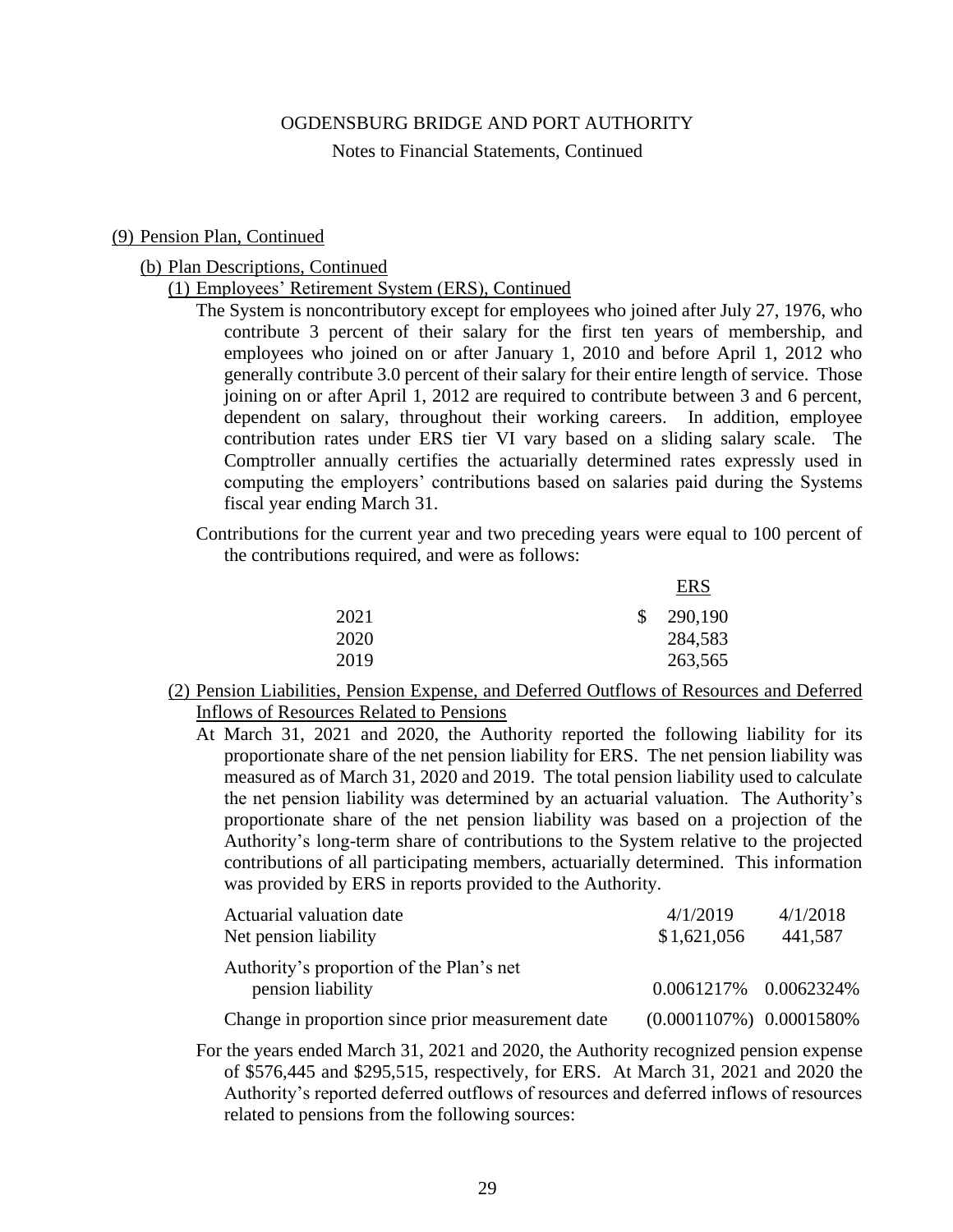OGDENSBURG BRIDGE AND PORT AUTHORITY

Notes to Financial Statements, Continued

(9) Pension Plan, Continued

(b) Plan Descriptions, Continued

(1) Employees' Retirement System (ERS), Continued

The System is noncontributory except for employees who joined after July 27, 1976, who contribute 3 percent of their salary for the first ten years of membership, and employees who joined on or after January 1, 2010 and before April 1, 2012 who generally contribute 3.0 percent of their salary for their entire length of service. Those joining on or after April 1, 2012 are required to contribute between 3 and 6 percent, dependent on salary, throughout their working careers. In addition, employee contribution rates under ERS tier VI vary based on a sliding salary scale. The Comptroller annually certifies the actuarially determined rates expressly used in computing the employers' contributions based on salaries paid during the Systems fiscal year ending March 31.

Contributions for the current year and two preceding years were equal to 100 percent of the contributions required, and were as follows:

| | ERS |
|---|---|
| 2021 | $ 290,190 |
| 2020 | 284,583 |
| 2019 | 263,565 |

(2) Pension Liabilities, Pension Expense, and Deferred Outflows of Resources and Deferred Inflows of Resources Related to Pensions

At March 31, 2021 and 2020, the Authority reported the following liability for its proportionate share of the net pension liability for ERS. The net pension liability was measured as of March 31, 2020 and 2019. The total pension liability used to calculate the net pension liability was determined by an actuarial valuation. The Authority's proportionate share of the net pension liability was based on a projection of the Authority's long-term share of contributions to the System relative to the projected contributions of all participating members, actuarially determined. This information was provided by ERS in reports provided to the Authority.

| | | |
|---|---|---|
| Actuarial valuation date | 4/1/2019 | 4/1/2018 |
| Net pension liability | $1,621,056 | 441,587 |
| Authority's proportion of the Plan's net pension liability | 0.0061217% | 0.0062324% |
| Change in proportion since prior measurement date | (0.0001107%) | 0.0001580% |

For the years ended March 31, 2021 and 2020, the Authority recognized pension expense of $576,445 and $295,515, respectively, for ERS. At March 31, 2021 and 2020 the Authority's reported deferred outflows of resources and deferred inflows of resources related to pensions from the following sources: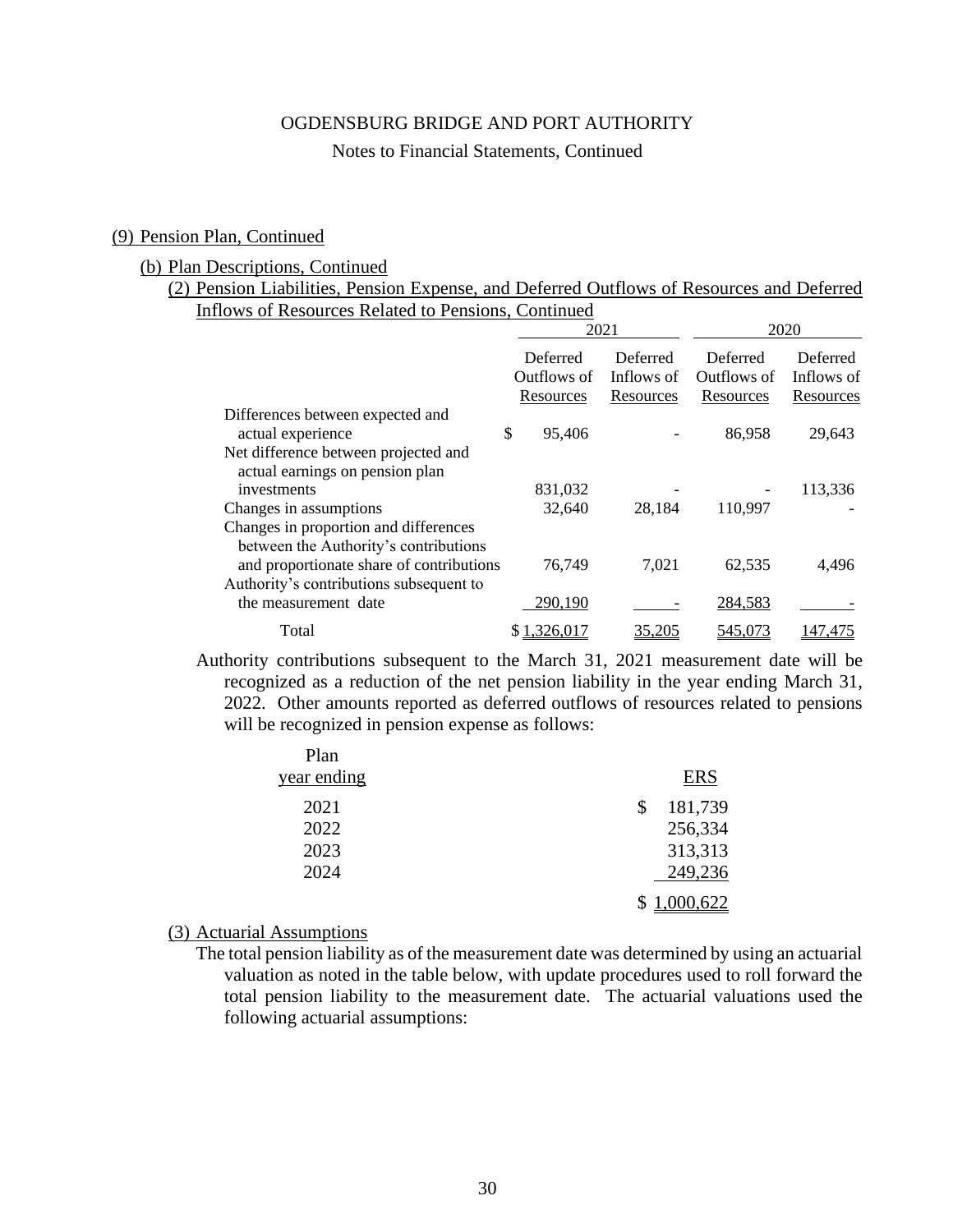OGDENSBURG BRIDGE AND PORT AUTHORITY

Notes to Financial Statements, Continued

(9) Pension Plan, Continued

(b) Plan Descriptions, Continued

(2) Pension Liabilities, Pension Expense, and Deferred Outflows of Resources and Deferred Inflows of Resources Related to Pensions, Continued

| | 2021 | | 2020 | |
|---|---|---|---|---|
| | Deferred Outflows of Resources | Deferred Inflows of Resources | Deferred Outflows of Resources | Deferred Inflows of Resources |
| Differences between expected and actual experience | $ 95,406 | - | 86,958 | 29,643 |
| Net difference between projected and actual earnings on pension plan investments | 831,032 | - | - | 113,336 |
| Changes in assumptions | 32,640 | 28,184 | 110,997 | - |
| Changes in proportion and differences between the Authority's contributions and proportionate share of contributions | 76,749 | 7,021 | 62,535 | 4,496 |
| Authority's contributions subsequent to the measurement date | 290,190 | - | 284,583 | - |
| Total | $ 1,326,017 | 35,205 | 545,073 | 147,475 |

Authority contributions subsequent to the March 31, 2021 measurement date will be recognized as a reduction of the net pension liability in the year ending March 31, 2022. Other amounts reported as deferred outflows of resources related to pensions will be recognized in pension expense as follows:

| Plan year ending | ERS |
|---|---|
| 2021 | $ 181,739 |
| 2022 | 256,334 |
| 2023 | 313,313 |
| 2024 | 249,236 |
| | $ 1,000,622 |

(3) Actuarial Assumptions

The total pension liability as of the measurement date was determined by using an actuarial valuation as noted in the table below, with update procedures used to roll forward the total pension liability to the measurement date. The actuarial valuations used the following actuarial assumptions: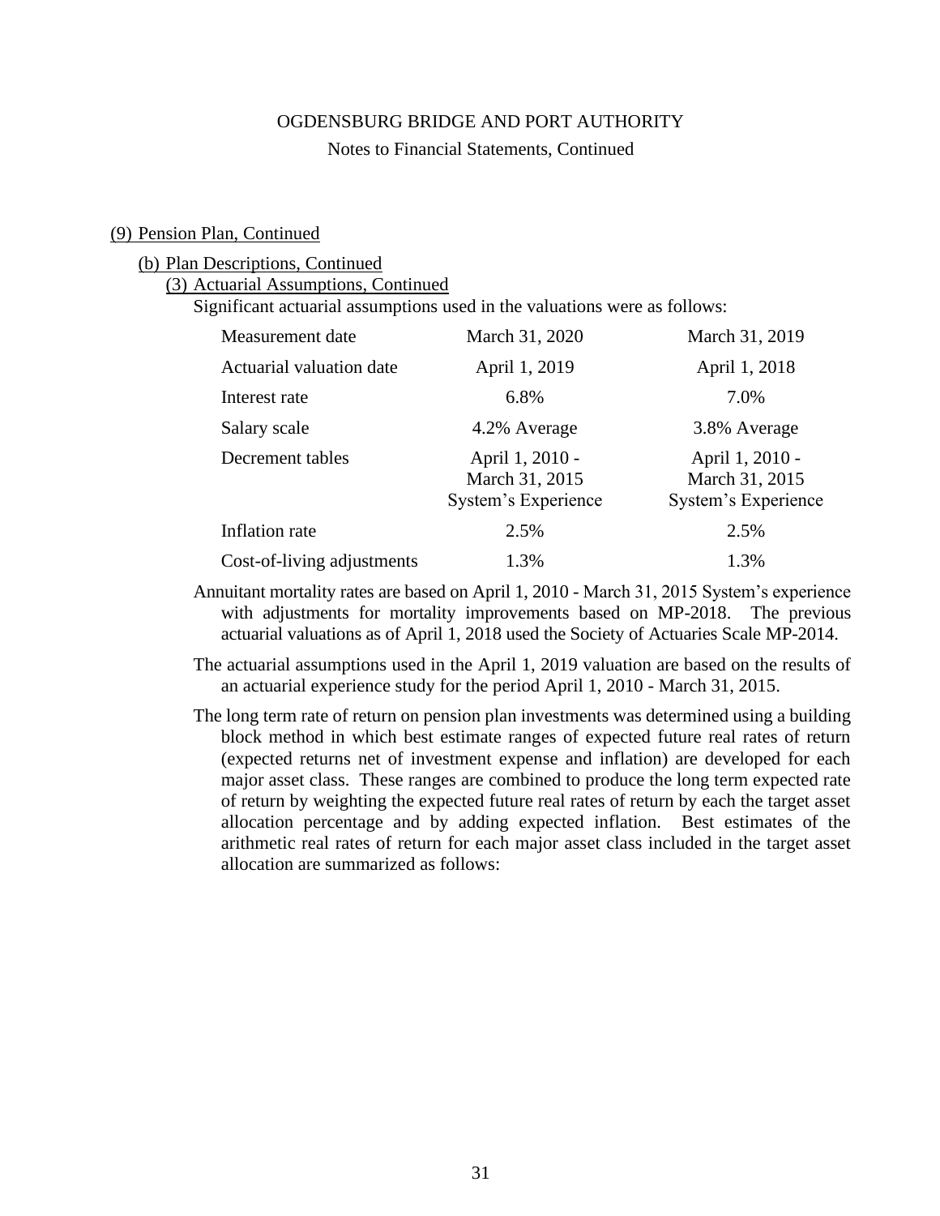OGDENSBURG BRIDGE AND PORT AUTHORITY

Notes to Financial Statements, Continued

(9) Pension Plan, Continued

(b) Plan Descriptions, Continued

(3) Actuarial Assumptions, Continued

Significant actuarial assumptions used in the valuations were as follows:

| | | |
|---|---|---|
| Measurement date | March 31, 2020 | March 31, 2019 |
| Actuarial valuation date | April 1, 2019 | April 1, 2018 |
| Interest rate | 6.8% | 7.0% |
| Salary scale | 4.2% Average | 3.8% Average |
| Decrement tables | April 1, 2010 - March 31, 2015 System's Experience | April 1, 2010 - March 31, 2015 System's Experience |
| Inflation rate | 2.5% | 2.5% |
| Cost-of-living adjustments | 1.3% | 1.3% |

Annuitant mortality rates are based on April 1, 2010 - March 31, 2015 System's experience with adjustments for mortality improvements based on MP-2018. The previous actuarial valuations as of April 1, 2018 used the Society of Actuaries Scale MP-2014.

The actuarial assumptions used in the April 1, 2019 valuation are based on the results of an actuarial experience study for the period April 1, 2010 - March 31, 2015.

The long term rate of return on pension plan investments was determined using a building block method in which best estimate ranges of expected future real rates of return (expected returns net of investment expense and inflation) are developed for each major asset class. These ranges are combined to produce the long term expected rate of return by weighting the expected future real rates of return by each the target asset allocation percentage and by adding expected inflation. Best estimates of the arithmetic real rates of return for each major asset class included in the target asset allocation are summarized as follows: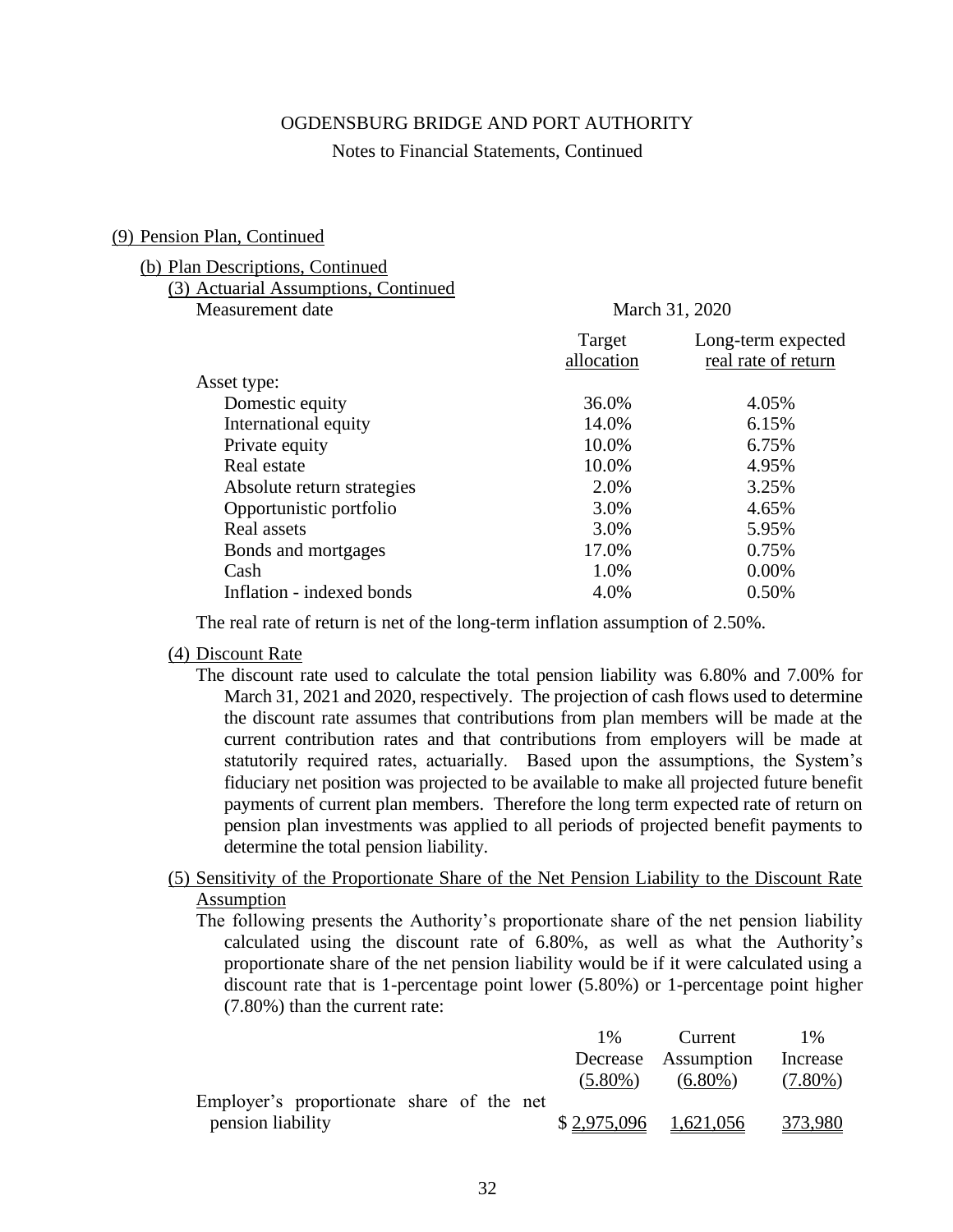OGDENSBURG BRIDGE AND PORT AUTHORITY

Notes to Financial Statements, Continued

## (9) Pension Plan, Continued

### (b) Plan Descriptions, Continued

#### (3) Actuarial Assumptions, Continued

| Measurement date | March 31, 2020 | |
|---|---|---|
| | Target allocation | Long-term expected real rate of return |
| Asset type: | | |
| Domestic equity | 36.0% | 4.05% |
| International equity | 14.0% | 6.15% |
| Private equity | 10.0% | 6.75% |
| Real estate | 10.0% | 4.95% |
| Absolute return strategies | 2.0% | 3.25% |
| Opportunistic portfolio | 3.0% | 4.65% |
| Real assets | 3.0% | 5.95% |
| Bonds and mortgages | 17.0% | 0.75% |
| Cash | 1.0% | 0.00% |
| Inflation - indexed bonds | 4.0% | 0.50% |

The real rate of return is net of the long-term inflation assumption of 2.50%.

#### (4) Discount Rate

The discount rate used to calculate the total pension liability was 6.80% and 7.00% for March 31, 2021 and 2020, respectively. The projection of cash flows used to determine the discount rate assumes that contributions from plan members will be made at the current contribution rates and that contributions from employers will be made at statutorily required rates, actuarially. Based upon the assumptions, the System's fiduciary net position was projected to be available to make all projected future benefit payments of current plan members. Therefore the long term expected rate of return on pension plan investments was applied to all periods of projected benefit payments to determine the total pension liability.

#### (5) Sensitivity of the Proportionate Share of the Net Pension Liability to the Discount Rate Assumption

The following presents the Authority's proportionate share of the net pension liability calculated using the discount rate of 6.80%, as well as what the Authority's proportionate share of the net pension liability would be if it were calculated using a discount rate that is 1-percentage point lower (5.80%) or 1-percentage point higher (7.80%) than the current rate:

| | 1% Decrease (5.80%) | Current Assumption (6.80%) | 1% Increase (7.80%) |
|---|---|---|---|
| Employer's proportionate share of the net pension liability | $ 2,975,096 | 1,621,056 | 373,980 |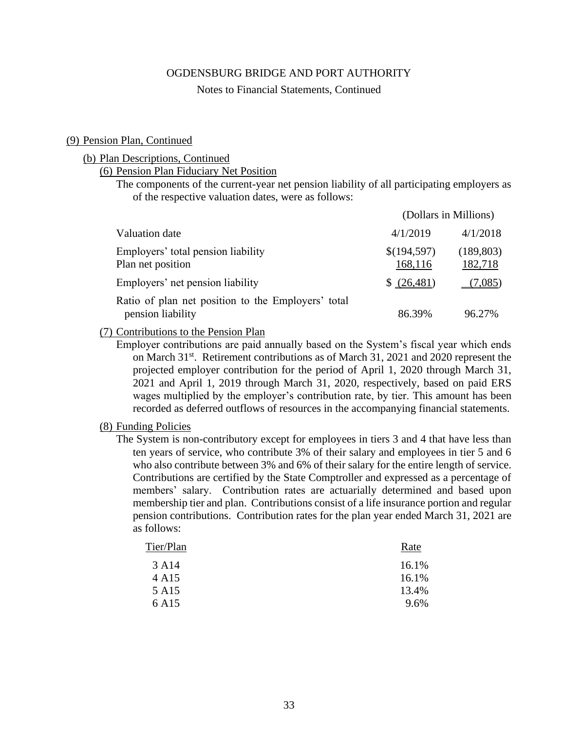OGDENSBURG BRIDGE AND PORT AUTHORITY

Notes to Financial Statements, Continued

## (9) Pension Plan, Continued

### (b) Plan Descriptions, Continued

#### (6) Pension Plan Fiduciary Net Position

The components of the current-year net pension liability of all participating employers as of the respective valuation dates, were as follows:

| | (Dollars in Millions) | |
|---|---|---|
| Valuation date | 4/1/2019 | 4/1/2018 |
| Employers' total pension liability | $(194,597) | (189,803) |
| Plan net position | 168,116 | 182,718 |
| Employers' net pension liability | $ (26,481) | (7,085) |
| Ratio of plan net position to the Employers' total pension liability | 86.39% | 96.27% |

#### (7) Contributions to the Pension Plan

Employer contributions are paid annually based on the System's fiscal year which ends on March 31st. Retirement contributions as of March 31, 2021 and 2020 represent the projected employer contribution for the period of April 1, 2020 through March 31, 2021 and April 1, 2019 through March 31, 2020, respectively, based on paid ERS wages multiplied by the employer's contribution rate, by tier. This amount has been recorded as deferred outflows of resources in the accompanying financial statements.

#### (8) Funding Policies

The System is non-contributory except for employees in tiers 3 and 4 that have less than ten years of service, who contribute 3% of their salary and employees in tier 5 and 6 who also contribute between 3% and 6% of their salary for the entire length of service. Contributions are certified by the State Comptroller and expressed as a percentage of members' salary. Contribution rates are actuarially determined and based upon membership tier and plan. Contributions consist of a life insurance portion and regular pension contributions. Contribution rates for the plan year ended March 31, 2021 are as follows:

| Tier/Plan | Rate |
|---|---|
| 3 A14 | 16.1% |
| 4 A15 | 16.1% |
| 5 A15 | 13.4% |
| 6 A15 | 9.6% |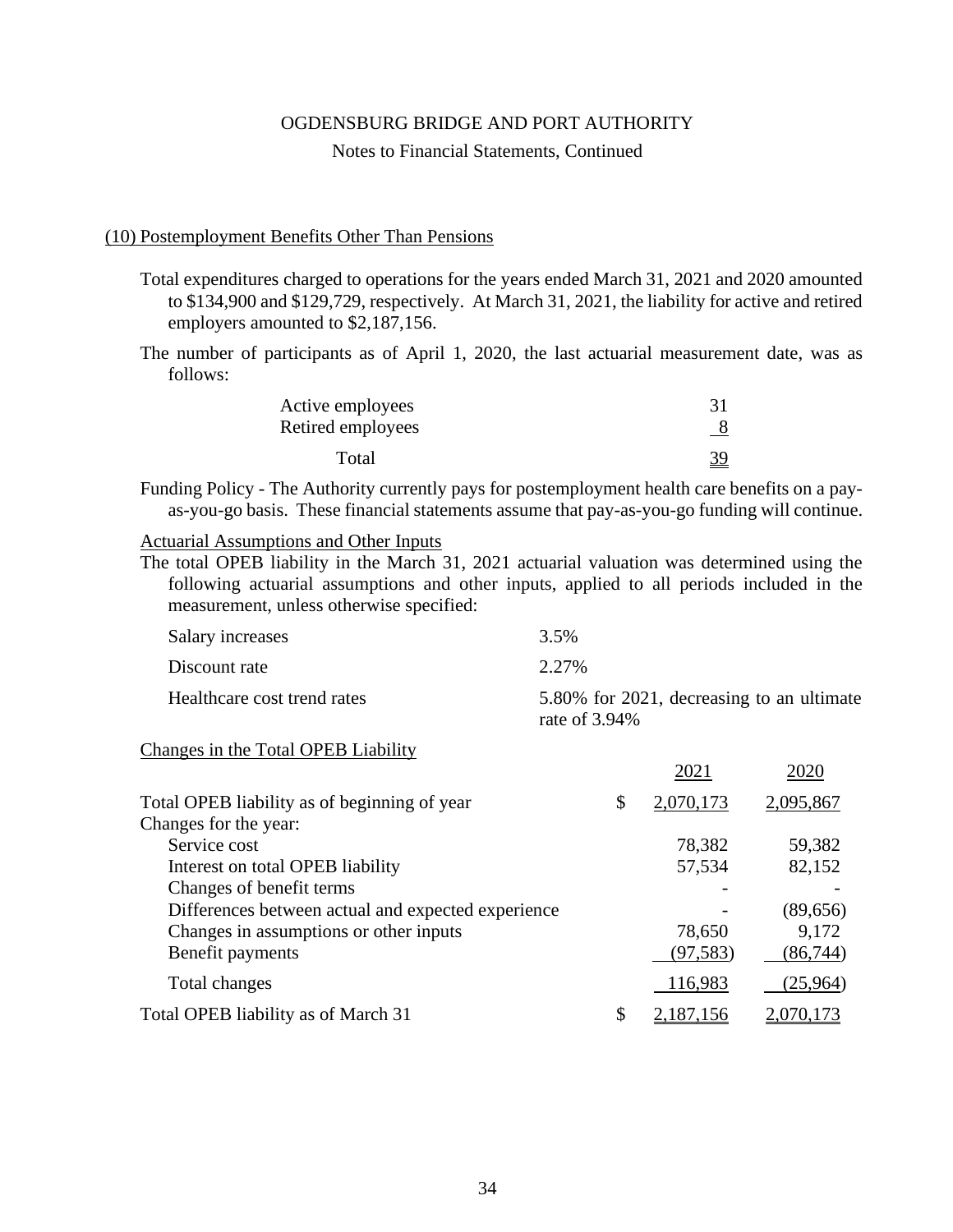OGDENSBURG BRIDGE AND PORT AUTHORITY

Notes to Financial Statements, Continued

## (10) Postemployment Benefits Other Than Pensions

Total expenditures charged to operations for the years ended March 31, 2021 and 2020 amounted to $134,900 and $129,729, respectively. At March 31, 2021, the liability for active and retired employers amounted to $2,187,156.

The number of participants as of April 1, 2020, the last actuarial measurement date, was as follows:

| | |
|---|---|
| Active employees | 31 |
| Retired employees | 8 |
| Total | 39 |

Funding Policy - The Authority currently pays for postemployment health care benefits on a pay-as-you-go basis. These financial statements assume that pay-as-you-go funding will continue.

### Actuarial Assumptions and Other Inputs

The total OPEB liability in the March 31, 2021 actuarial valuation was determined using the following actuarial assumptions and other inputs, applied to all periods included in the measurement, unless otherwise specified:

| | |
|---|---|
| Salary increases | 3.5% |
| Discount rate | 2.27% |
| Healthcare cost trend rates | 5.80% for 2021, decreasing to an ultimate rate of 3.94% |

### Changes in the Total OPEB Liability

| | | 2021 | 2020 |
|---|---|---|---|
| Total OPEB liability as of beginning of year | $ | 2,070,173 | 2,095,867 |
| Changes for the year: | | | |
| Service cost | | 78,382 | 59,382 |
| Interest on total OPEB liability | | 57,534 | 82,152 |
| Changes of benefit terms | | - | - |
| Differences between actual and expected experience | | - | (89,656) |
| Changes in assumptions or other inputs | | 78,650 | 9,172 |
| Benefit payments | | (97,583) | (86,744) |
| Total changes | | 116,983 | (25,964) |
| Total OPEB liability as of March 31 | $ | 2,187,156 | 2,070,173 |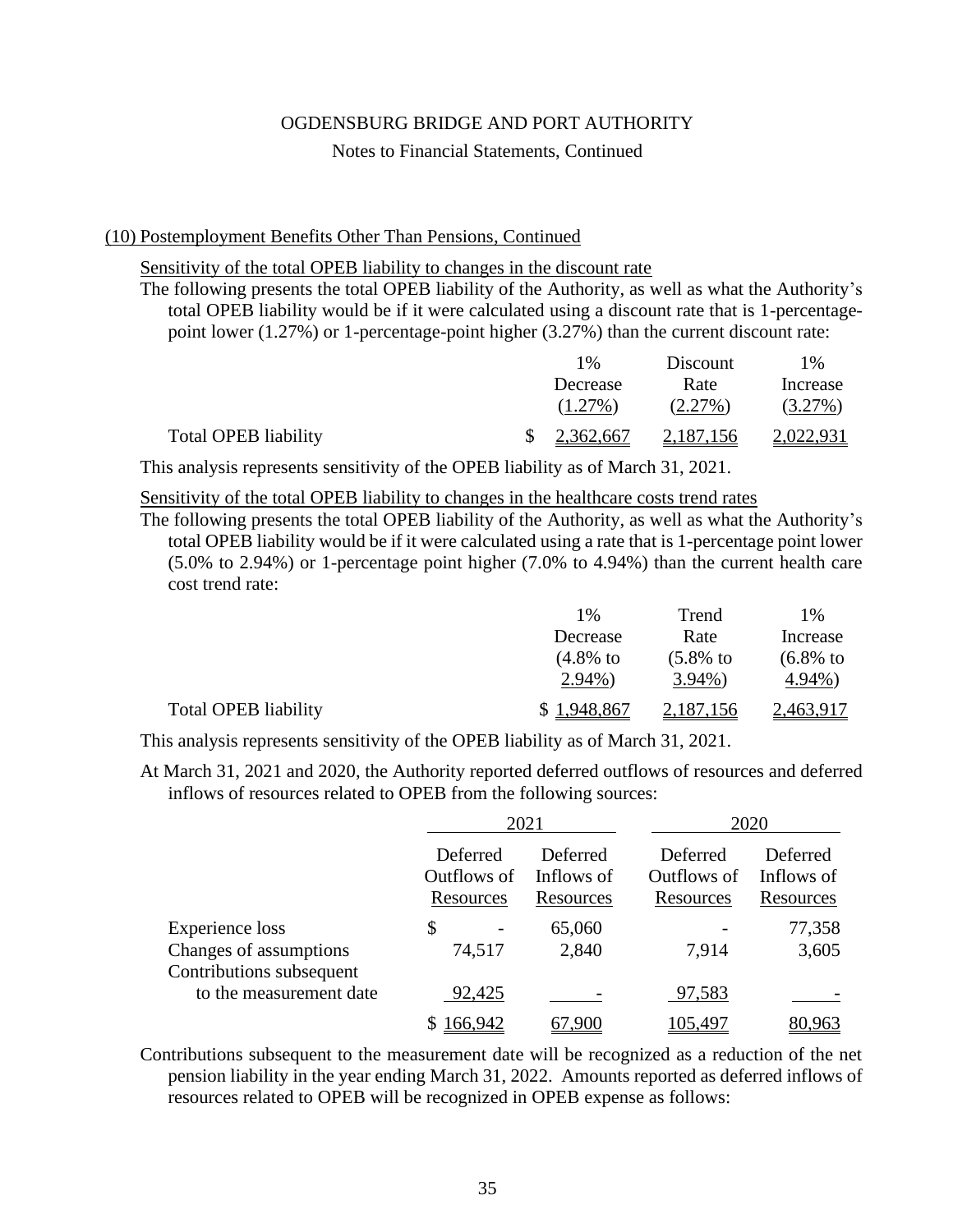OGDENSBURG BRIDGE AND PORT AUTHORITY

Notes to Financial Statements, Continued

(10) Postemployment Benefits Other Than Pensions, Continued

Sensitivity of the total OPEB liability to changes in the discount rate

The following presents the total OPEB liability of the Authority, as well as what the Authority's total OPEB liability would be if it were calculated using a discount rate that is 1-percentage-point lower (1.27%) or 1-percentage-point higher (3.27%) than the current discount rate:

| | 1% Decrease (1.27%) | Discount Rate (2.27%) | 1% Increase (3.27%) |
|---|---|---|---|
| Total OPEB liability | $ 2,362,667 | 2,187,156 | 2,022,931 |

This analysis represents sensitivity of the OPEB liability as of March 31, 2021.

Sensitivity of the total OPEB liability to changes in the healthcare costs trend rates

The following presents the total OPEB liability of the Authority, as well as what the Authority's total OPEB liability would be if it were calculated using a rate that is 1-percentage point lower (5.0% to 2.94%) or 1-percentage point higher (7.0% to 4.94%) than the current health care cost trend rate:

| | 1% Decrease (4.8% to 2.94%) | Trend Rate (5.8% to 3.94%) | 1% Increase (6.8% to 4.94%) |
|---|---|---|---|
| Total OPEB liability | $ 1,948,867 | 2,187,156 | 2,463,917 |

This analysis represents sensitivity of the OPEB liability as of March 31, 2021.

At March 31, 2021 and 2020, the Authority reported deferred outflows of resources and deferred inflows of resources related to OPEB from the following sources:

| | 2021 | | 2020 | |
|---|---|---|---|---|
| | Deferred Outflows of Resources | Deferred Inflows of Resources | Deferred Outflows of Resources | Deferred Inflows of Resources |
| Experience loss | $ - | 65,060 | - | 77,358 |
| Changes of assumptions | 74,517 | 2,840 | 7,914 | 3,605 |
| Contributions subsequent to the measurement date | 92,425 | - | 97,583 | - |
| | $ 166,942 | 67,900 | 105,497 | 80,963 |

Contributions subsequent to the measurement date will be recognized as a reduction of the net pension liability in the year ending March 31, 2022. Amounts reported as deferred inflows of resources related to OPEB will be recognized in OPEB expense as follows: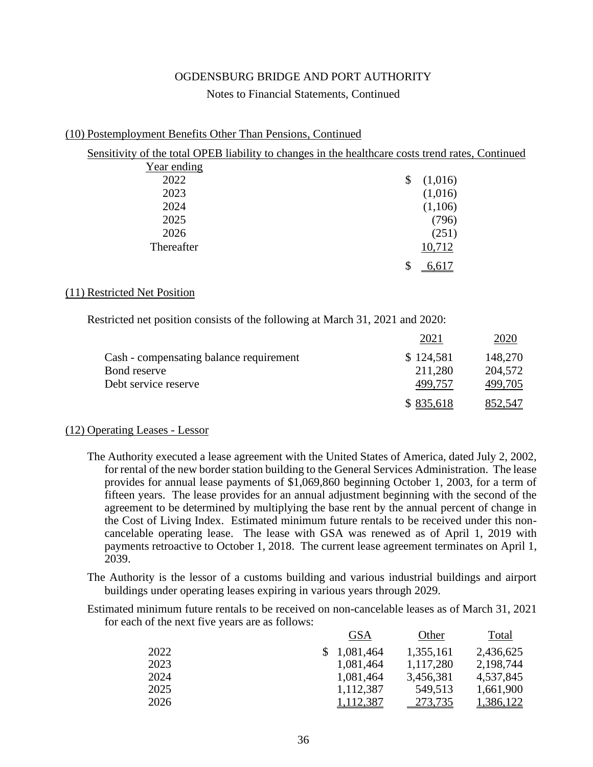# OGDENSBURG BRIDGE AND PORT AUTHORITY

Notes to Financial Statements, Continued

## (10) Postemployment Benefits Other Than Pensions, Continued

Sensitivity of the total OPEB liability to changes in the healthcare costs trend rates, Continued

| Year ending | |
|---|---|
| 2022 | $ (1,016) |
| 2023 | (1,016) |
| 2024 | (1,106) |
| 2025 | (796) |
| 2026 | (251) |
| Thereafter | 10,712 |
| | $ 6,617 |

## (11) Restricted Net Position

Restricted net position consists of the following at March 31, 2021 and 2020:

| | 2021 | 2020 |
|---|---|---|
| Cash - compensating balance requirement | $ 124,581 | 148,270 |
| Bond reserve | 211,280 | 204,572 |
| Debt service reserve | 499,757 | 499,705 |
| | $ 835,618 | 852,547 |

## (12) Operating Leases - Lessor

The Authority executed a lease agreement with the United States of America, dated July 2, 2002, for rental of the new border station building to the General Services Administration. The lease provides for annual lease payments of $1,069,860 beginning October 1, 2003, for a term of fifteen years. The lease provides for an annual adjustment beginning with the second of the agreement to be determined by multiplying the base rent by the annual percent of change in the Cost of Living Index. Estimated minimum future rentals to be received under this non-cancelable operating lease. The lease with GSA was renewed as of April 1, 2019 with payments retroactive to October 1, 2018. The current lease agreement terminates on April 1, 2039.

The Authority is the lessor of a customs building and various industrial buildings and airport buildings under operating leases expiring in various years through 2029.

Estimated minimum future rentals to be received on non-cancelable leases as of March 31, 2021 for each of the next five years are as follows:

| | GSA | Other | Total |
|---|---|---|---|
| 2022 | $ 1,081,464 | 1,355,161 | 2,436,625 |
| 2023 | 1,081,464 | 1,117,280 | 2,198,744 |
| 2024 | 1,081,464 | 3,456,381 | 4,537,845 |
| 2025 | 1,112,387 | 549,513 | 1,661,900 |
| 2026 | 1,112,387 | 273,735 | 1,386,122 |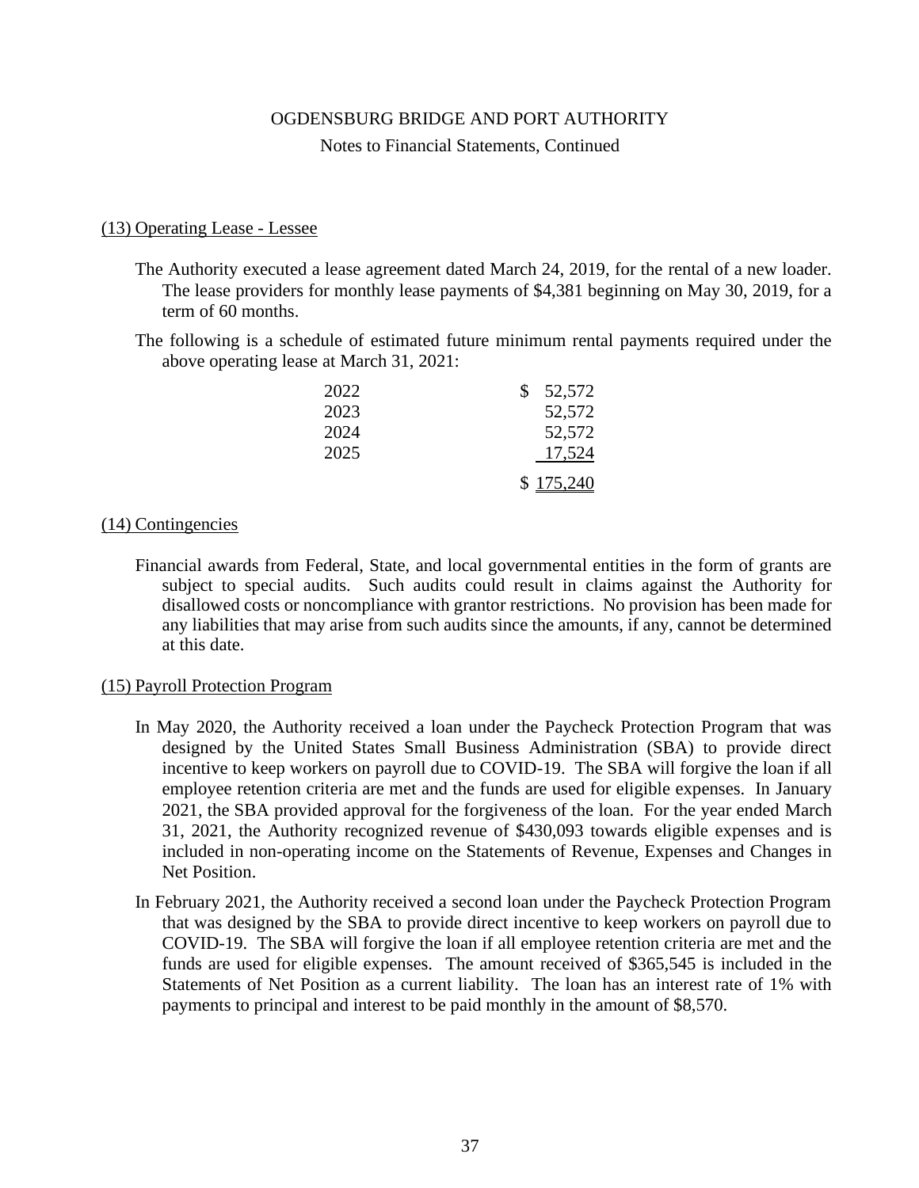OGDENSBURG BRIDGE AND PORT AUTHORITY

Notes to Financial Statements, Continued

(13) Operating Lease - Lessee

The Authority executed a lease agreement dated March 24, 2019, for the rental of a new loader. The lease providers for monthly lease payments of $4,381 beginning on May 30, 2019, for a term of 60 months.

The following is a schedule of estimated future minimum rental payments required under the above operating lease at March 31, 2021:

| | |
|---|---|
| 2022 | $ 52,572 |
| 2023 | 52,572 |
| 2024 | 52,572 |
| 2025 | 17,524 |
| | $ 175,240 |

(14) Contingencies

Financial awards from Federal, State, and local governmental entities in the form of grants are subject to special audits. Such audits could result in claims against the Authority for disallowed costs or noncompliance with grantor restrictions. No provision has been made for any liabilities that may arise from such audits since the amounts, if any, cannot be determined at this date.

(15) Payroll Protection Program

In May 2020, the Authority received a loan under the Paycheck Protection Program that was designed by the United States Small Business Administration (SBA) to provide direct incentive to keep workers on payroll due to COVID-19. The SBA will forgive the loan if all employee retention criteria are met and the funds are used for eligible expenses. In January 2021, the SBA provided approval for the forgiveness of the loan. For the year ended March 31, 2021, the Authority recognized revenue of $430,093 towards eligible expenses and is included in non-operating income on the Statements of Revenue, Expenses and Changes in Net Position.

In February 2021, the Authority received a second loan under the Paycheck Protection Program that was designed by the SBA to provide direct incentive to keep workers on payroll due to COVID-19. The SBA will forgive the loan if all employee retention criteria are met and the funds are used for eligible expenses. The amount received of $365,545 is included in the Statements of Net Position as a current liability. The loan has an interest rate of 1% with payments to principal and interest to be paid monthly in the amount of $8,570.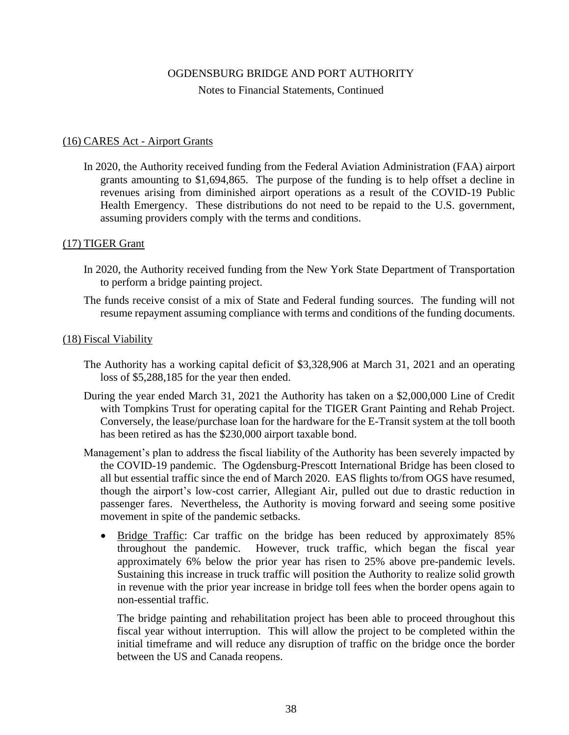OGDENSBURG BRIDGE AND PORT AUTHORITY

Notes to Financial Statements, Continued

## (16) CARES Act - Airport Grants

In 2020, the Authority received funding from the Federal Aviation Administration (FAA) airport grants amounting to $1,694,865. The purpose of the funding is to help offset a decline in revenues arising from diminished airport operations as a result of the COVID-19 Public Health Emergency. These distributions do not need to be repaid to the U.S. government, assuming providers comply with the terms and conditions.

## (17) TIGER Grant

In 2020, the Authority received funding from the New York State Department of Transportation to perform a bridge painting project.

The funds receive consist of a mix of State and Federal funding sources. The funding will not resume repayment assuming compliance with terms and conditions of the funding documents.

## (18) Fiscal Viability

The Authority has a working capital deficit of $3,328,906 at March 31, 2021 and an operating loss of $5,288,185 for the year then ended.

During the year ended March 31, 2021 the Authority has taken on a $2,000,000 Line of Credit with Tompkins Trust for operating capital for the TIGER Grant Painting and Rehab Project. Conversely, the lease/purchase loan for the hardware for the E-Transit system at the toll booth has been retired as has the $230,000 airport taxable bond.

Management's plan to address the fiscal liability of the Authority has been severely impacted by the COVID-19 pandemic. The Ogdensburg-Prescott International Bridge has been closed to all but essential traffic since the end of March 2020. EAS flights to/from OGS have resumed, though the airport's low-cost carrier, Allegiant Air, pulled out due to drastic reduction in passenger fares. Nevertheless, the Authority is moving forward and seeing some positive movement in spite of the pandemic setbacks.

- Bridge Traffic: Car traffic on the bridge has been reduced by approximately 85% throughout the pandemic. However, truck traffic, which began the fiscal year approximately 6% below the prior year has risen to 25% above pre-pandemic levels. Sustaining this increase in truck traffic will position the Authority to realize solid growth in revenue with the prior year increase in bridge toll fees when the border opens again to non-essential traffic.

  The bridge painting and rehabilitation project has been able to proceed throughout this fiscal year without interruption. This will allow the project to be completed within the initial timeframe and will reduce any disruption of traffic on the bridge once the border between the US and Canada reopens.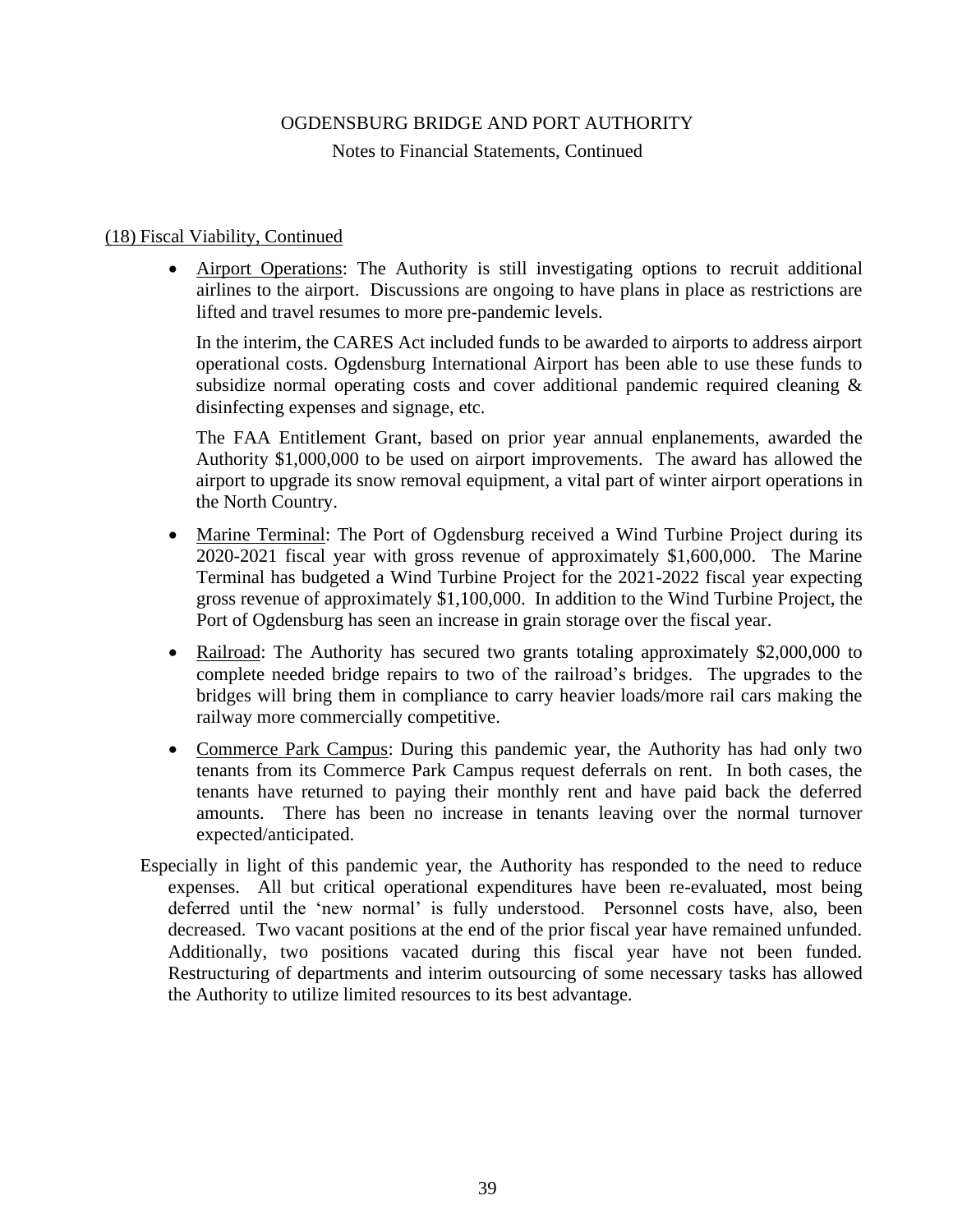(18) Fiscal Viability, Continued

- Airport Operations: The Authority is still investigating options to recruit additional airlines to the airport. Discussions are ongoing to have plans in place as restrictions are lifted and travel resumes to more pre-pandemic levels.

  In the interim, the CARES Act included funds to be awarded to airports to address airport operational costs. Ogdensburg International Airport has been able to use these funds to subsidize normal operating costs and cover additional pandemic required cleaning & disinfecting expenses and signage, etc.

  The FAA Entitlement Grant, based on prior year annual enplanements, awarded the Authority $1,000,000 to be used on airport improvements. The award has allowed the airport to upgrade its snow removal equipment, a vital part of winter airport operations in the North Country.

- Marine Terminal: The Port of Ogdensburg received a Wind Turbine Project during its 2020-2021 fiscal year with gross revenue of approximately $1,600,000. The Marine Terminal has budgeted a Wind Turbine Project for the 2021-2022 fiscal year expecting gross revenue of approximately $1,100,000. In addition to the Wind Turbine Project, the Port of Ogdensburg has seen an increase in grain storage over the fiscal year.

- Railroad: The Authority has secured two grants totaling approximately $2,000,000 to complete needed bridge repairs to two of the railroad's bridges. The upgrades to the bridges will bring them in compliance to carry heavier loads/more rail cars making the railway more commercially competitive.

- Commerce Park Campus: During this pandemic year, the Authority has had only two tenants from its Commerce Park Campus request deferrals on rent. In both cases, the tenants have returned to paying their monthly rent and have paid back the deferred amounts. There has been no increase in tenants leaving over the normal turnover expected/anticipated.

Especially in light of this pandemic year, the Authority has responded to the need to reduce expenses. All but critical operational expenditures have been re-evaluated, most being deferred until the 'new normal' is fully understood. Personnel costs have, also, been decreased. Two vacant positions at the end of the prior fiscal year have remained unfunded. Additionally, two positions vacated during this fiscal year have not been funded. Restructuring of departments and interim outsourcing of some necessary tasks has allowed the Authority to utilize limited resources to its best advantage.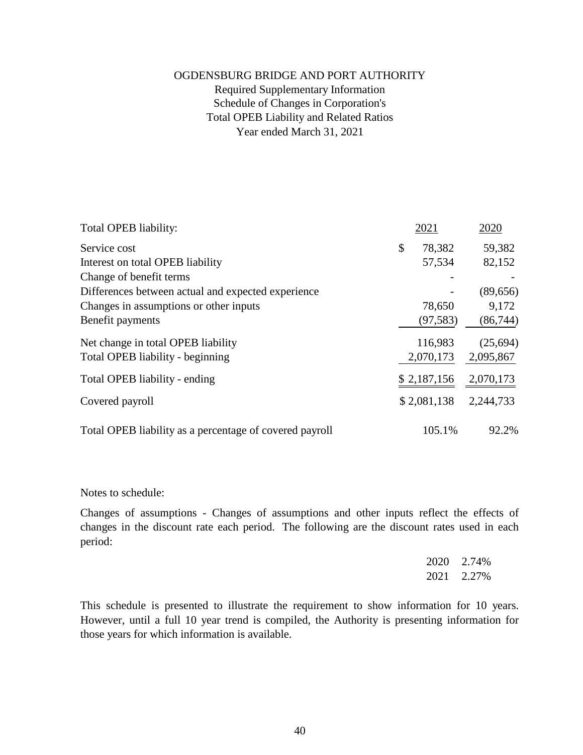# OGDENSBURG BRIDGE AND PORT AUTHORITY

Required Supplementary Information
Schedule of Changes in Corporation's
Total OPEB Liability and Related Ratios
Year ended March 31, 2021

| Total OPEB liability: | 2021 | 2020 |
|---|---|---|
| Service cost | $ 78,382 | 59,382 |
| Interest on total OPEB liability | 57,534 | 82,152 |
| Change of benefit terms | - | - |
| Differences between actual and expected experience | - | (89,656) |
| Changes in assumptions or other inputs | 78,650 | 9,172 |
| Benefit payments | (97,583) | (86,744) |
| Net change in total OPEB liability | 116,983 | (25,694) |
| Total OPEB liability - beginning | 2,070,173 | 2,095,867 |
| Total OPEB liability - ending | $ 2,187,156 | 2,070,173 |
| Covered payroll | $ 2,081,138 | 2,244,733 |
| Total OPEB liability as a percentage of covered payroll | 105.1% | 92.2% |

Notes to schedule:

Changes of assumptions - Changes of assumptions and other inputs reflect the effects of changes in the discount rate each period. The following are the discount rates used in each period:

| | |
|---|---|
| 2020 | 2.74% |
| 2021 | 2.27% |

This schedule is presented to illustrate the requirement to show information for 10 years. However, until a full 10 year trend is compiled, the Authority is presenting information for those years for which information is available.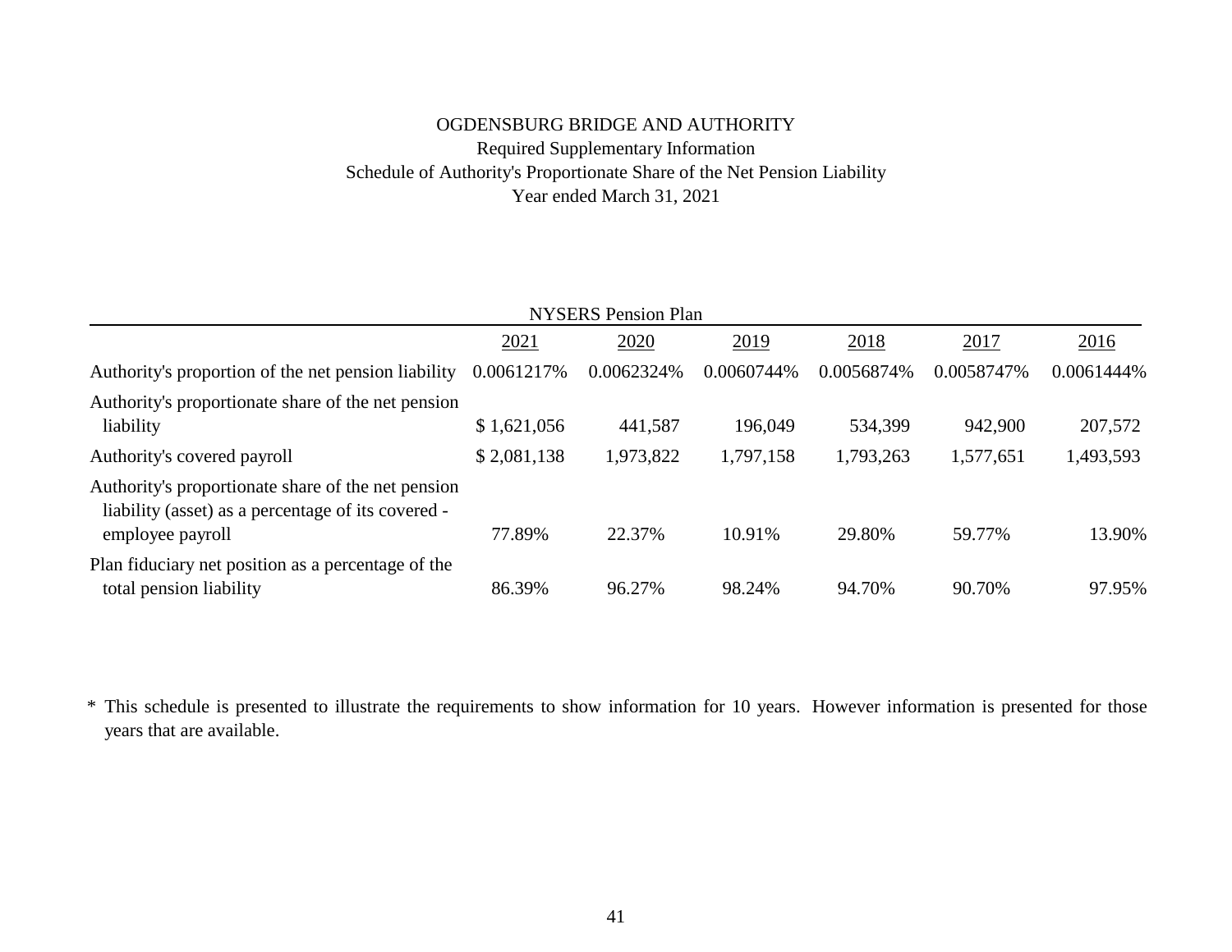# OGDENSBURG BRIDGE AND AUTHORITY

## Required Supplementary Information

## Schedule of Authority's Proportionate Share of the Net Pension Liability

## Year ended March 31, 2021

| NYSERS Pension Plan | | | | | | |
|---|---|---|---|---|---|---|
| | 2021 | 2020 | 2019 | 2018 | 2017 | 2016 |
| Authority's proportion of the net pension liability | 0.0061217% | 0.0062324% | 0.0060744% | 0.0056874% | 0.0058747% | 0.0061444% |
| Authority's proportionate share of the net pension liability | $ 1,621,056 | 441,587 | 196,049 | 534,399 | 942,900 | 207,572 |
| Authority's covered payroll | $ 2,081,138 | 1,973,822 | 1,797,158 | 1,793,263 | 1,577,651 | 1,493,593 |
| Authority's proportionate share of the net pension liability (asset) as a percentage of its covered - employee payroll | 77.89% | 22.37% | 10.91% | 29.80% | 59.77% | 13.90% |
| Plan fiduciary net position as a percentage of the total pension liability | 86.39% | 96.27% | 98.24% | 94.70% | 90.70% | 97.95% |

* This schedule is presented to illustrate the requirements to show information for 10 years. However information is presented for those years that are available.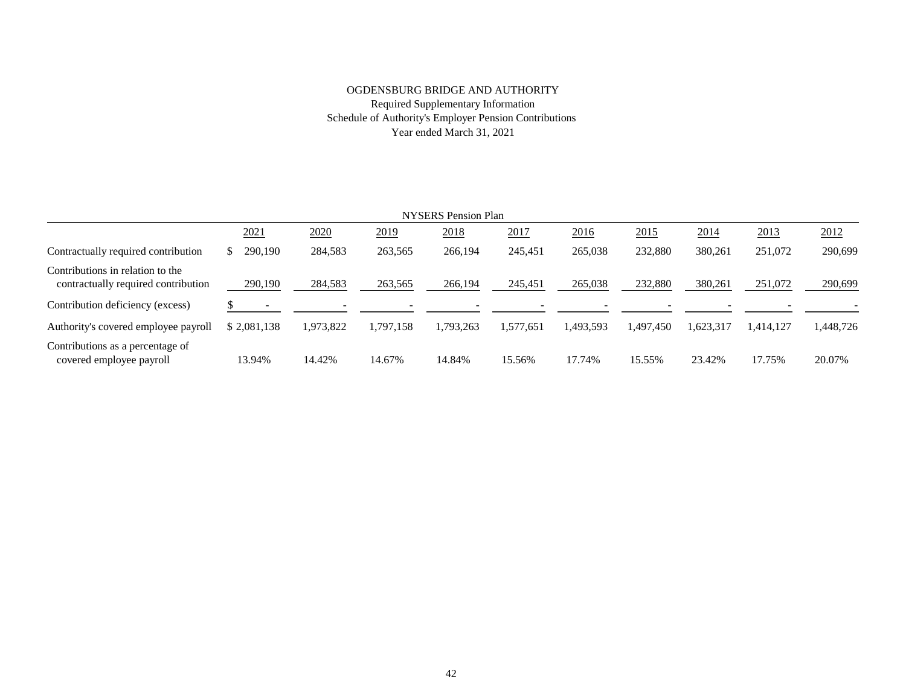# OGDENSBURG BRIDGE AND AUTHORITY

Required Supplementary Information

Schedule of Authority's Employer Pension Contributions

Year ended March 31, 2021

| | NYSERS Pension Plan | | | | | | | | | |
|---|---|---|---|---|---|---|---|---|---|---|
| | 2021 | 2020 | 2019 | 2018 | 2017 | 2016 | 2015 | 2014 | 2013 | 2012 |
| Contractually required contribution | $ 290,190 | 284,583 | 263,565 | 266,194 | 245,451 | 265,038 | 232,880 | 380,261 | 251,072 | 290,699 |
| Contributions in relation to the contractually required contribution | 290,190 | 284,583 | 263,565 | 266,194 | 245,451 | 265,038 | 232,880 | 380,261 | 251,072 | 290,699 |
| Contribution deficiency (excess) | $ - | - | - | - | - | - | - | - | - | - |
| Authority's covered employee payroll | $ 2,081,138 | 1,973,822 | 1,797,158 | 1,793,263 | 1,577,651 | 1,493,593 | 1,497,450 | 1,623,317 | 1,414,127 | 1,448,726 |
| Contributions as a percentage of covered employee payroll | 13.94% | 14.42% | 14.67% | 14.84% | 15.56% | 17.74% | 15.55% | 23.42% | 17.75% | 20.07% |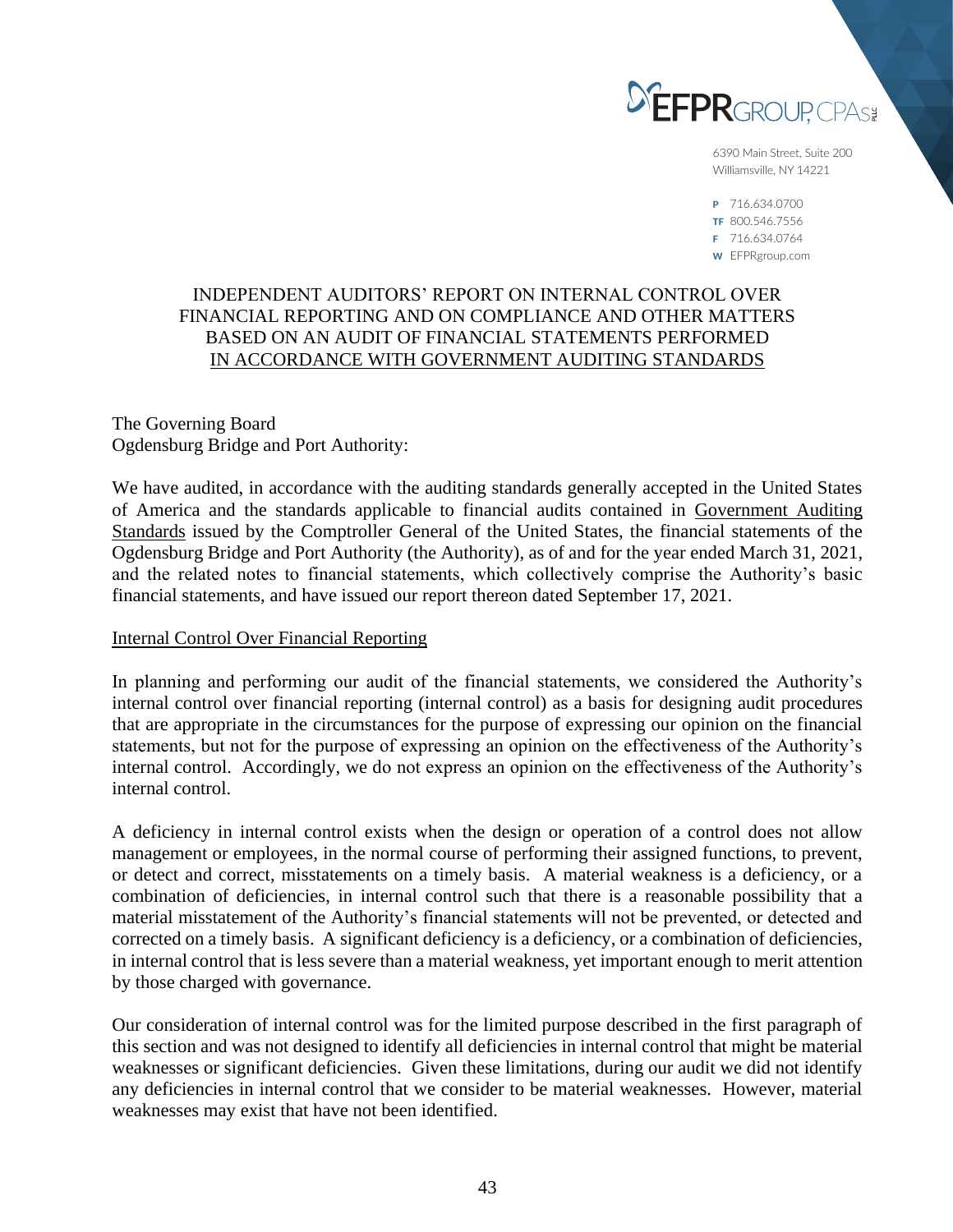EFPR GROUP, CPAs PLLC

6390 Main Street, Suite 200
Williamsville, NY 14221

P 716.634.0700
TF 800.546.7556
F 716.634.0764
W EFPRgroup.com

# INDEPENDENT AUDITORS' REPORT ON INTERNAL CONTROL OVER FINANCIAL REPORTING AND ON COMPLIANCE AND OTHER MATTERS BASED ON AN AUDIT OF FINANCIAL STATEMENTS PERFORMED IN ACCORDANCE WITH GOVERNMENT AUDITING STANDARDS

The Governing Board
Ogdensburg Bridge and Port Authority:

We have audited, in accordance with the auditing standards generally accepted in the United States of America and the standards applicable to financial audits contained in Government Auditing Standards issued by the Comptroller General of the United States, the financial statements of the Ogdensburg Bridge and Port Authority (the Authority), as of and for the year ended March 31, 2021, and the related notes to financial statements, which collectively comprise the Authority's basic financial statements, and have issued our report thereon dated September 17, 2021.

## Internal Control Over Financial Reporting

In planning and performing our audit of the financial statements, we considered the Authority's internal control over financial reporting (internal control) as a basis for designing audit procedures that are appropriate in the circumstances for the purpose of expressing our opinion on the financial statements, but not for the purpose of expressing an opinion on the effectiveness of the Authority's internal control. Accordingly, we do not express an opinion on the effectiveness of the Authority's internal control.

A deficiency in internal control exists when the design or operation of a control does not allow management or employees, in the normal course of performing their assigned functions, to prevent, or detect and correct, misstatements on a timely basis. A material weakness is a deficiency, or a combination of deficiencies, in internal control such that there is a reasonable possibility that a material misstatement of the Authority's financial statements will not be prevented, or detected and corrected on a timely basis. A significant deficiency is a deficiency, or a combination of deficiencies, in internal control that is less severe than a material weakness, yet important enough to merit attention by those charged with governance.

Our consideration of internal control was for the limited purpose described in the first paragraph of this section and was not designed to identify all deficiencies in internal control that might be material weaknesses or significant deficiencies. Given these limitations, during our audit we did not identify any deficiencies in internal control that we consider to be material weaknesses. However, material weaknesses may exist that have not been identified.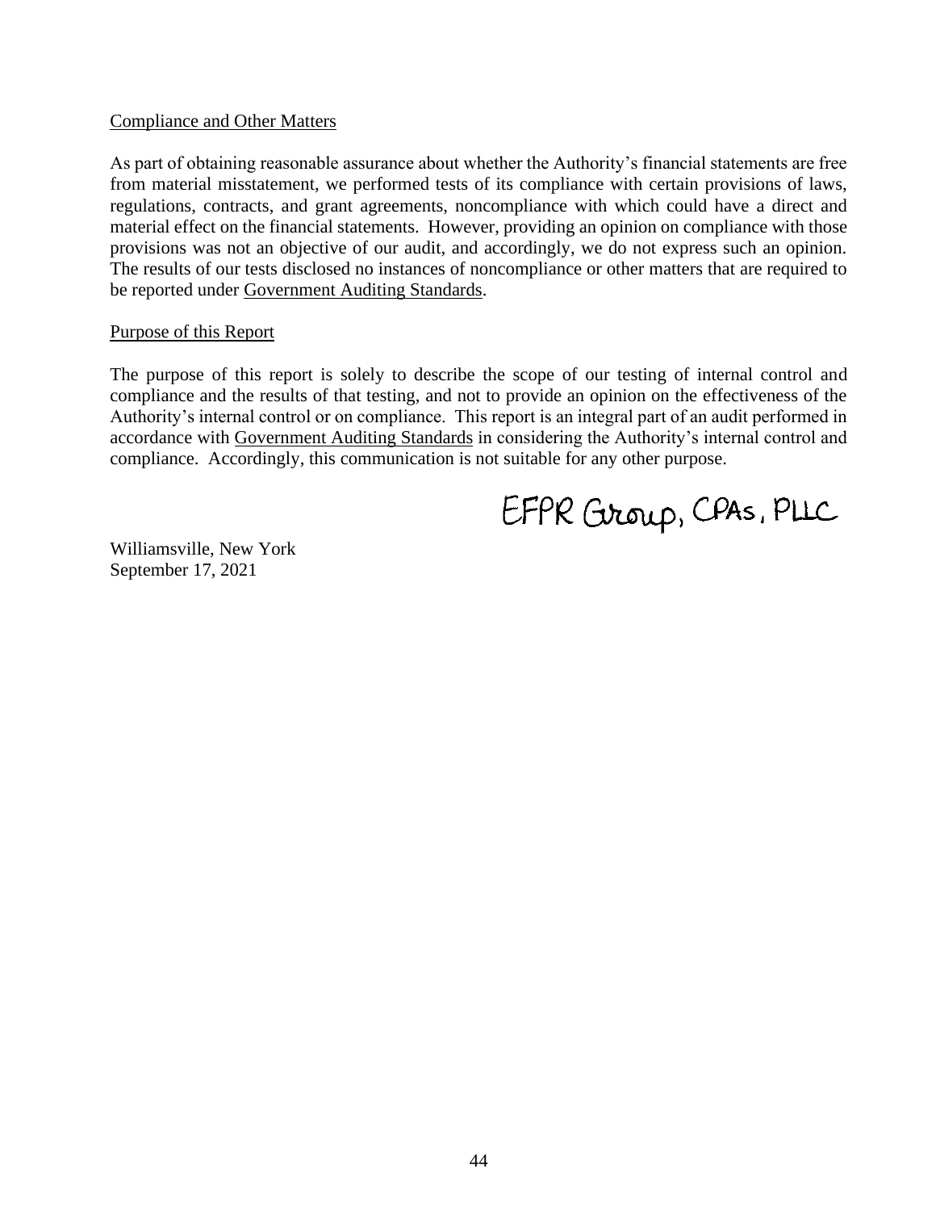Compliance and Other Matters

As part of obtaining reasonable assurance about whether the Authority's financial statements are free from material misstatement, we performed tests of its compliance with certain provisions of laws, regulations, contracts, and grant agreements, noncompliance with which could have a direct and material effect on the financial statements. However, providing an opinion on compliance with those provisions was not an objective of our audit, and accordingly, we do not express such an opinion. The results of our tests disclosed no instances of noncompliance or other matters that are required to be reported under Government Auditing Standards.

Purpose of this Report

The purpose of this report is solely to describe the scope of our testing of internal control and compliance and the results of that testing, and not to provide an opinion on the effectiveness of the Authority's internal control or on compliance. This report is an integral part of an audit performed in accordance with Government Auditing Standards in considering the Authority's internal control and compliance. Accordingly, this communication is not suitable for any other purpose.

EFPR Group, CPAs, PLLC

Williamsville, New York
September 17, 2021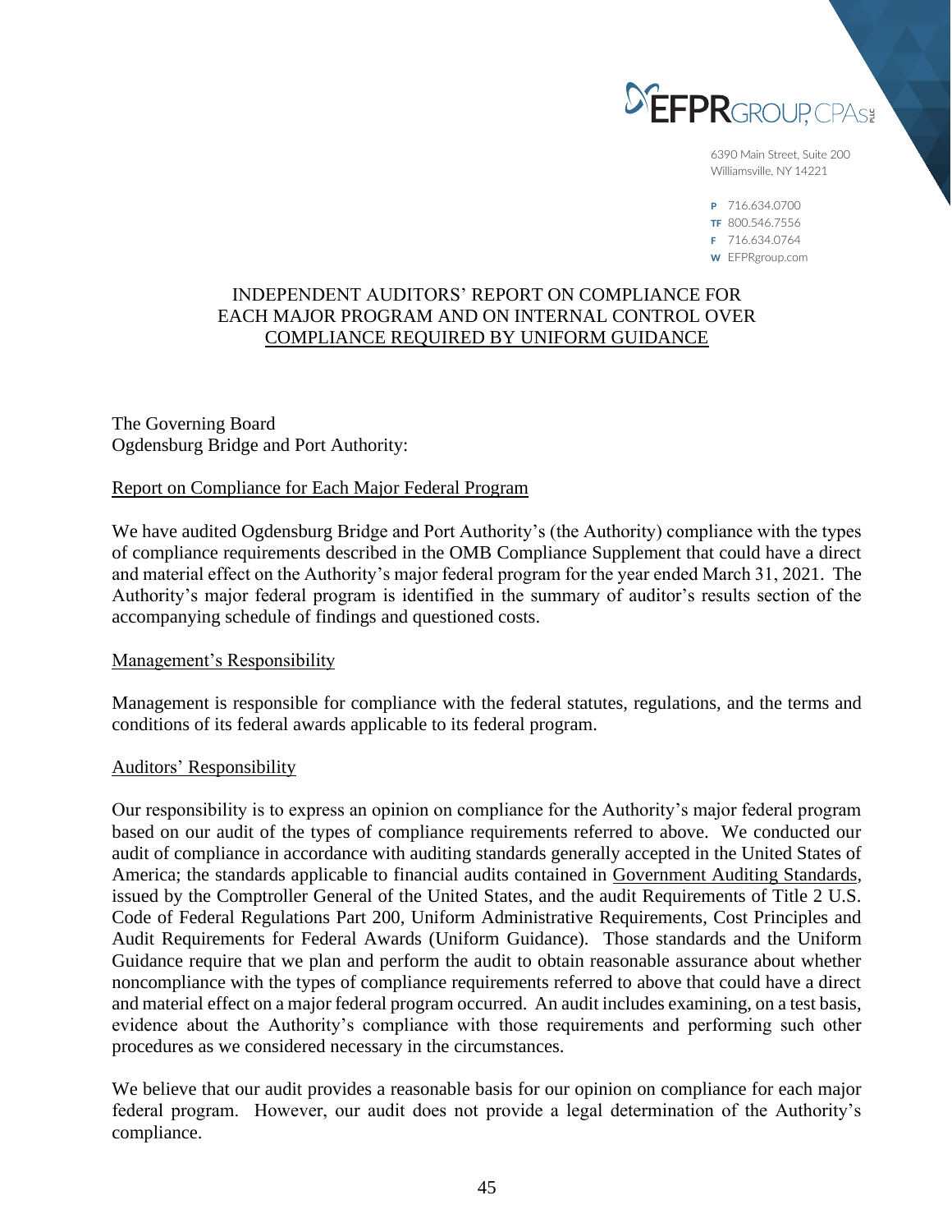EFPR GROUP, CPAs PLLC

6390 Main Street, Suite 200
Williamsville, NY 14221

P 716.634.0700
TF 800.546.7556
F 716.634.0764
W EFPRgroup.com

# INDEPENDENT AUDITORS' REPORT ON COMPLIANCE FOR EACH MAJOR PROGRAM AND ON INTERNAL CONTROL OVER COMPLIANCE REQUIRED BY UNIFORM GUIDANCE

The Governing Board
Ogdensburg Bridge and Port Authority:

## Report on Compliance for Each Major Federal Program

We have audited Ogdensburg Bridge and Port Authority's (the Authority) compliance with the types of compliance requirements described in the OMB Compliance Supplement that could have a direct and material effect on the Authority's major federal program for the year ended March 31, 2021. The Authority's major federal program is identified in the summary of auditor's results section of the accompanying schedule of findings and questioned costs.

## Management's Responsibility

Management is responsible for compliance with the federal statutes, regulations, and the terms and conditions of its federal awards applicable to its federal program.

## Auditors' Responsibility

Our responsibility is to express an opinion on compliance for the Authority's major federal program based on our audit of the types of compliance requirements referred to above. We conducted our audit of compliance in accordance with auditing standards generally accepted in the United States of America; the standards applicable to financial audits contained in Government Auditing Standards, issued by the Comptroller General of the United States, and the audit Requirements of Title 2 U.S. Code of Federal Regulations Part 200, Uniform Administrative Requirements, Cost Principles and Audit Requirements for Federal Awards (Uniform Guidance). Those standards and the Uniform Guidance require that we plan and perform the audit to obtain reasonable assurance about whether noncompliance with the types of compliance requirements referred to above that could have a direct and material effect on a major federal program occurred. An audit includes examining, on a test basis, evidence about the Authority's compliance with those requirements and performing such other procedures as we considered necessary in the circumstances.

We believe that our audit provides a reasonable basis for our opinion on compliance for each major federal program. However, our audit does not provide a legal determination of the Authority's compliance.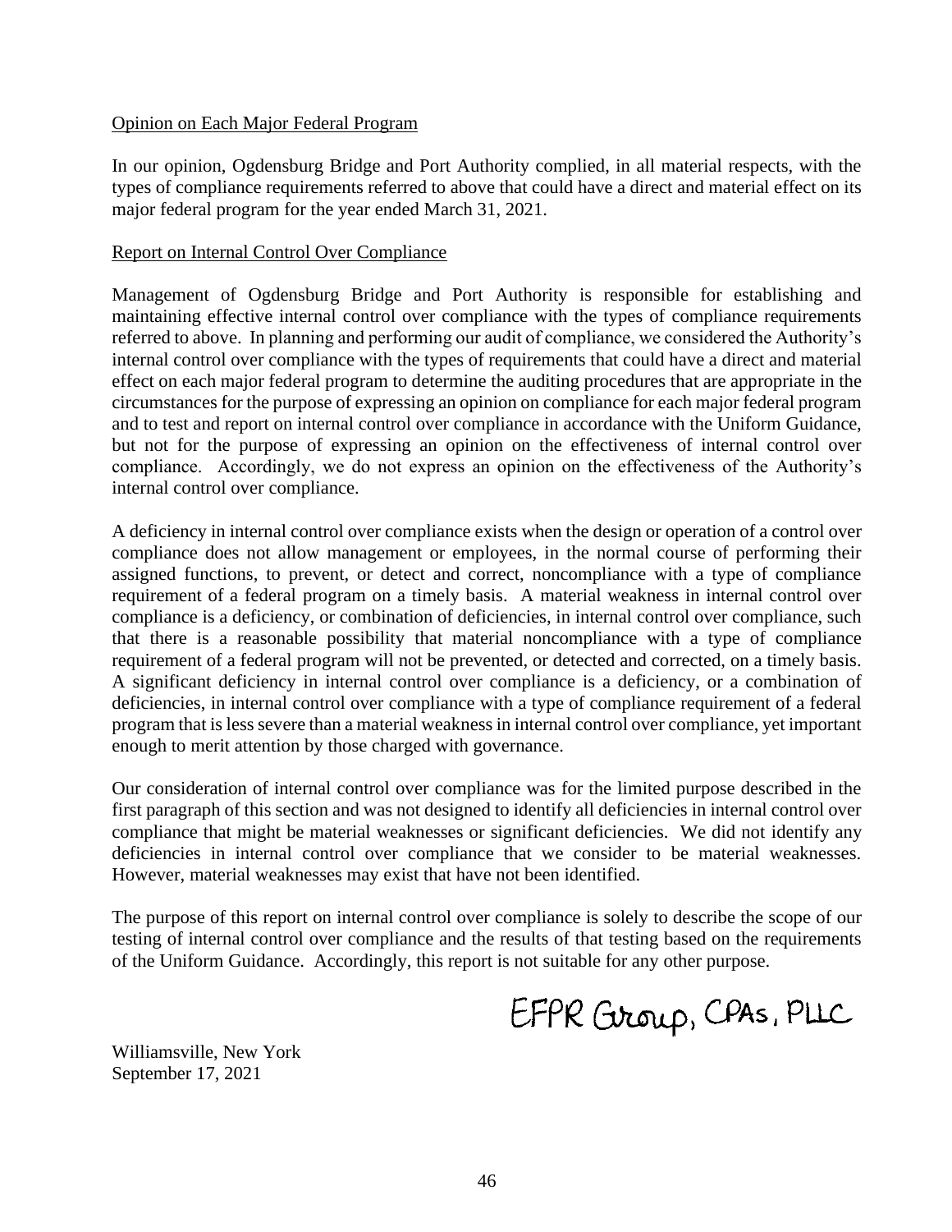Opinion on Each Major Federal Program

In our opinion, Ogdensburg Bridge and Port Authority complied, in all material respects, with the types of compliance requirements referred to above that could have a direct and material effect on its major federal program for the year ended March 31, 2021.

Report on Internal Control Over Compliance

Management of Ogdensburg Bridge and Port Authority is responsible for establishing and maintaining effective internal control over compliance with the types of compliance requirements referred to above. In planning and performing our audit of compliance, we considered the Authority's internal control over compliance with the types of requirements that could have a direct and material effect on each major federal program to determine the auditing procedures that are appropriate in the circumstances for the purpose of expressing an opinion on compliance for each major federal program and to test and report on internal control over compliance in accordance with the Uniform Guidance, but not for the purpose of expressing an opinion on the effectiveness of internal control over compliance. Accordingly, we do not express an opinion on the effectiveness of the Authority's internal control over compliance.

A deficiency in internal control over compliance exists when the design or operation of a control over compliance does not allow management or employees, in the normal course of performing their assigned functions, to prevent, or detect and correct, noncompliance with a type of compliance requirement of a federal program on a timely basis. A material weakness in internal control over compliance is a deficiency, or combination of deficiencies, in internal control over compliance, such that there is a reasonable possibility that material noncompliance with a type of compliance requirement of a federal program will not be prevented, or detected and corrected, on a timely basis. A significant deficiency in internal control over compliance is a deficiency, or a combination of deficiencies, in internal control over compliance with a type of compliance requirement of a federal program that is less severe than a material weakness in internal control over compliance, yet important enough to merit attention by those charged with governance.

Our consideration of internal control over compliance was for the limited purpose described in the first paragraph of this section and was not designed to identify all deficiencies in internal control over compliance that might be material weaknesses or significant deficiencies. We did not identify any deficiencies in internal control over compliance that we consider to be material weaknesses. However, material weaknesses may exist that have not been identified.

The purpose of this report on internal control over compliance is solely to describe the scope of our testing of internal control over compliance and the results of that testing based on the requirements of the Uniform Guidance. Accordingly, this report is not suitable for any other purpose.

EFPR Group, CPAs, PLLC

Williamsville, New York
September 17, 2021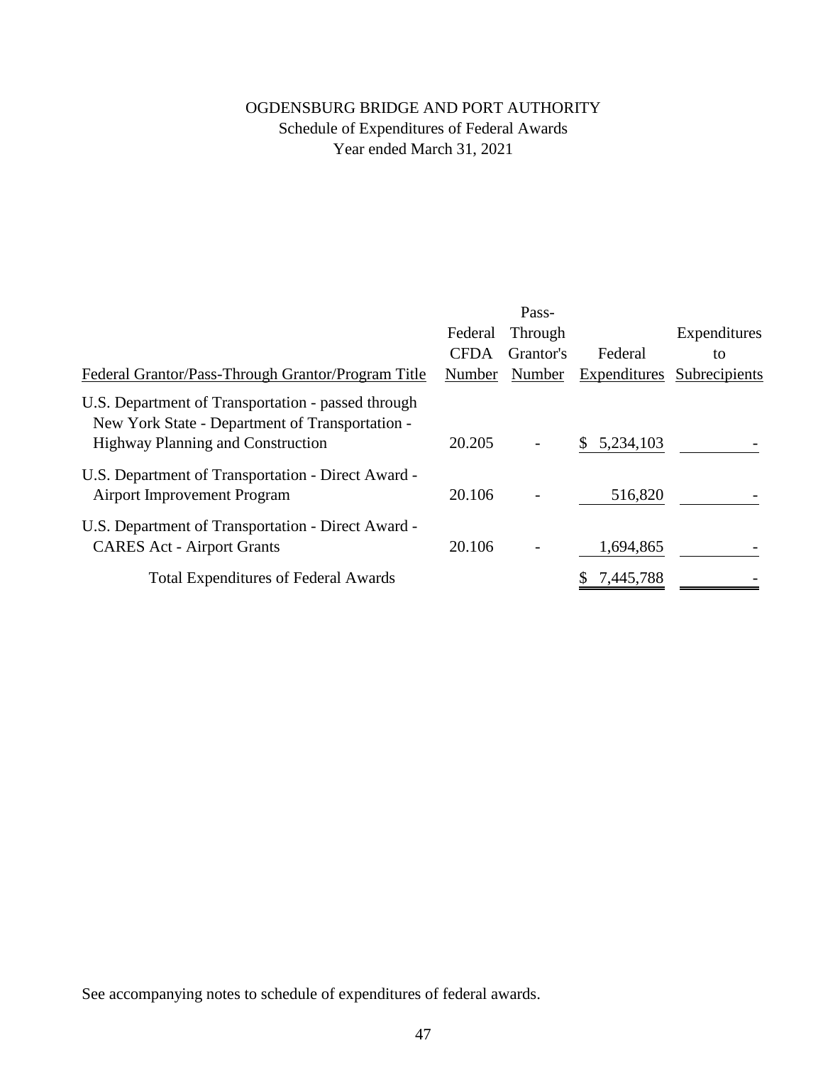# OGDENSBURG BRIDGE AND PORT AUTHORITY

## Schedule of Expenditures of Federal Awards

### Year ended March 31, 2021

| Federal Grantor/Pass-Through Grantor/Program Title | Federal CFDA Number | Pass-Through Grantor's Number | Federal Expenditures | Expenditures to Subrecipients |
|---|---|---|---|---|
| U.S. Department of Transportation - passed through New York State - Department of Transportation - Highway Planning and Construction | 20.205 | - | $ 5,234,103 | - |
| U.S. Department of Transportation - Direct Award - Airport Improvement Program | 20.106 | - | 516,820 | - |
| U.S. Department of Transportation - Direct Award - CARES Act - Airport Grants | 20.106 | - | 1,694,865 | - |
| Total Expenditures of Federal Awards | | | $ 7,445,788 | - |

See accompanying notes to schedule of expenditures of federal awards.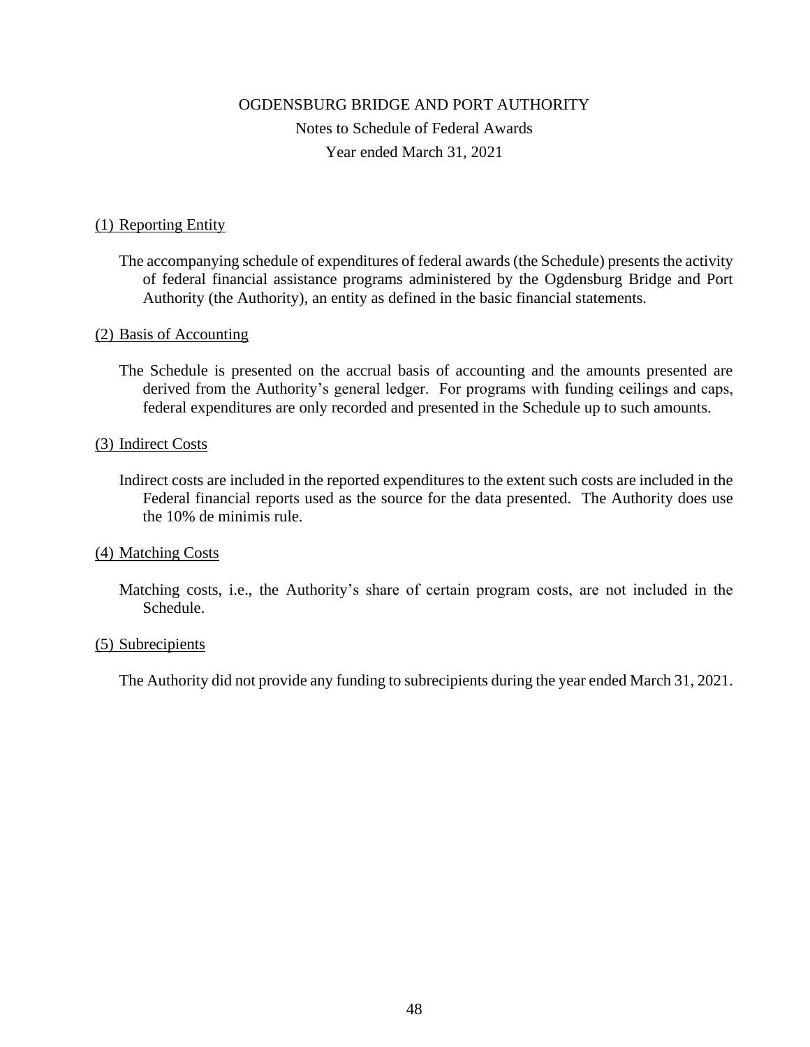# OGDENSBURG BRIDGE AND PORT AUTHORITY

Notes to Schedule of Federal Awards

Year ended March 31, 2021

## (1) Reporting Entity

The accompanying schedule of expenditures of federal awards (the Schedule) presents the activity of federal financial assistance programs administered by the Ogdensburg Bridge and Port Authority (the Authority), an entity as defined in the basic financial statements.

## (2) Basis of Accounting

The Schedule is presented on the accrual basis of accounting and the amounts presented are derived from the Authority's general ledger. For programs with funding ceilings and caps, federal expenditures are only recorded and presented in the Schedule up to such amounts.

## (3) Indirect Costs

Indirect costs are included in the reported expenditures to the extent such costs are included in the Federal financial reports used as the source for the data presented. The Authority does use the 10% de minimis rule.

## (4) Matching Costs

Matching costs, i.e., the Authority's share of certain program costs, are not included in the Schedule.

## (5) Subrecipients

The Authority did not provide any funding to subrecipients during the year ended March 31, 2021.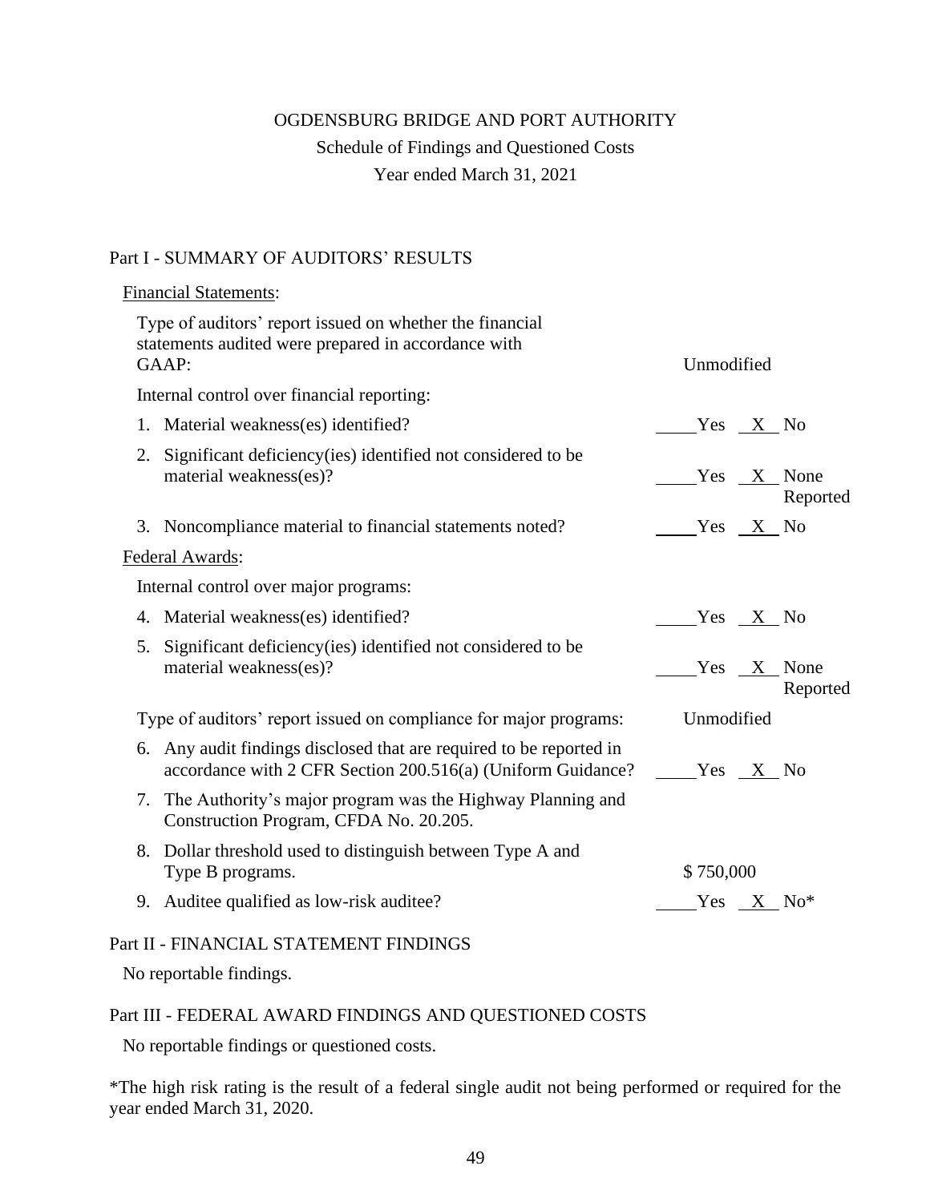# OGDENSBURG BRIDGE AND PORT AUTHORITY

Schedule of Findings and Questioned Costs

Year ended March 31, 2021

## Part I - SUMMARY OF AUDITORS' RESULTS

Financial Statements:

Type of auditors' report issued on whether the financial statements audited were prepared in accordance with GAAP: Unmodified

Internal control over financial reporting:

1. Material weakness(es) identified? ____Yes _X_ No
2. Significant deficiency(ies) identified not considered to be material weakness(es)? ____Yes _X_ None Reported
3. Noncompliance material to financial statements noted? ____Yes _X_ No

Federal Awards:

Internal control over major programs:

4. Material weakness(es) identified? ____Yes _X_ No
5. Significant deficiency(ies) identified not considered to be material weakness(es)? ____Yes _X_ None Reported

Type of auditors' report issued on compliance for major programs: Unmodified

6. Any audit findings disclosed that are required to be reported in accordance with 2 CFR Section 200.516(a) (Uniform Guidance)? ____Yes _X_ No
7. The Authority's major program was the Highway Planning and Construction Program, CFDA No. 20.205.
8. Dollar threshold used to distinguish between Type A and Type B programs. $ 750,000
9. Auditee qualified as low-risk auditee? ____Yes _X_ No*

## Part II - FINANCIAL STATEMENT FINDINGS

No reportable findings.

## Part III - FEDERAL AWARD FINDINGS AND QUESTIONED COSTS

No reportable findings or questioned costs.

*The high risk rating is the result of a federal single audit not being performed or required for the year ended March 31, 2020.